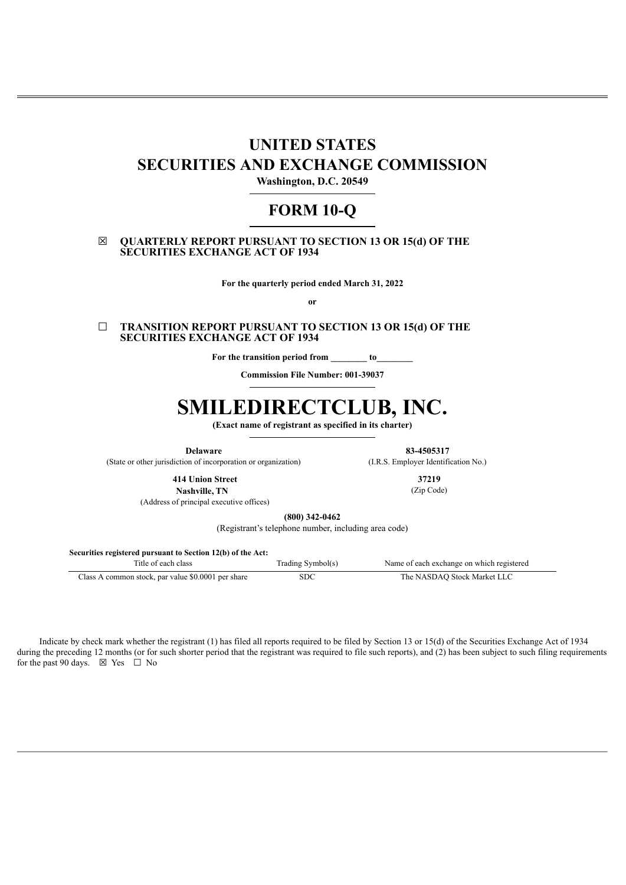# UNITED STATES
# SECURITIES AND EXCHANGE COMMISSION

**Washington, D.C. 20549**

# FORM 10-Q

☒ **QUARTERLY REPORT PURSUANT TO SECTION 13 OR 15(d) OF THE SECURITIES EXCHANGE ACT OF 1934**

**For the quarterly period ended March 31, 2022**

**or**

☐ **TRANSITION REPORT PURSUANT TO SECTION 13 OR 15(d) OF THE SECURITIES EXCHANGE ACT OF 1934**

**For the transition period from \_\_\_\_\_\_\_\_ to\_\_\_\_\_\_\_\_**

**Commission File Number: 001-39037**

# SMILEDIRECTCLUB, INC.

**(Exact name of registrant as specified in its charter)**

| **Delaware** | **83-4505317** |
|---|---|
| (State or other jurisdiction of incorporation or organization) | (I.R.S. Employer Identification No.) |
| **414 Union Street** **Nashville, TN** | **37219** |
| (Address of principal executive offices) | (Zip Code) |

**(800) 342-0462**

(Registrant's telephone number, including area code)

**Securities registered pursuant to Section 12(b) of the Act:**

| Title of each class | Trading Symbol(s) | Name of each exchange on which registered |
|---|---|---|
| Class A common stock, par value $0.0001 per share | SDC | The NASDAQ Stock Market LLC |

Indicate by check mark whether the registrant (1) has filed all reports required to be filed by Section 13 or 15(d) of the Securities Exchange Act of 1934 during the preceding 12 months (or for such shorter period that the registrant was required to file such reports), and (2) has been subject to such filing requirements for the past 90 days. ☒ Yes ☐ No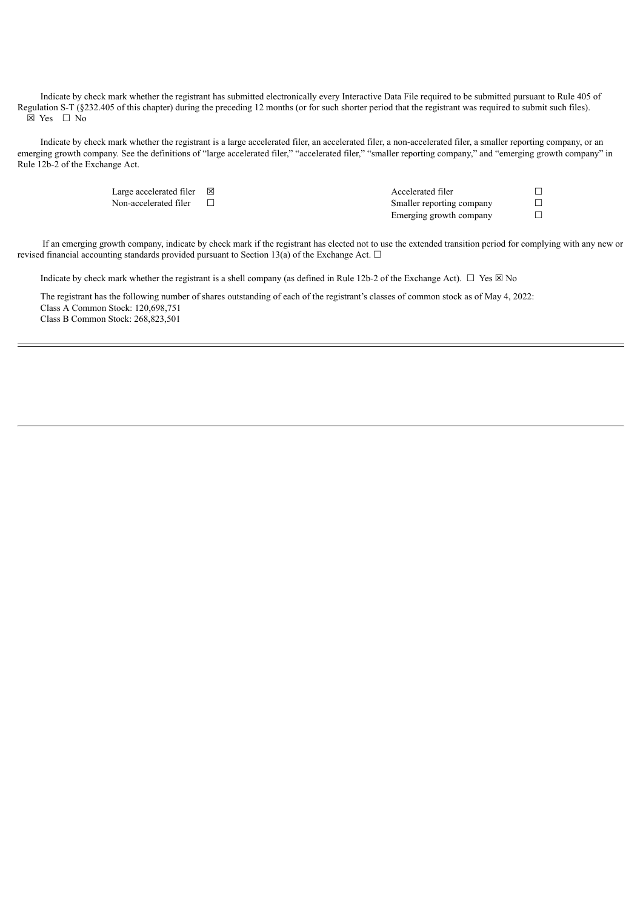Indicate by check mark whether the registrant has submitted electronically every Interactive Data File required to be submitted pursuant to Rule 405 of Regulation S-T (§232.405 of this chapter) during the preceding 12 months (or for such shorter period that the registrant was required to submit such files).
☒ Yes ☐ No

Indicate by check mark whether the registrant is a large accelerated filer, an accelerated filer, a non-accelerated filer, a smaller reporting company, or an emerging growth company. See the definitions of "large accelerated filer," "accelerated filer," "smaller reporting company," and "emerging growth company" in Rule 12b-2 of the Exchange Act.

| | | | |
|---|---|---|---|
| Large accelerated filer | ☒ | Accelerated filer | ☐ |
| Non-accelerated filer | ☐ | Smaller reporting company | ☐ |
| | | Emerging growth company | ☐ |

If an emerging growth company, indicate by check mark if the registrant has elected not to use the extended transition period for complying with any new or revised financial accounting standards provided pursuant to Section 13(a) of the Exchange Act. ☐

Indicate by check mark whether the registrant is a shell company (as defined in Rule 12b-2 of the Exchange Act). ☐ Yes ☒ No

The registrant has the following number of shares outstanding of each of the registrant's classes of common stock as of May 4, 2022:
Class A Common Stock: 120,698,751
Class B Common Stock: 268,823,501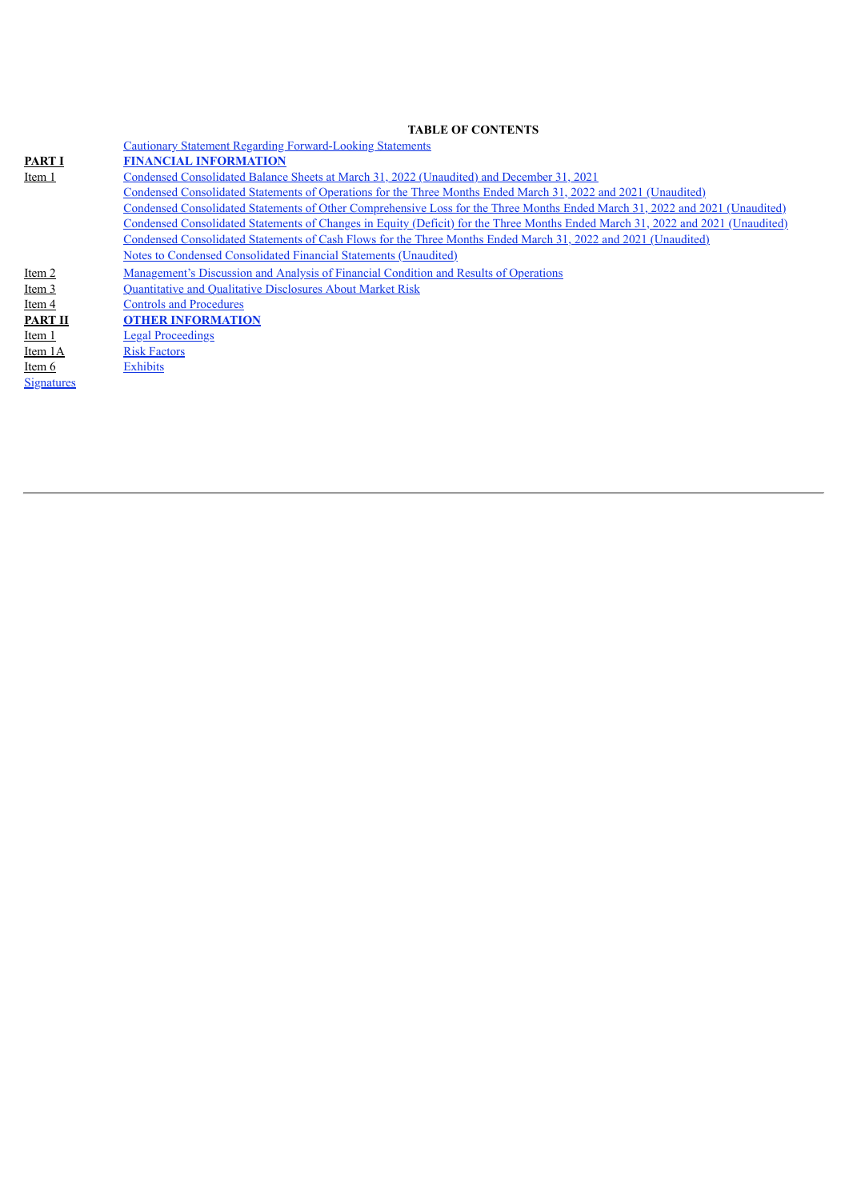## TABLE OF CONTENTS

| | |
|---|---|
| | Cautionary Statement Regarding Forward-Looking Statements |
| **PART I** | **FINANCIAL INFORMATION** |
| Item 1 | Condensed Consolidated Balance Sheets at March 31, 2022 (Unaudited) and December 31, 2021 |
| | Condensed Consolidated Statements of Operations for the Three Months Ended March 31, 2022 and 2021 (Unaudited) |
| | Condensed Consolidated Statements of Other Comprehensive Loss for the Three Months Ended March 31, 2022 and 2021 (Unaudited) |
| | Condensed Consolidated Statements of Changes in Equity (Deficit) for the Three Months Ended March 31, 2022 and 2021 (Unaudited) |
| | Condensed Consolidated Statements of Cash Flows for the Three Months Ended March 31, 2022 and 2021 (Unaudited) |
| | Notes to Condensed Consolidated Financial Statements (Unaudited) |
| Item 2 | Management's Discussion and Analysis of Financial Condition and Results of Operations |
| Item 3 | Quantitative and Qualitative Disclosures About Market Risk |
| Item 4 | Controls and Procedures |
| **PART II** | **OTHER INFORMATION** |
| Item 1 | Legal Proceedings |
| Item 1A | Risk Factors |
| Item 6 | Exhibits |
| Signatures | |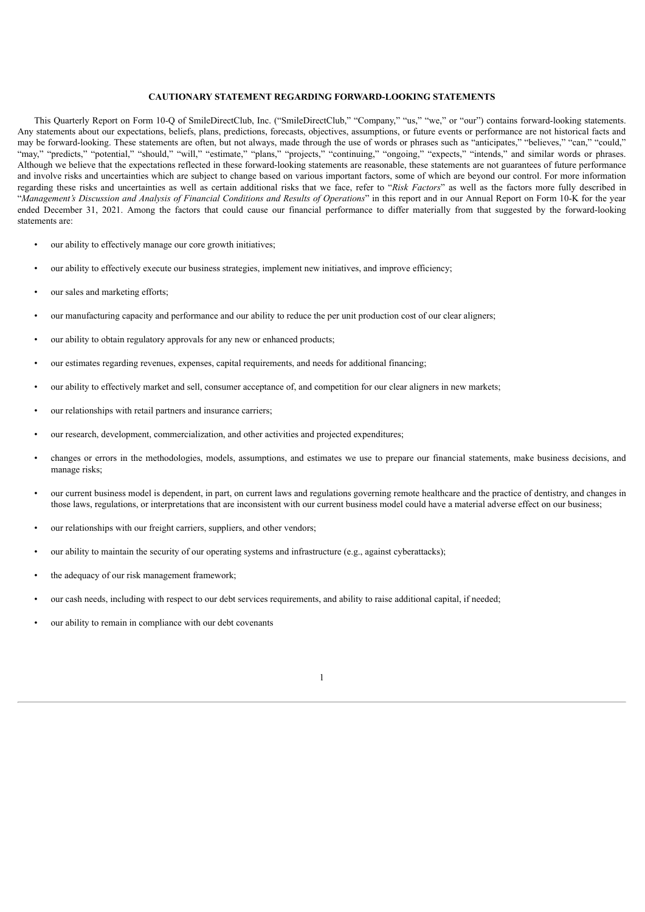## CAUTIONARY STATEMENT REGARDING FORWARD-LOOKING STATEMENTS

This Quarterly Report on Form 10-Q of SmileDirectClub, Inc. ("SmileDirectClub," "Company," "us," "we," or "our") contains forward-looking statements. Any statements about our expectations, beliefs, plans, predictions, forecasts, objectives, assumptions, or future events or performance are not historical facts and may be forward-looking. These statements are often, but not always, made through the use of words or phrases such as "anticipates," "believes," "can," "could," "may," "predicts," "potential," "should," "will," "estimate," "plans," "projects," "continuing," "ongoing," "expects," "intends," and similar words or phrases. Although we believe that the expectations reflected in these forward-looking statements are reasonable, these statements are not guarantees of future performance and involve risks and uncertainties which are subject to change based on various important factors, some of which are beyond our control. For more information regarding these risks and uncertainties as well as certain additional risks that we face, refer to "*Risk Factors*" as well as the factors more fully described in "*Management's Discussion and Analysis of Financial Conditions and Results of Operations*" in this report and in our Annual Report on Form 10-K for the year ended December 31, 2021. Among the factors that could cause our financial performance to differ materially from that suggested by the forward-looking statements are:

- our ability to effectively manage our core growth initiatives;
- our ability to effectively execute our business strategies, implement new initiatives, and improve efficiency;
- our sales and marketing efforts;
- our manufacturing capacity and performance and our ability to reduce the per unit production cost of our clear aligners;
- our ability to obtain regulatory approvals for any new or enhanced products;
- our estimates regarding revenues, expenses, capital requirements, and needs for additional financing;
- our ability to effectively market and sell, consumer acceptance of, and competition for our clear aligners in new markets;
- our relationships with retail partners and insurance carriers;
- our research, development, commercialization, and other activities and projected expenditures;
- changes or errors in the methodologies, models, assumptions, and estimates we use to prepare our financial statements, make business decisions, and manage risks;
- our current business model is dependent, in part, on current laws and regulations governing remote healthcare and the practice of dentistry, and changes in those laws, regulations, or interpretations that are inconsistent with our current business model could have a material adverse effect on our business;
- our relationships with our freight carriers, suppliers, and other vendors;
- our ability to maintain the security of our operating systems and infrastructure (e.g., against cyberattacks);
- the adequacy of our risk management framework;
- our cash needs, including with respect to our debt services requirements, and ability to raise additional capital, if needed;
- our ability to remain in compliance with our debt covenants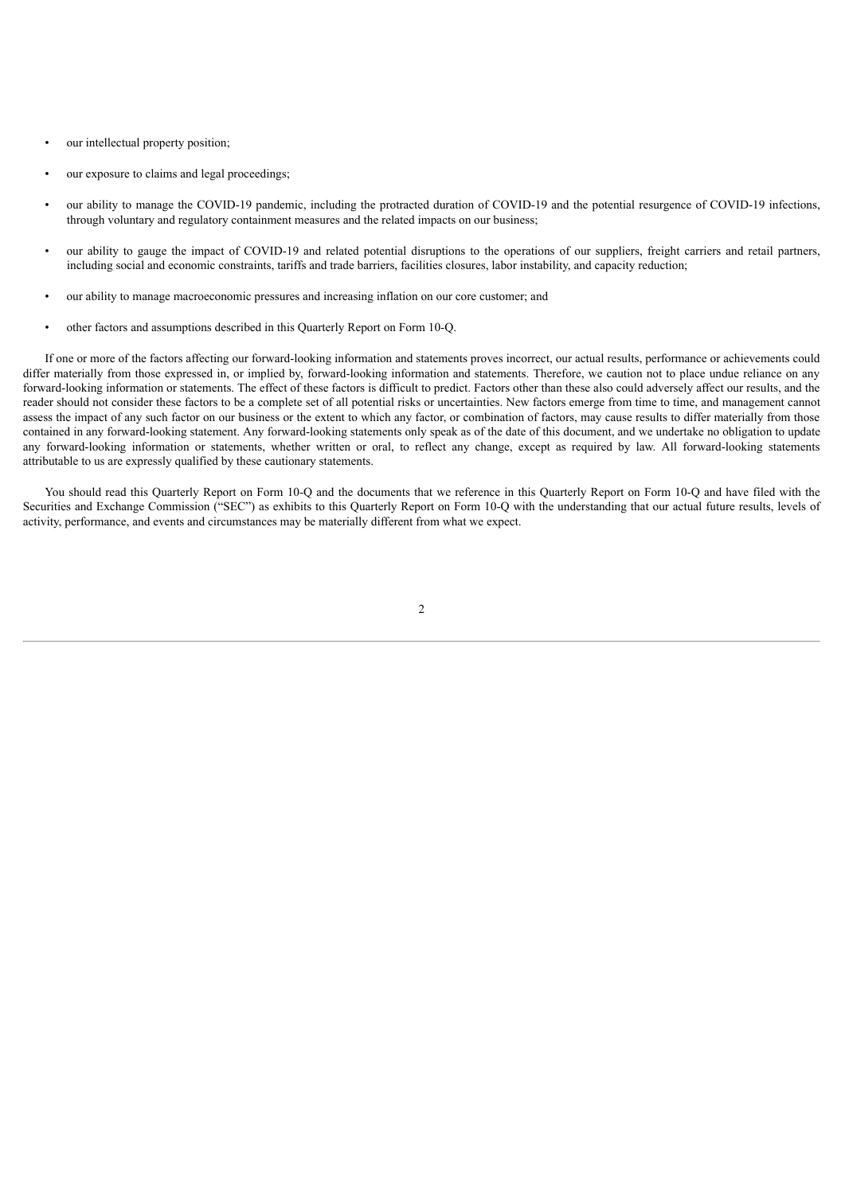- our intellectual property position;
- our exposure to claims and legal proceedings;
- our ability to manage the COVID-19 pandemic, including the protracted duration of COVID-19 and the potential resurgence of COVID-19 infections, through voluntary and regulatory containment measures and the related impacts on our business;
- our ability to gauge the impact of COVID-19 and related potential disruptions to the operations of our suppliers, freight carriers and retail partners, including social and economic constraints, tariffs and trade barriers, facilities closures, labor instability, and capacity reduction;
- our ability to manage macroeconomic pressures and increasing inflation on our core customer; and
- other factors and assumptions described in this Quarterly Report on Form 10-Q.

If one or more of the factors affecting our forward-looking information and statements proves incorrect, our actual results, performance or achievements could differ materially from those expressed in, or implied by, forward-looking information and statements. Therefore, we caution not to place undue reliance on any forward-looking information or statements. The effect of these factors is difficult to predict. Factors other than these also could adversely affect our results, and the reader should not consider these factors to be a complete set of all potential risks or uncertainties. New factors emerge from time to time, and management cannot assess the impact of any such factor on our business or the extent to which any factor, or combination of factors, may cause results to differ materially from those contained in any forward-looking statement. Any forward-looking statements only speak as of the date of this document, and we undertake no obligation to update any forward-looking information or statements, whether written or oral, to reflect any change, except as required by law. All forward-looking statements attributable to us are expressly qualified by these cautionary statements.

You should read this Quarterly Report on Form 10-Q and the documents that we reference in this Quarterly Report on Form 10-Q and have filed with the Securities and Exchange Commission ("SEC") as exhibits to this Quarterly Report on Form 10-Q with the understanding that our actual future results, levels of activity, performance, and events and circumstances may be materially different from what we expect.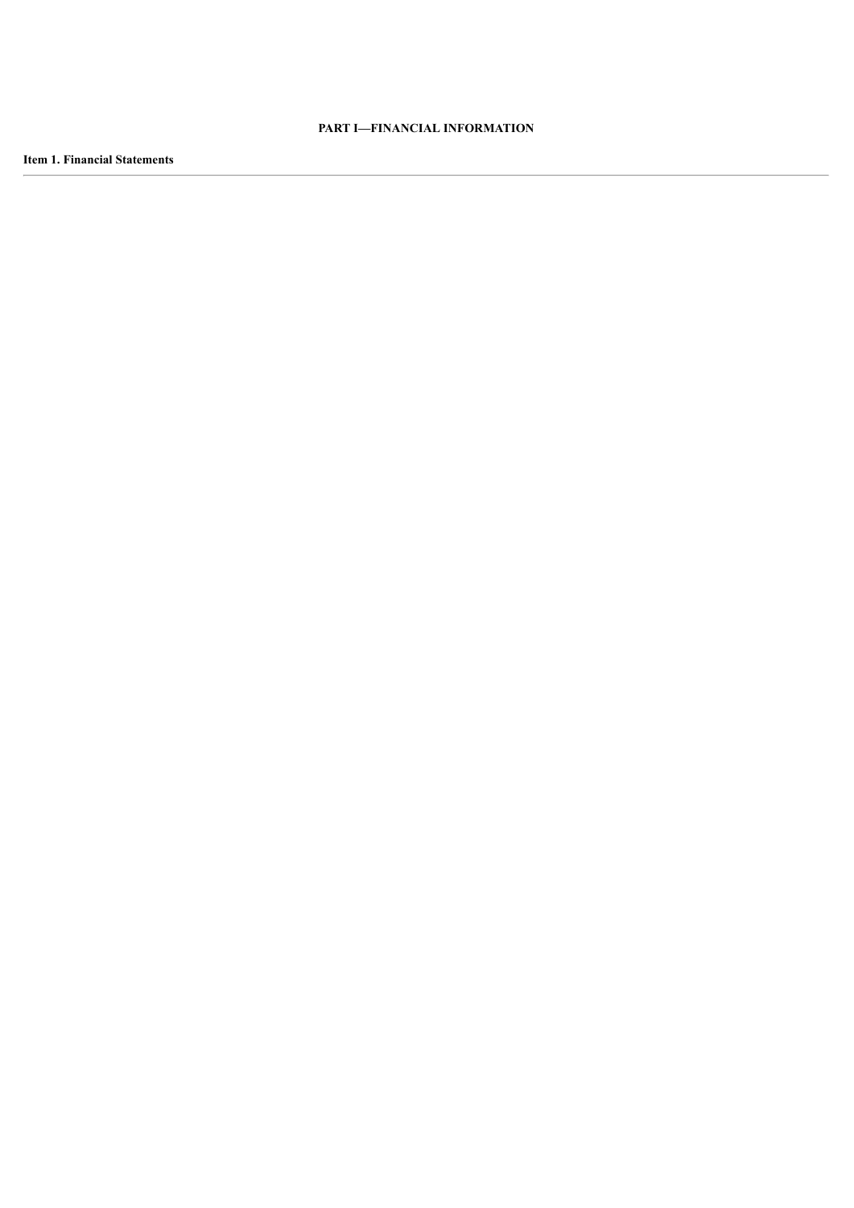# PART I—FINANCIAL INFORMATION

## Item 1. Financial Statements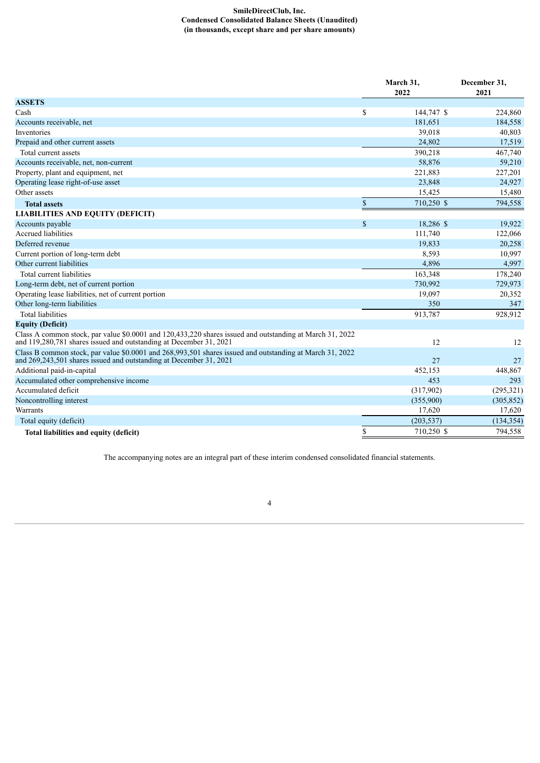**SmileDirectClub, Inc.**
**Condensed Consolidated Balance Sheets (Unaudited)**
**(in thousands, except share and per share amounts)**

| | March 31, 2022 | December 31, 2021 |
|---|---|---|
| **ASSETS** | | |
| Cash | $ 144,747 | $ 224,860 |
| Accounts receivable, net | 181,651 | 184,558 |
| Inventories | 39,018 | 40,803 |
| Prepaid and other current assets | 24,802 | 17,519 |
| Total current assets | 390,218 | 467,740 |
| Accounts receivable, net, non-current | 58,876 | 59,210 |
| Property, plant and equipment, net | 221,883 | 227,201 |
| Operating lease right-of-use asset | 23,848 | 24,927 |
| Other assets | 15,425 | 15,480 |
| **Total assets** | $ 710,250 | $ 794,558 |
| **LIABILITIES AND EQUITY (DEFICIT)** | | |
| Accounts payable | $ 18,286 | $ 19,922 |
| Accrued liabilities | 111,740 | 122,066 |
| Deferred revenue | 19,833 | 20,258 |
| Current portion of long-term debt | 8,593 | 10,997 |
| Other current liabilities | 4,896 | 4,997 |
| Total current liabilities | 163,348 | 178,240 |
| Long-term debt, net of current portion | 730,992 | 729,973 |
| Operating lease liabilities, net of current portion | 19,097 | 20,352 |
| Other long-term liabilities | 350 | 347 |
| Total liabilities | 913,787 | 928,912 |
| **Equity (Deficit)** | | |
| Class A common stock, par value $0.0001 and 120,433,220 shares issued and outstanding at March 31, 2022 and 119,280,781 shares issued and outstanding at December 31, 2021 | 12 | 12 |
| Class B common stock, par value $0.0001 and 268,993,501 shares issued and outstanding at March 31, 2022 and 269,243,501 shares issued and outstanding at December 31, 2021 | 27 | 27 |
| Additional paid-in-capital | 452,153 | 448,867 |
| Accumulated other comprehensive income | 453 | 293 |
| Accumulated deficit | (317,902) | (295,321) |
| Noncontrolling interest | (355,900) | (305,852) |
| Warrants | 17,620 | 17,620 |
| Total equity (deficit) | (203,537) | (134,354) |
| **Total liabilities and equity (deficit)** | $ 710,250 | $ 794,558 |

The accompanying notes are an integral part of these interim condensed consolidated financial statements.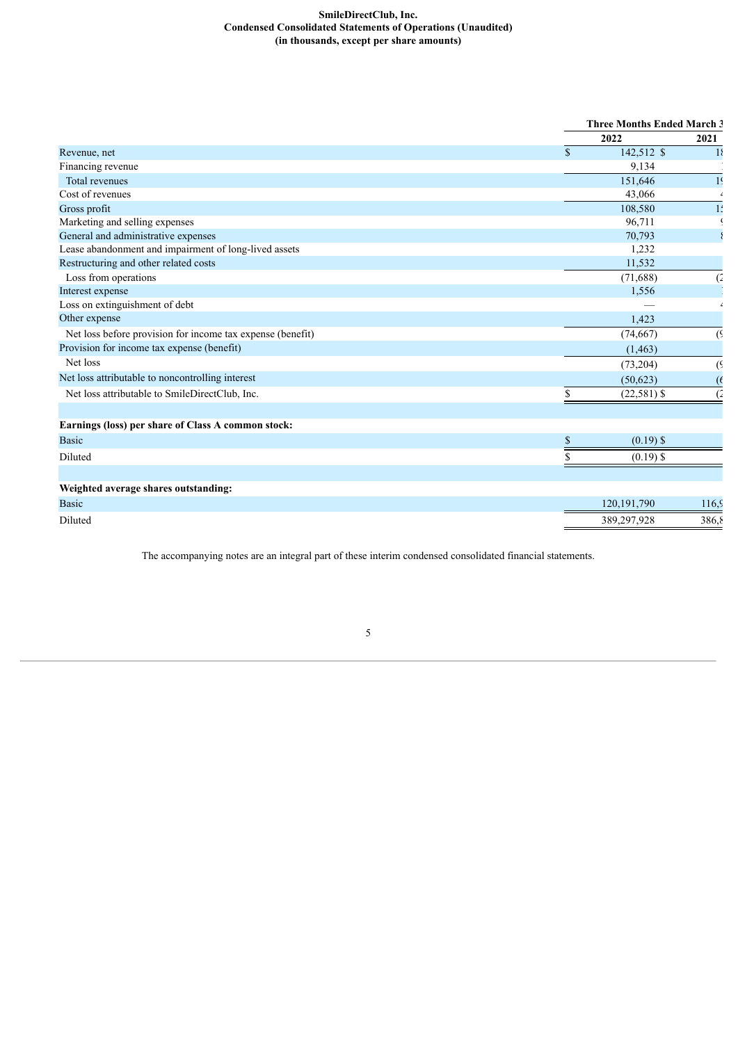**SmileDirectClub, Inc.**
**Condensed Consolidated Statements of Operations (Unaudited)**
**(in thousands, except per share amounts)**

| | Three Months Ended March 3 | |
|---|---|---|
| | 2022 | 2021 |
| Revenue, net | $ 142,512 | $ 18 |
| Financing revenue | 9,134 | |
| Total revenues | 151,646 | 19 |
| Cost of revenues | 43,066 | 4 |
| Gross profit | 108,580 | 15 |
| Marketing and selling expenses | 96,711 | 9 |
| General and administrative expenses | 70,793 | 8 |
| Lease abandonment and impairment of long-lived assets | 1,232 | |
| Restructuring and other related costs | 11,532 | |
| Loss from operations | (71,688) | (2 |
| Interest expense | 1,556 | |
| Loss on extinguishment of debt | — | 4 |
| Other expense | 1,423 | |
| Net loss before provision for income tax expense (benefit) | (74,667) | (9 |
| Provision for income tax expense (benefit) | (1,463) | |
| Net loss | (73,204) | (9 |
| Net loss attributable to noncontrolling interest | (50,623) | (6 |
| Net loss attributable to SmileDirectClub, Inc. | $ (22,581) | $ (2 |
| | | |
| **Earnings (loss) per share of Class A common stock:** | | |
| Basic | $ (0.19) | $ |
| Diluted | $ (0.19) | $ |
| | | |
| **Weighted average shares outstanding:** | | |
| Basic | 120,191,790 | 116,9 |
| Diluted | 389,297,928 | 386,8 |

The accompanying notes are an integral part of these interim condensed consolidated financial statements.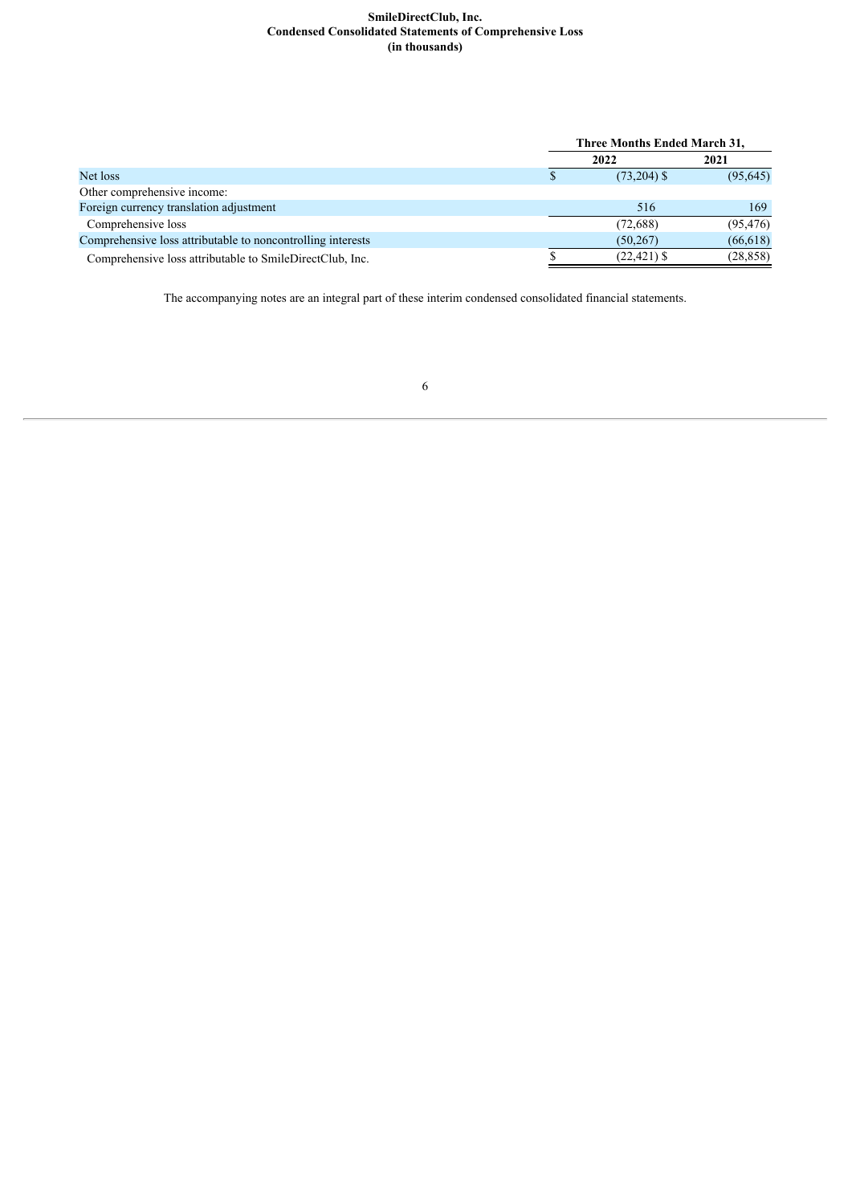**SmileDirectClub, Inc.**
**Condensed Consolidated Statements of Comprehensive Loss**
**(in thousands)**

| | Three Months Ended March 31, | |
|---|---|---|
| | **2022** | **2021** |
| Net loss | $ (73,204) | $ (95,645) |
| Other comprehensive income: | | |
| Foreign currency translation adjustment | 516 | 169 |
| Comprehensive loss | (72,688) | (95,476) |
| Comprehensive loss attributable to noncontrolling interests | (50,267) | (66,618) |
| Comprehensive loss attributable to SmileDirectClub, Inc. | $ (22,421) | $ (28,858) |

The accompanying notes are an integral part of these interim condensed consolidated financial statements.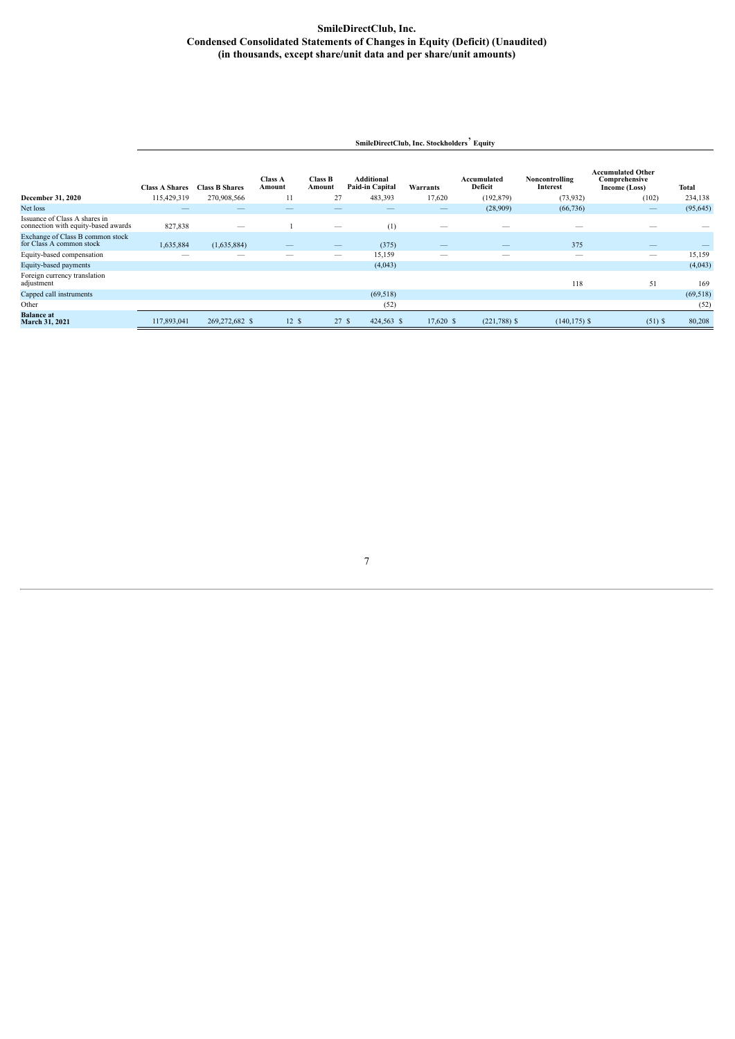# SmileDirectClub, Inc.
## Condensed Consolidated Statements of Changes in Equity (Deficit) (Unaudited)
### (in thousands, except share/unit data and per share/unit amounts)

| | SmileDirectClub, Inc. Stockholders' Equity | | | | | | | | | |
|---|---|---|---|---|---|---|---|---|---|---|
| | Class A Shares | Class B Shares | Class A Amount | Class B Amount | Additional Paid-in Capital | Warrants | Accumulated Deficit | Noncontrolling Interest | Accumulated Other Comprehensive Income (Loss) | Total |
| **December 31, 2020** | 115,429,319 | 270,908,566 | 11 | 27 | 483,393 | 17,620 | (192,879) | (73,932) | (102) | 234,138 |
| Net loss | — | — | — | — | — | — | (28,909) | (66,736) | — | (95,645) |
| Issuance of Class A shares in connection with equity-based awards | 827,838 | — | 1 | — | (1) | — | — | — | — | — |
| Exchange of Class B common stock for Class A common stock | 1,635,884 | (1,635,884) | — | — | (375) | — | — | 375 | — | — |
| Equity-based compensation | — | — | — | — | 15,159 | — | — | — | — | 15,159 |
| Equity-based payments | | | | | (4,043) | | | | | (4,043) |
| Foreign currency translation adjustment | | | | | | | | 118 | 51 | 169 |
| Capped call instruments | | | | | (69,518) | | | | | (69,518) |
| Other | | | | | (52) | | | | | (52) |
| **Balance at March 31, 2021** | 117,893,041 | 269,272,682 | $ 12 | $ 27 | $ 424,563 | $ 17,620 | $ (221,788) | $ (140,175) | $ (51) | $ 80,208 |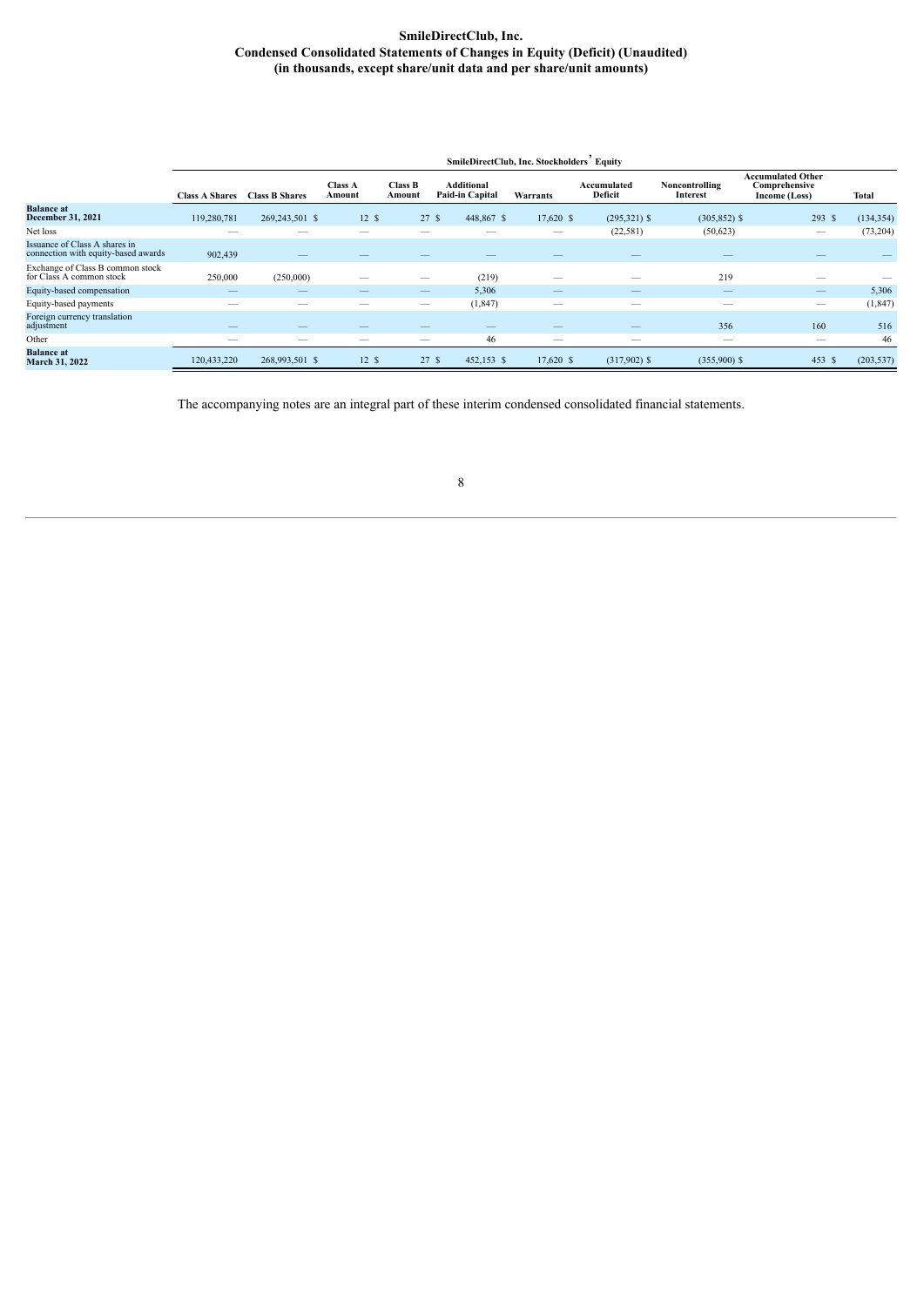# SmileDirectClub, Inc.
## Condensed Consolidated Statements of Changes in Equity (Deficit) (Unaudited)
### (in thousands, except share/unit data and per share/unit amounts)

| | SmileDirectClub, Inc. Stockholders' Equity | | | | | | | | | |
|---|---|---|---|---|---|---|---|---|---|---|
| | Class A Shares | Class B Shares | Class A Amount | Class B Amount | Additional Paid-in Capital | Warrants | Accumulated Deficit | Noncontrolling Interest | Accumulated Other Comprehensive Income (Loss) | Total |
| **Balance at December 31, 2021** | 119,280,781 | 269,243,501 | $ 12 | $ 27 | $ 448,867 | $ 17,620 | $ (295,321) | $ (305,852) | $ 293 | $ (134,354) |
| Net loss | — | — | — | — | — | — | (22,581) | (50,623) | — | (73,204) |
| Issuance of Class A shares in connection with equity-based awards | 902,439 | — | — | — | — | — | — | — | — | — |
| Exchange of Class B common stock for Class A common stock | 250,000 | (250,000) | — | — | (219) | — | — | 219 | — | — |
| Equity-based compensation | — | — | — | — | 5,306 | — | — | — | — | 5,306 |
| Equity-based payments | — | — | — | — | (1,847) | — | — | — | — | (1,847) |
| Foreign currency translation adjustment | — | — | — | — | — | — | — | 356 | 160 | 516 |
| Other | — | — | — | — | 46 | — | — | — | — | 46 |
| **Balance at March 31, 2022** | 120,433,220 | 268,993,501 | $ 12 | $ 27 | $ 452,153 | $ 17,620 | $ (317,902) | $ (355,900) | $ 453 | $ (203,537) |

The accompanying notes are an integral part of these interim condensed consolidated financial statements.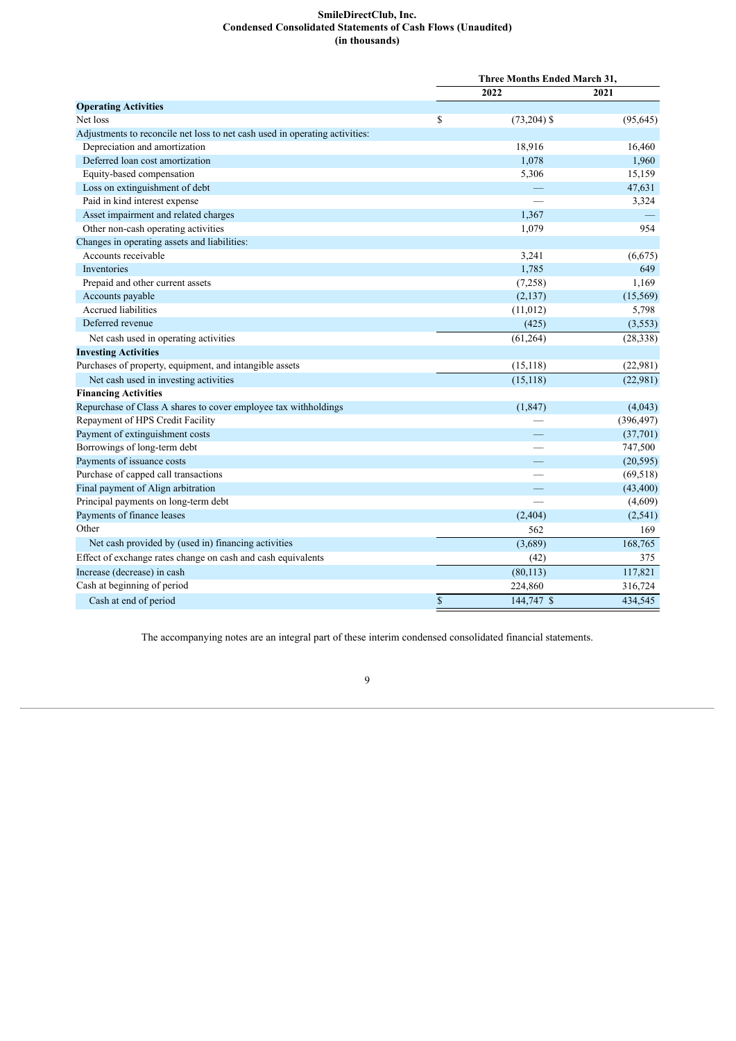**SmileDirectClub, Inc.**
**Condensed Consolidated Statements of Cash Flows (Unaudited)**
**(in thousands)**

| | Three Months Ended March 31, | |
|---|---|---|
| | 2022 | 2021 |
| **Operating Activities** | | |
| Net loss | $ (73,204) | $ (95,645) |
| Adjustments to reconcile net loss to net cash used in operating activities: | | |
| Depreciation and amortization | 18,916 | 16,460 |
| Deferred loan cost amortization | 1,078 | 1,960 |
| Equity-based compensation | 5,306 | 15,159 |
| Loss on extinguishment of debt | — | 47,631 |
| Paid in kind interest expense | — | 3,324 |
| Asset impairment and related charges | 1,367 | — |
| Other non-cash operating activities | 1,079 | 954 |
| Changes in operating assets and liabilities: | | |
| Accounts receivable | 3,241 | (6,675) |
| Inventories | 1,785 | 649 |
| Prepaid and other current assets | (7,258) | 1,169 |
| Accounts payable | (2,137) | (15,569) |
| Accrued liabilities | (11,012) | 5,798 |
| Deferred revenue | (425) | (3,553) |
| Net cash used in operating activities | (61,264) | (28,338) |
| **Investing Activities** | | |
| Purchases of property, equipment, and intangible assets | (15,118) | (22,981) |
| Net cash used in investing activities | (15,118) | (22,981) |
| **Financing Activities** | | |
| Repurchase of Class A shares to cover employee tax withholdings | (1,847) | (4,043) |
| Repayment of HPS Credit Facility | — | (396,497) |
| Payment of extinguishment costs | — | (37,701) |
| Borrowings of long-term debt | — | 747,500 |
| Payments of issuance costs | — | (20,595) |
| Purchase of capped call transactions | — | (69,518) |
| Final payment of Align arbitration | — | (43,400) |
| Principal payments on long-term debt | — | (4,609) |
| Payments of finance leases | (2,404) | (2,541) |
| Other | 562 | 169 |
| Net cash provided by (used in) financing activities | (3,689) | 168,765 |
| Effect of exchange rates change on cash and cash equivalents | (42) | 375 |
| Increase (decrease) in cash | (80,113) | 117,821 |
| Cash at beginning of period | 224,860 | 316,724 |
| Cash at end of period | $ 144,747 | $ 434,545 |

The accompanying notes are an integral part of these interim condensed consolidated financial statements.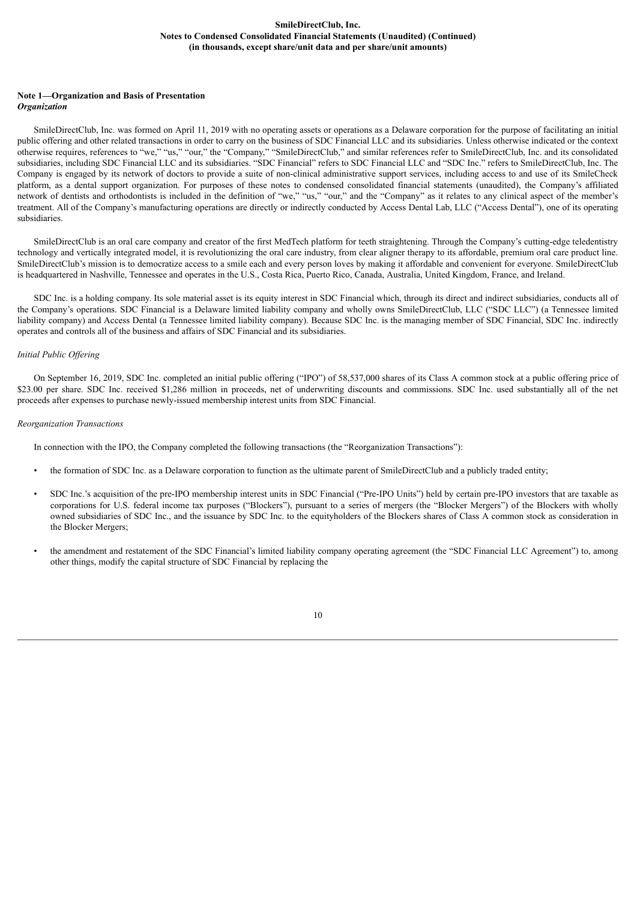## Note 1—Organization and Basis of Presentation

### *Organization*

SmileDirectClub, Inc. was formed on April 11, 2019 with no operating assets or operations as a Delaware corporation for the purpose of facilitating an initial public offering and other related transactions in order to carry on the business of SDC Financial LLC and its subsidiaries. Unless otherwise indicated or the context otherwise requires, references to "we," "us," "our," the "Company," "SmileDirectClub," and similar references refer to SmileDirectClub, Inc. and its consolidated subsidiaries, including SDC Financial LLC and its subsidiaries. "SDC Financial" refers to SDC Financial LLC and "SDC Inc." refers to SmileDirectClub, Inc. The Company is engaged by its network of doctors to provide a suite of non-clinical administrative support services, including access to and use of its SmileCheck platform, as a dental support organization. For purposes of these notes to condensed consolidated financial statements (unaudited), the Company's affiliated network of dentists and orthodontists is included in the definition of "we," "us," "our," and the "Company" as it relates to any clinical aspect of the member's treatment. All of the Company's manufacturing operations are directly or indirectly conducted by Access Dental Lab, LLC ("Access Dental"), one of its operating subsidiaries.

SmileDirectClub is an oral care company and creator of the first MedTech platform for teeth straightening. Through the Company's cutting-edge teledentistry technology and vertically integrated model, it is revolutionizing the oral care industry, from clear aligner therapy to its affordable, premium oral care product line. SmileDirectClub's mission is to democratize access to a smile each and every person loves by making it affordable and convenient for everyone. SmileDirectClub is headquartered in Nashville, Tennessee and operates in the U.S., Costa Rica, Puerto Rico, Canada, Australia, United Kingdom, France, and Ireland.

SDC Inc. is a holding company. Its sole material asset is its equity interest in SDC Financial which, through its direct and indirect subsidiaries, conducts all of the Company's operations. SDC Financial is a Delaware limited liability company and wholly owns SmileDirectClub, LLC ("SDC LLC") (a Tennessee limited liability company) and Access Dental (a Tennessee limited liability company). Because SDC Inc. is the managing member of SDC Financial, SDC Inc. indirectly operates and controls all of the business and affairs of SDC Financial and its subsidiaries.

### *Initial Public Offering*

On September 16, 2019, SDC Inc. completed an initial public offering ("IPO") of 58,537,000 shares of its Class A common stock at a public offering price of $23.00 per share. SDC Inc. received $1,286 million in proceeds, net of underwriting discounts and commissions. SDC Inc. used substantially all of the net proceeds after expenses to purchase newly-issued membership interest units from SDC Financial.

### *Reorganization Transactions*

In connection with the IPO, the Company completed the following transactions (the "Reorganization Transactions"):

- the formation of SDC Inc. as a Delaware corporation to function as the ultimate parent of SmileDirectClub and a publicly traded entity;
- SDC Inc.'s acquisition of the pre-IPO membership interest units in SDC Financial ("Pre-IPO Units") held by certain pre-IPO investors that are taxable as corporations for U.S. federal income tax purposes ("Blockers"), pursuant to a series of mergers (the "Blocker Mergers") of the Blockers with wholly owned subsidiaries of SDC Inc., and the issuance by SDC Inc. to the equityholders of the Blockers shares of Class A common stock as consideration in the Blocker Mergers;
- the amendment and restatement of the SDC Financial's limited liability company operating agreement (the "SDC Financial LLC Agreement") to, among other things, modify the capital structure of SDC Financial by replacing the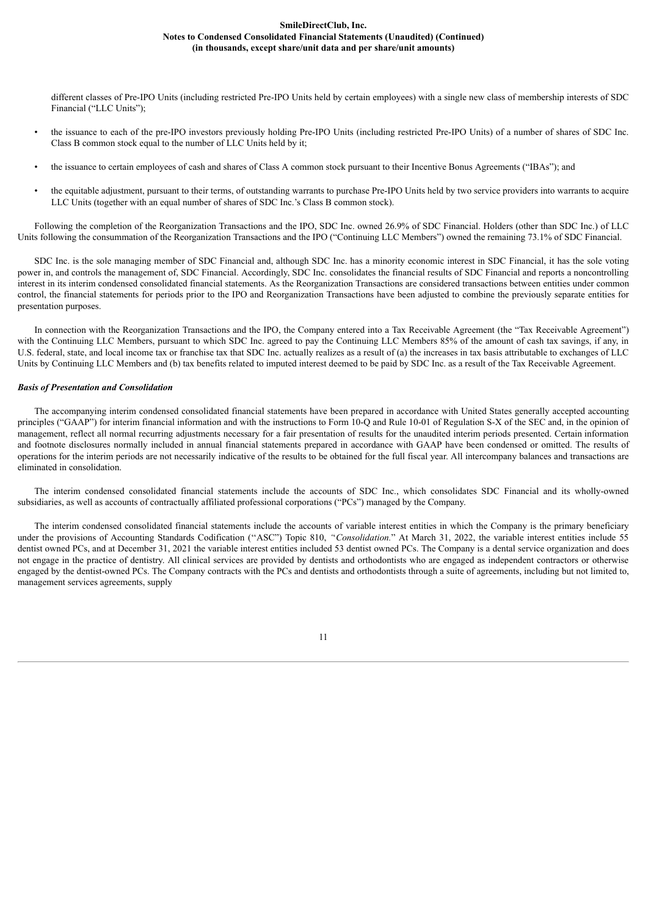different classes of Pre-IPO Units (including restricted Pre-IPO Units held by certain employees) with a single new class of membership interests of SDC Financial ("LLC Units");

- the issuance to each of the pre-IPO investors previously holding Pre-IPO Units (including restricted Pre-IPO Units) of a number of shares of SDC Inc. Class B common stock equal to the number of LLC Units held by it;
- the issuance to certain employees of cash and shares of Class A common stock pursuant to their Incentive Bonus Agreements ("IBAs"); and
- the equitable adjustment, pursuant to their terms, of outstanding warrants to purchase Pre-IPO Units held by two service providers into warrants to acquire LLC Units (together with an equal number of shares of SDC Inc.'s Class B common stock).

Following the completion of the Reorganization Transactions and the IPO, SDC Inc. owned 26.9% of SDC Financial. Holders (other than SDC Inc.) of LLC Units following the consummation of the Reorganization Transactions and the IPO ("Continuing LLC Members") owned the remaining 73.1% of SDC Financial.

SDC Inc. is the sole managing member of SDC Financial and, although SDC Inc. has a minority economic interest in SDC Financial, it has the sole voting power in, and controls the management of, SDC Financial. Accordingly, SDC Inc. consolidates the financial results of SDC Financial and reports a noncontrolling interest in its interim condensed consolidated financial statements. As the Reorganization Transactions are considered transactions between entities under common control, the financial statements for periods prior to the IPO and Reorganization Transactions have been adjusted to combine the previously separate entities for presentation purposes.

In connection with the Reorganization Transactions and the IPO, the Company entered into a Tax Receivable Agreement (the "Tax Receivable Agreement") with the Continuing LLC Members, pursuant to which SDC Inc. agreed to pay the Continuing LLC Members 85% of the amount of cash tax savings, if any, in U.S. federal, state, and local income tax or franchise tax that SDC Inc. actually realizes as a result of (a) the increases in tax basis attributable to exchanges of LLC Units by Continuing LLC Members and (b) tax benefits related to imputed interest deemed to be paid by SDC Inc. as a result of the Tax Receivable Agreement.

***Basis of Presentation and Consolidation***

The accompanying interim condensed consolidated financial statements have been prepared in accordance with United States generally accepted accounting principles ("GAAP") for interim financial information and with the instructions to Form 10-Q and Rule 10-01 of Regulation S-X of the SEC and, in the opinion of management, reflect all normal recurring adjustments necessary for a fair presentation of results for the unaudited interim periods presented. Certain information and footnote disclosures normally included in annual financial statements prepared in accordance with GAAP have been condensed or omitted. The results of operations for the interim periods are not necessarily indicative of the results to be obtained for the full fiscal year. All intercompany balances and transactions are eliminated in consolidation.

The interim condensed consolidated financial statements include the accounts of SDC Inc., which consolidates SDC Financial and its wholly-owned subsidiaries, as well as accounts of contractually affiliated professional corporations ("PCs") managed by the Company.

The interim condensed consolidated financial statements include the accounts of variable interest entities in which the Company is the primary beneficiary under the provisions of Accounting Standards Codification ("ASC") Topic 810, *"Consolidation.*" At March 31, 2022, the variable interest entities include 55 dentist owned PCs, and at December 31, 2021 the variable interest entities included 53 dentist owned PCs. The Company is a dental service organization and does not engage in the practice of dentistry. All clinical services are provided by dentists and orthodontists who are engaged as independent contractors or otherwise engaged by the dentist-owned PCs. The Company contracts with the PCs and dentists and orthodontists through a suite of agreements, including but not limited to, management services agreements, supply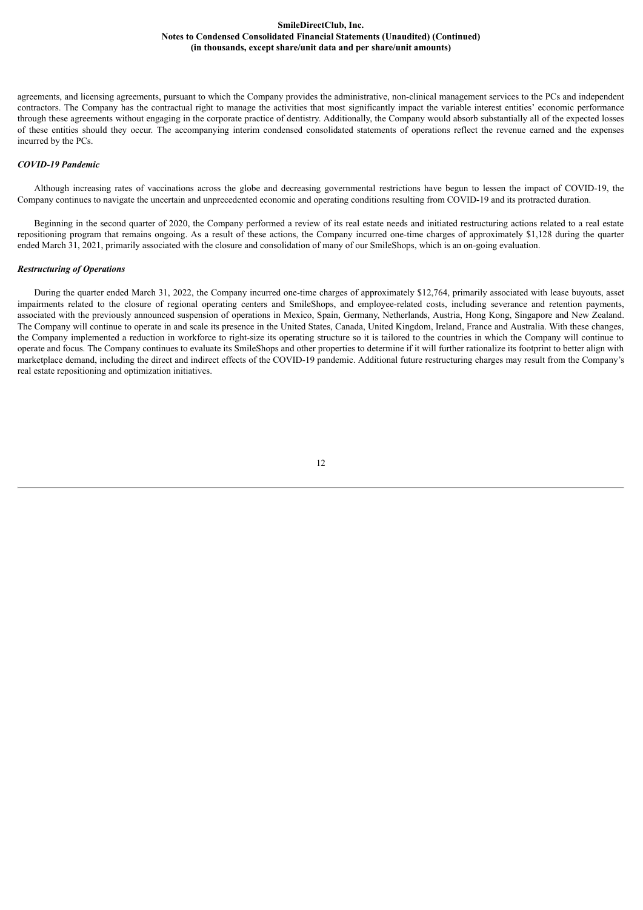agreements, and licensing agreements, pursuant to which the Company provides the administrative, non-clinical management services to the PCs and independent contractors. The Company has the contractual right to manage the activities that most significantly impact the variable interest entities' economic performance through these agreements without engaging in the corporate practice of dentistry. Additionally, the Company would absorb substantially all of the expected losses of these entities should they occur. The accompanying interim condensed consolidated statements of operations reflect the revenue earned and the expenses incurred by the PCs.

### *COVID-19 Pandemic*

Although increasing rates of vaccinations across the globe and decreasing governmental restrictions have begun to lessen the impact of COVID-19, the Company continues to navigate the uncertain and unprecedented economic and operating conditions resulting from COVID-19 and its protracted duration.

Beginning in the second quarter of 2020, the Company performed a review of its real estate needs and initiated restructuring actions related to a real estate repositioning program that remains ongoing. As a result of these actions, the Company incurred one-time charges of approximately $1,128 during the quarter ended March 31, 2021, primarily associated with the closure and consolidation of many of our SmileShops, which is an on-going evaluation.

### *Restructuring of Operations*

During the quarter ended March 31, 2022, the Company incurred one-time charges of approximately $12,764, primarily associated with lease buyouts, asset impairments related to the closure of regional operating centers and SmileShops, and employee-related costs, including severance and retention payments, associated with the previously announced suspension of operations in Mexico, Spain, Germany, Netherlands, Austria, Hong Kong, Singapore and New Zealand. The Company will continue to operate in and scale its presence in the United States, Canada, United Kingdom, Ireland, France and Australia. With these changes, the Company implemented a reduction in workforce to right-size its operating structure so it is tailored to the countries in which the Company will continue to operate and focus. The Company continues to evaluate its SmileShops and other properties to determine if it will further rationalize its footprint to better align with marketplace demand, including the direct and indirect effects of the COVID-19 pandemic. Additional future restructuring charges may result from the Company's real estate repositioning and optimization initiatives.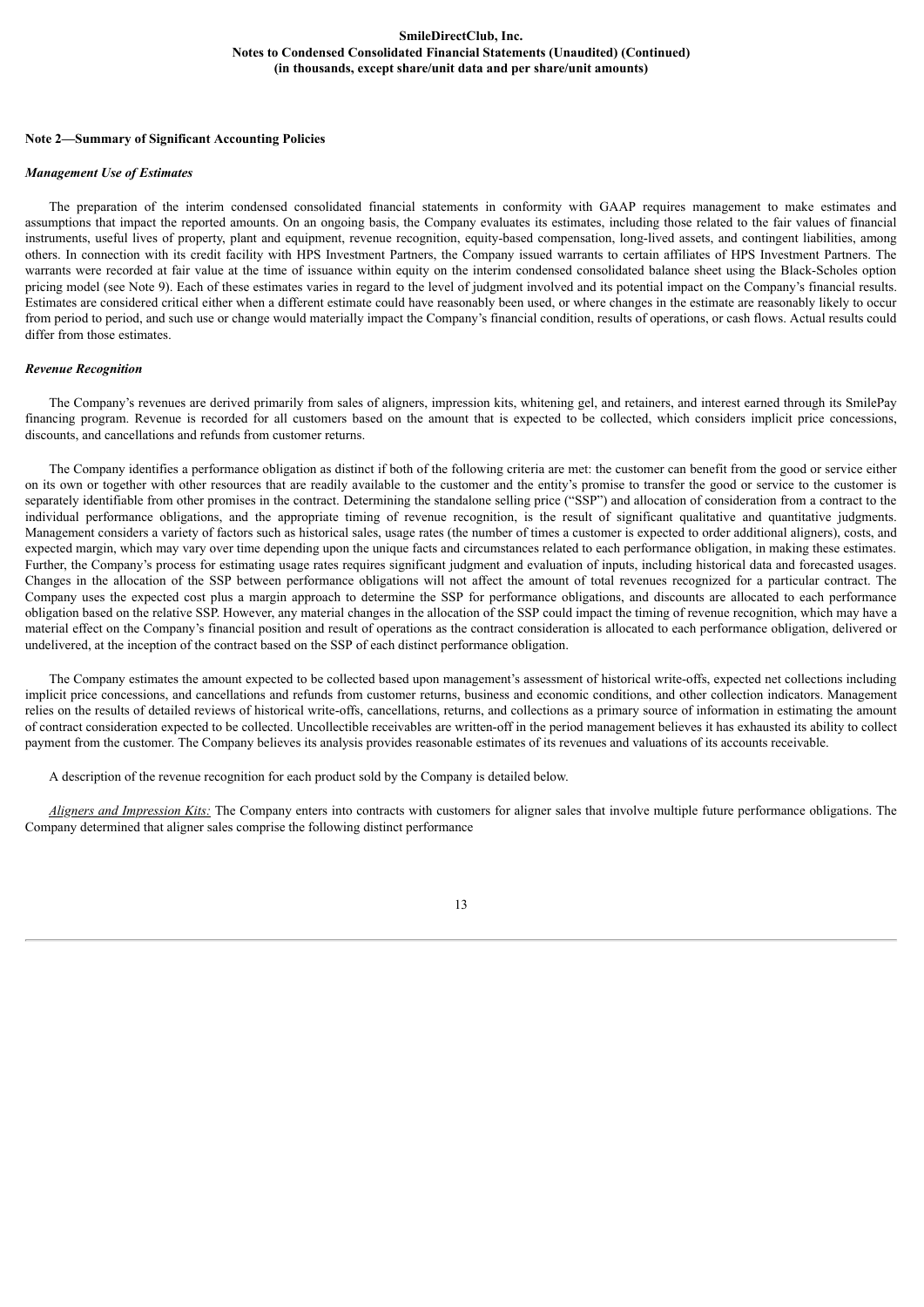**Note 2—Summary of Significant Accounting Policies**

*Management Use of Estimates*

The preparation of the interim condensed consolidated financial statements in conformity with GAAP requires management to make estimates and assumptions that impact the reported amounts. On an ongoing basis, the Company evaluates its estimates, including those related to the fair values of financial instruments, useful lives of property, plant and equipment, revenue recognition, equity-based compensation, long-lived assets, and contingent liabilities, among others. In connection with its credit facility with HPS Investment Partners, the Company issued warrants to certain affiliates of HPS Investment Partners. The warrants were recorded at fair value at the time of issuance within equity on the interim condensed consolidated balance sheet using the Black-Scholes option pricing model (see Note 9). Each of these estimates varies in regard to the level of judgment involved and its potential impact on the Company's financial results. Estimates are considered critical either when a different estimate could have reasonably been used, or where changes in the estimate are reasonably likely to occur from period to period, and such use or change would materially impact the Company's financial condition, results of operations, or cash flows. Actual results could differ from those estimates.

*Revenue Recognition*

The Company's revenues are derived primarily from sales of aligners, impression kits, whitening gel, and retainers, and interest earned through its SmilePay financing program. Revenue is recorded for all customers based on the amount that is expected to be collected, which considers implicit price concessions, discounts, and cancellations and refunds from customer returns.

The Company identifies a performance obligation as distinct if both of the following criteria are met: the customer can benefit from the good or service either on its own or together with other resources that are readily available to the customer and the entity's promise to transfer the good or service to the customer is separately identifiable from other promises in the contract. Determining the standalone selling price ("SSP") and allocation of consideration from a contract to the individual performance obligations, and the appropriate timing of revenue recognition, is the result of significant qualitative and quantitative judgments. Management considers a variety of factors such as historical sales, usage rates (the number of times a customer is expected to order additional aligners), costs, and expected margin, which may vary over time depending upon the unique facts and circumstances related to each performance obligation, in making these estimates. Further, the Company's process for estimating usage rates requires significant judgment and evaluation of inputs, including historical data and forecasted usages. Changes in the allocation of the SSP between performance obligations will not affect the amount of total revenues recognized for a particular contract. The Company uses the expected cost plus a margin approach to determine the SSP for performance obligations, and discounts are allocated to each performance obligation based on the relative SSP. However, any material changes in the allocation of the SSP could impact the timing of revenue recognition, which may have a material effect on the Company's financial position and result of operations as the contract consideration is allocated to each performance obligation, delivered or undelivered, at the inception of the contract based on the SSP of each distinct performance obligation.

The Company estimates the amount expected to be collected based upon management's assessment of historical write-offs, expected net collections including implicit price concessions, and cancellations and refunds from customer returns, business and economic conditions, and other collection indicators. Management relies on the results of detailed reviews of historical write-offs, cancellations, returns, and collections as a primary source of information in estimating the amount of contract consideration expected to be collected. Uncollectible receivables are written-off in the period management believes it has exhausted its ability to collect payment from the customer. The Company believes its analysis provides reasonable estimates of its revenues and valuations of its accounts receivable.

A description of the revenue recognition for each product sold by the Company is detailed below.

*Aligners and Impression Kits:* The Company enters into contracts with customers for aligner sales that involve multiple future performance obligations. The Company determined that aligner sales comprise the following distinct performance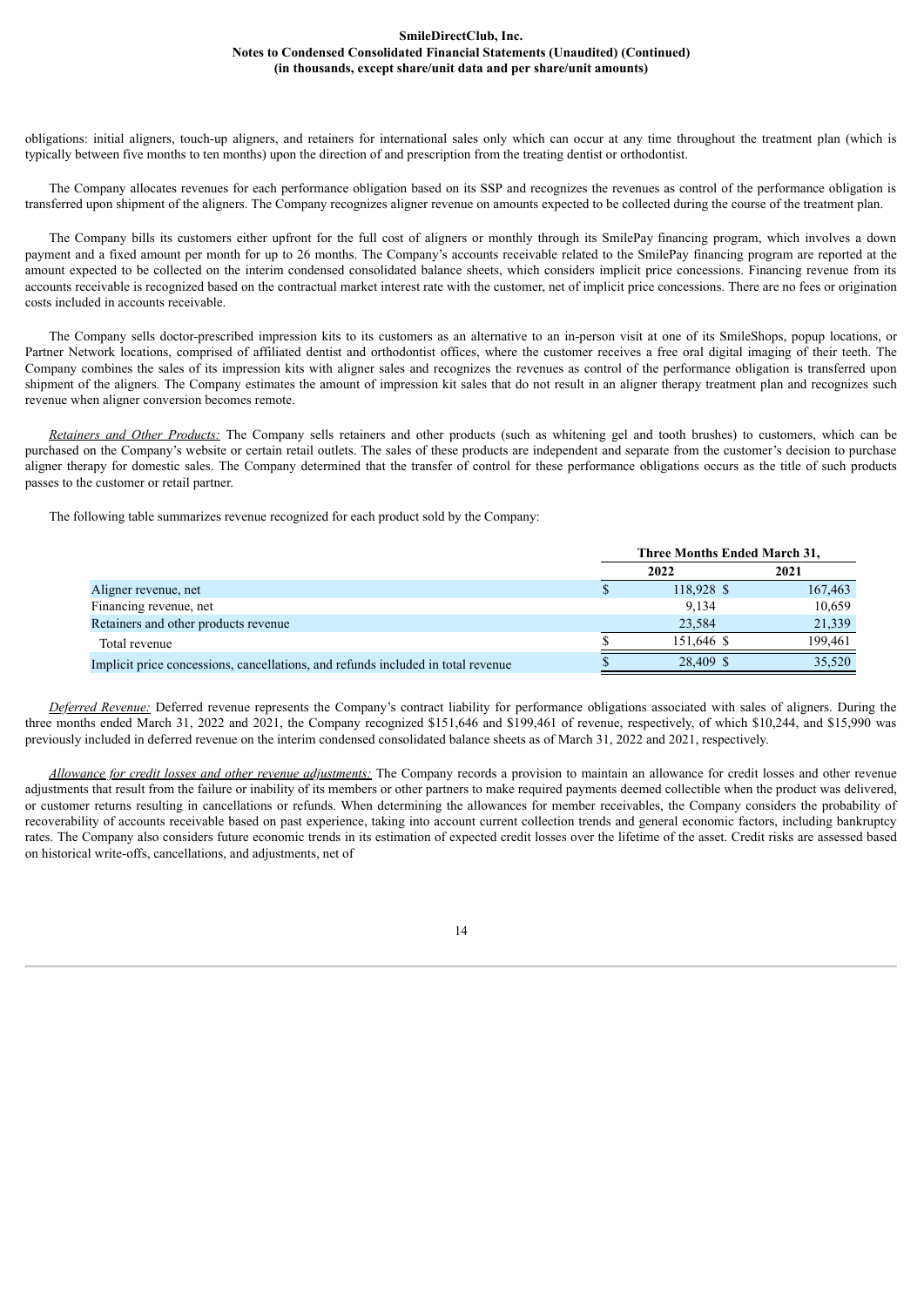obligations: initial aligners, touch-up aligners, and retainers for international sales only which can occur at any time throughout the treatment plan (which is typically between five months to ten months) upon the direction of and prescription from the treating dentist or orthodontist.

The Company allocates revenues for each performance obligation based on its SSP and recognizes the revenues as control of the performance obligation is transferred upon shipment of the aligners. The Company recognizes aligner revenue on amounts expected to be collected during the course of the treatment plan.

The Company bills its customers either upfront for the full cost of aligners or monthly through its SmilePay financing program, which involves a down payment and a fixed amount per month for up to 26 months. The Company's accounts receivable related to the SmilePay financing program are reported at the amount expected to be collected on the interim condensed consolidated balance sheets, which considers implicit price concessions. Financing revenue from its accounts receivable is recognized based on the contractual market interest rate with the customer, net of implicit price concessions. There are no fees or origination costs included in accounts receivable.

The Company sells doctor-prescribed impression kits to its customers as an alternative to an in-person visit at one of its SmileShops, popup locations, or Partner Network locations, comprised of affiliated dentist and orthodontist offices, where the customer receives a free oral digital imaging of their teeth. The Company combines the sales of its impression kits with aligner sales and recognizes the revenues as control of the performance obligation is transferred upon shipment of the aligners. The Company estimates the amount of impression kit sales that do not result in an aligner therapy treatment plan and recognizes such revenue when aligner conversion becomes remote.

*Retainers and Other Products:* The Company sells retainers and other products (such as whitening gel and tooth brushes) to customers, which can be purchased on the Company's website or certain retail outlets. The sales of these products are independent and separate from the customer's decision to purchase aligner therapy for domestic sales. The Company determined that the transfer of control for these performance obligations occurs as the title of such products passes to the customer or retail partner.

The following table summarizes revenue recognized for each product sold by the Company:

| | Three Months Ended March 31, | |
|---|---|---|
| | 2022 | 2021 |
| Aligner revenue, net | $ 118,928 | $ 167,463 |
| Financing revenue, net | 9,134 | 10,659 |
| Retainers and other products revenue | 23,584 | 21,339 |
| Total revenue | $ 151,646 | $ 199,461 |
| Implicit price concessions, cancellations, and refunds included in total revenue | $ 28,409 | $ 35,520 |

*Deferred Revenue:* Deferred revenue represents the Company's contract liability for performance obligations associated with sales of aligners. During the three months ended March 31, 2022 and 2021, the Company recognized $151,646 and $199,461 of revenue, respectively, of which $10,244, and $15,990 was previously included in deferred revenue on the interim condensed consolidated balance sheets as of March 31, 2022 and 2021, respectively.

*Allowance for credit losses and other revenue adjustments:* The Company records a provision to maintain an allowance for credit losses and other revenue adjustments that result from the failure or inability of its members or other partners to make required payments deemed collectible when the product was delivered, or customer returns resulting in cancellations or refunds. When determining the allowances for member receivables, the Company considers the probability of recoverability of accounts receivable based on past experience, taking into account current collection trends and general economic factors, including bankruptcy rates. The Company also considers future economic trends in its estimation of expected credit losses over the lifetime of the asset. Credit risks are assessed based on historical write-offs, cancellations, and adjustments, net of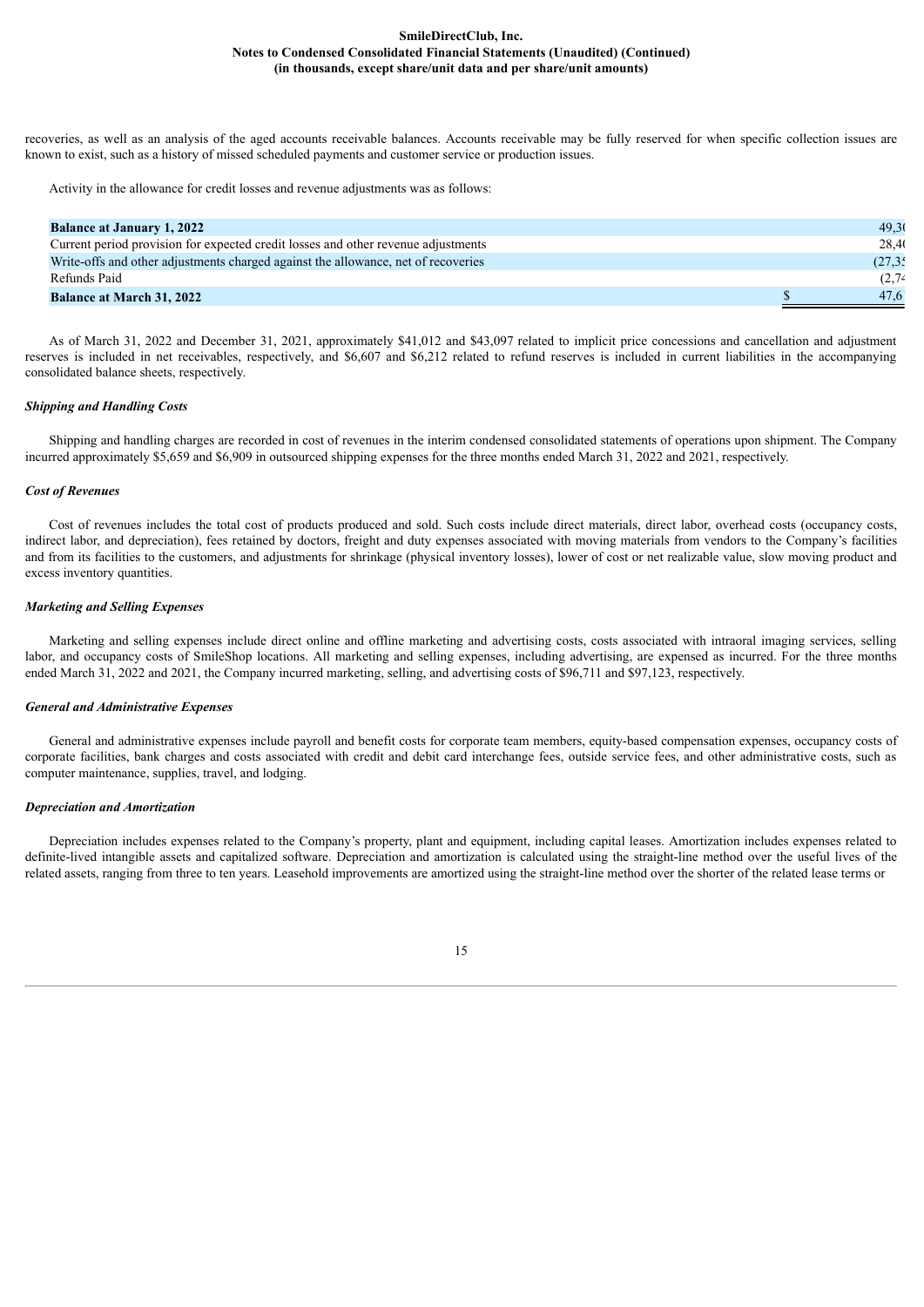recoveries, as well as an analysis of the aged accounts receivable balances. Accounts receivable may be fully reserved for when specific collection issues are known to exist, such as a history of missed scheduled payments and customer service or production issues.

Activity in the allowance for credit losses and revenue adjustments was as follows:

| | | |
|---|---|---|
| **Balance at January 1, 2022** | | 49,3 |
| Current period provision for expected credit losses and other revenue adjustments | | 28,4 |
| Write-offs and other adjustments charged against the allowance, net of recoveries | | (27,3 |
| Refunds Paid | | (2,7 |
| **Balance at March 31, 2022** | $ | 47,6 |

As of March 31, 2022 and December 31, 2021, approximately $41,012 and $43,097 related to implicit price concessions and cancellation and adjustment reserves is included in net receivables, respectively, and $6,607 and $6,212 related to refund reserves is included in current liabilities in the accompanying consolidated balance sheets, respectively.

***Shipping and Handling Costs***

Shipping and handling charges are recorded in cost of revenues in the interim condensed consolidated statements of operations upon shipment. The Company incurred approximately $5,659 and $6,909 in outsourced shipping expenses for the three months ended March 31, 2022 and 2021, respectively.

***Cost of Revenues***

Cost of revenues includes the total cost of products produced and sold. Such costs include direct materials, direct labor, overhead costs (occupancy costs, indirect labor, and depreciation), fees retained by doctors, freight and duty expenses associated with moving materials from vendors to the Company's facilities and from its facilities to the customers, and adjustments for shrinkage (physical inventory losses), lower of cost or net realizable value, slow moving product and excess inventory quantities.

***Marketing and Selling Expenses***

Marketing and selling expenses include direct online and offline marketing and advertising costs, costs associated with intraoral imaging services, selling labor, and occupancy costs of SmileShop locations. All marketing and selling expenses, including advertising, are expensed as incurred. For the three months ended March 31, 2022 and 2021, the Company incurred marketing, selling, and advertising costs of $96,711 and $97,123, respectively.

***General and Administrative Expenses***

General and administrative expenses include payroll and benefit costs for corporate team members, equity-based compensation expenses, occupancy costs of corporate facilities, bank charges and costs associated with credit and debit card interchange fees, outside service fees, and other administrative costs, such as computer maintenance, supplies, travel, and lodging.

***Depreciation and Amortization***

Depreciation includes expenses related to the Company's property, plant and equipment, including capital leases. Amortization includes expenses related to definite-lived intangible assets and capitalized software. Depreciation and amortization is calculated using the straight-line method over the useful lives of the related assets, ranging from three to ten years. Leasehold improvements are amortized using the straight-line method over the shorter of the related lease terms or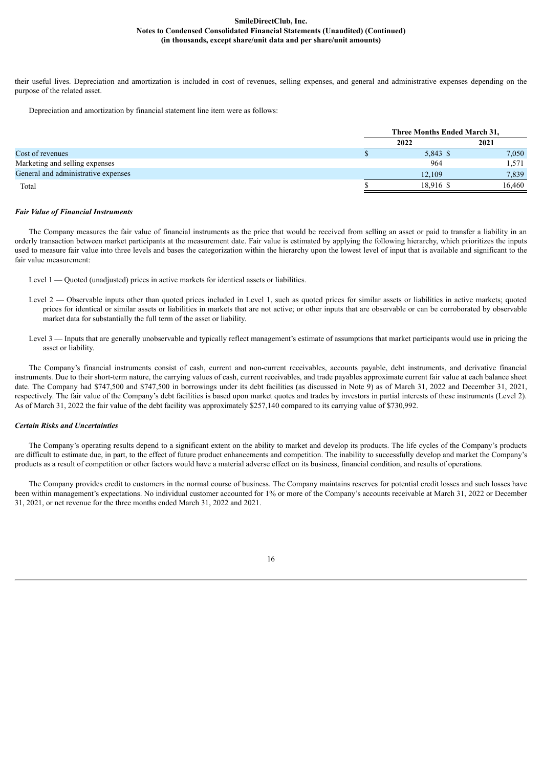their useful lives. Depreciation and amortization is included in cost of revenues, selling expenses, and general and administrative expenses depending on the purpose of the related asset.

Depreciation and amortization by financial statement line item were as follows:

| | Three Months Ended March 31, | |
|---|---|---|
| | 2022 | 2021 |
| Cost of revenues | $ 5,843 | $ 7,050 |
| Marketing and selling expenses | 964 | 1,571 |
| General and administrative expenses | 12,109 | 7,839 |
| Total | $ 18,916 | $ 16,460 |

***Fair Value of Financial Instruments***

The Company measures the fair value of financial instruments as the price that would be received from selling an asset or paid to transfer a liability in an orderly transaction between market participants at the measurement date. Fair value is estimated by applying the following hierarchy, which prioritizes the inputs used to measure fair value into three levels and bases the categorization within the hierarchy upon the lowest level of input that is available and significant to the fair value measurement:

Level 1 — Quoted (unadjusted) prices in active markets for identical assets or liabilities.

Level 2 — Observable inputs other than quoted prices included in Level 1, such as quoted prices for similar assets or liabilities in active markets; quoted prices for identical or similar assets or liabilities in markets that are not active; or other inputs that are observable or can be corroborated by observable market data for substantially the full term of the asset or liability.

Level 3 — Inputs that are generally unobservable and typically reflect management's estimate of assumptions that market participants would use in pricing the asset or liability.

The Company's financial instruments consist of cash, current and non-current receivables, accounts payable, debt instruments, and derivative financial instruments. Due to their short-term nature, the carrying values of cash, current receivables, and trade payables approximate current fair value at each balance sheet date. The Company had $747,500 and $747,500 in borrowings under its debt facilities (as discussed in Note 9) as of March 31, 2022 and December 31, 2021, respectively. The fair value of the Company's debt facilities is based upon market quotes and trades by investors in partial interests of these instruments (Level 2). As of March 31, 2022 the fair value of the debt facility was approximately $257,140 compared to its carrying value of $730,992.

***Certain Risks and Uncertainties***

The Company's operating results depend to a significant extent on the ability to market and develop its products. The life cycles of the Company's products are difficult to estimate due, in part, to the effect of future product enhancements and competition. The inability to successfully develop and market the Company's products as a result of competition or other factors would have a material adverse effect on its business, financial condition, and results of operations.

The Company provides credit to customers in the normal course of business. The Company maintains reserves for potential credit losses and such losses have been within management's expectations. No individual customer accounted for 1% or more of the Company's accounts receivable at March 31, 2022 or December 31, 2021, or net revenue for the three months ended March 31, 2022 and 2021.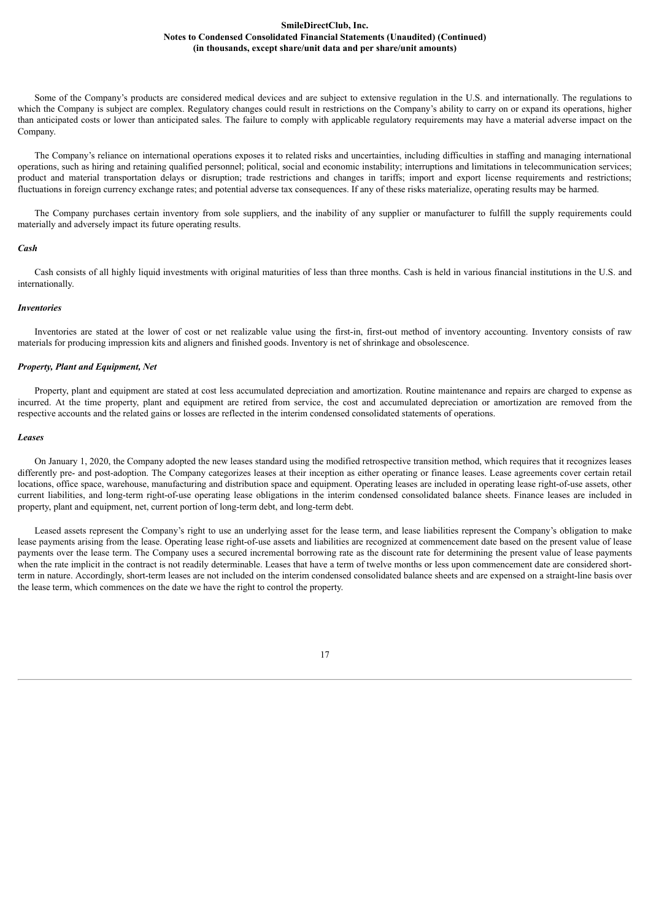Some of the Company's products are considered medical devices and are subject to extensive regulation in the U.S. and internationally. The regulations to which the Company is subject are complex. Regulatory changes could result in restrictions on the Company's ability to carry on or expand its operations, higher than anticipated costs or lower than anticipated sales. The failure to comply with applicable regulatory requirements may have a material adverse impact on the Company.

The Company's reliance on international operations exposes it to related risks and uncertainties, including difficulties in staffing and managing international operations, such as hiring and retaining qualified personnel; political, social and economic instability; interruptions and limitations in telecommunication services; product and material transportation delays or disruption; trade restrictions and changes in tariffs; import and export license requirements and restrictions; fluctuations in foreign currency exchange rates; and potential adverse tax consequences. If any of these risks materialize, operating results may be harmed.

The Company purchases certain inventory from sole suppliers, and the inability of any supplier or manufacturer to fulfill the supply requirements could materially and adversely impact its future operating results.

***Cash***

Cash consists of all highly liquid investments with original maturities of less than three months. Cash is held in various financial institutions in the U.S. and internationally.

***Inventories***

Inventories are stated at the lower of cost or net realizable value using the first-in, first-out method of inventory accounting. Inventory consists of raw materials for producing impression kits and aligners and finished goods. Inventory is net of shrinkage and obsolescence.

***Property, Plant and Equipment, Net***

Property, plant and equipment are stated at cost less accumulated depreciation and amortization. Routine maintenance and repairs are charged to expense as incurred. At the time property, plant and equipment are retired from service, the cost and accumulated depreciation or amortization are removed from the respective accounts and the related gains or losses are reflected in the interim condensed consolidated statements of operations.

***Leases***

On January 1, 2020, the Company adopted the new leases standard using the modified retrospective transition method, which requires that it recognizes leases differently pre- and post-adoption. The Company categorizes leases at their inception as either operating or finance leases. Lease agreements cover certain retail locations, office space, warehouse, manufacturing and distribution space and equipment. Operating leases are included in operating lease right-of-use assets, other current liabilities, and long-term right-of-use operating lease obligations in the interim condensed consolidated balance sheets. Finance leases are included in property, plant and equipment, net, current portion of long-term debt, and long-term debt.

Leased assets represent the Company's right to use an underlying asset for the lease term, and lease liabilities represent the Company's obligation to make lease payments arising from the lease. Operating lease right-of-use assets and liabilities are recognized at commencement date based on the present value of lease payments over the lease term. The Company uses a secured incremental borrowing rate as the discount rate for determining the present value of lease payments when the rate implicit in the contract is not readily determinable. Leases that have a term of twelve months or less upon commencement date are considered short-term in nature. Accordingly, short-term leases are not included on the interim condensed consolidated balance sheets and are expensed on a straight-line basis over the lease term, which commences on the date we have the right to control the property.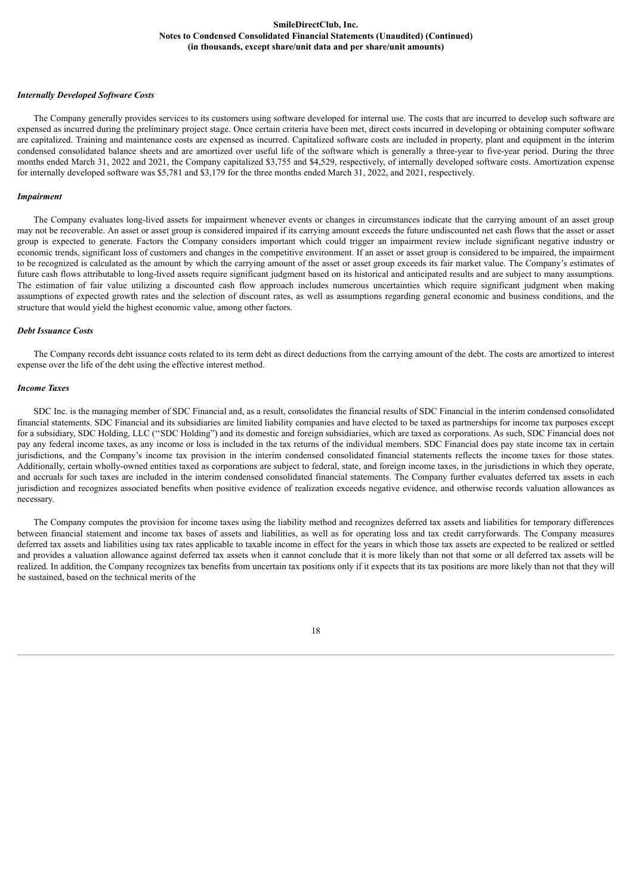### *Internally Developed Software Costs*

The Company generally provides services to its customers using software developed for internal use. The costs that are incurred to develop such software are expensed as incurred during the preliminary project stage. Once certain criteria have been met, direct costs incurred in developing or obtaining computer software are capitalized. Training and maintenance costs are expensed as incurred. Capitalized software costs are included in property, plant and equipment in the interim condensed consolidated balance sheets and are amortized over useful life of the software which is generally a three-year to five-year period. During the three months ended March 31, 2022 and 2021, the Company capitalized $3,755 and $4,529, respectively, of internally developed software costs. Amortization expense for internally developed software was $5,781 and $3,179 for the three months ended March 31, 2022, and 2021, respectively.

### *Impairment*

The Company evaluates long-lived assets for impairment whenever events or changes in circumstances indicate that the carrying amount of an asset group may not be recoverable. An asset or asset group is considered impaired if its carrying amount exceeds the future undiscounted net cash flows that the asset or asset group is expected to generate. Factors the Company considers important which could trigger an impairment review include significant negative industry or economic trends, significant loss of customers and changes in the competitive environment. If an asset or asset group is considered to be impaired, the impairment to be recognized is calculated as the amount by which the carrying amount of the asset or asset group exceeds its fair market value. The Company's estimates of future cash flows attributable to long-lived assets require significant judgment based on its historical and anticipated results and are subject to many assumptions. The estimation of fair value utilizing a discounted cash flow approach includes numerous uncertainties which require significant judgment when making assumptions of expected growth rates and the selection of discount rates, as well as assumptions regarding general economic and business conditions, and the structure that would yield the highest economic value, among other factors.

### *Debt Issuance Costs*

The Company records debt issuance costs related to its term debt as direct deductions from the carrying amount of the debt. The costs are amortized to interest expense over the life of the debt using the effective interest method.

### *Income Taxes*

SDC Inc. is the managing member of SDC Financial and, as a result, consolidates the financial results of SDC Financial in the interim condensed consolidated financial statements. SDC Financial and its subsidiaries are limited liability companies and have elected to be taxed as partnerships for income tax purposes except for a subsidiary, SDC Holding, LLC ("SDC Holding") and its domestic and foreign subsidiaries, which are taxed as corporations. As such, SDC Financial does not pay any federal income taxes, as any income or loss is included in the tax returns of the individual members. SDC Financial does pay state income tax in certain jurisdictions, and the Company's income tax provision in the interim condensed consolidated financial statements reflects the income taxes for those states. Additionally, certain wholly-owned entities taxed as corporations are subject to federal, state, and foreign income taxes, in the jurisdictions in which they operate, and accruals for such taxes are included in the interim condensed consolidated financial statements. The Company further evaluates deferred tax assets in each jurisdiction and recognizes associated benefits when positive evidence of realization exceeds negative evidence, and otherwise records valuation allowances as necessary.

The Company computes the provision for income taxes using the liability method and recognizes deferred tax assets and liabilities for temporary differences between financial statement and income tax bases of assets and liabilities, as well as for operating loss and tax credit carryforwards. The Company measures deferred tax assets and liabilities using tax rates applicable to taxable income in effect for the years in which those tax assets are expected to be realized or settled and provides a valuation allowance against deferred tax assets when it cannot conclude that it is more likely than not that some or all deferred tax assets will be realized. In addition, the Company recognizes tax benefits from uncertain tax positions only if it expects that its tax positions are more likely than not that they will be sustained, based on the technical merits of the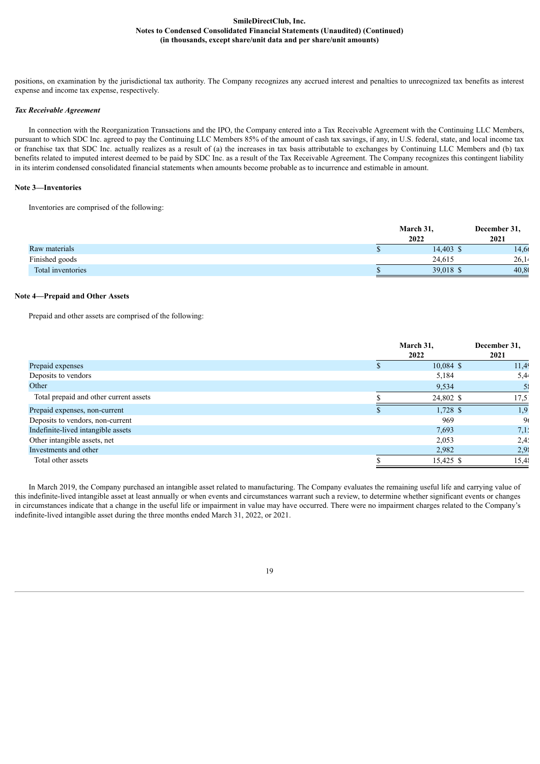positions, on examination by the jurisdictional tax authority. The Company recognizes any accrued interest and penalties to unrecognized tax benefits as interest expense and income tax expense, respectively.

***Tax Receivable Agreement***

In connection with the Reorganization Transactions and the IPO, the Company entered into a Tax Receivable Agreement with the Continuing LLC Members, pursuant to which SDC Inc. agreed to pay the Continuing LLC Members 85% of the amount of cash tax savings, if any, in U.S. federal, state, and local income tax or franchise tax that SDC Inc. actually realizes as a result of (a) the increases in tax basis attributable to exchanges by Continuing LLC Members and (b) tax benefits related to imputed interest deemed to be paid by SDC Inc. as a result of the Tax Receivable Agreement. The Company recognizes this contingent liability in its interim condensed consolidated financial statements when amounts become probable as to incurrence and estimable in amount.

**Note 3—Inventories**

Inventories are comprised of the following:

| | March 31, 2022 | December 31, 2021 |
|---|---|---|
| Raw materials | $ 14,403 | $ 14,66 |
| Finished goods | 24,615 | 26,14 |
| Total inventories | $ 39,018 | $ 40,80 |

**Note 4—Prepaid and Other Assets**

Prepaid and other assets are comprised of the following:

| | March 31, 2022 | December 31, 2021 |
|---|---|---|
| Prepaid expenses | $ 10,084 | $ 11,49 |
| Deposits to vendors | 5,184 | 5,44 |
| Other | 9,534 | 58 |
| Total prepaid and other current assets | $ 24,802 | $ 17,5 |
| Prepaid expenses, non-current | $ 1,728 | $ 1,9 |
| Deposits to vendors, non-current | 969 | 96 |
| Indefinite-lived intangible assets | 7,693 | 7,1 |
| Other intangible assets, net | 2,053 | 2,4 |
| Investments and other | 2,982 | 2,98 |
| Total other assets | $ 15,425 | $ 15,48 |

In March 2019, the Company purchased an intangible asset related to manufacturing. The Company evaluates the remaining useful life and carrying value of this indefinite-lived intangible asset at least annually or when events and circumstances warrant such a review, to determine whether significant events or changes in circumstances indicate that a change in the useful life or impairment in value may have occurred. There were no impairment charges related to the Company's indefinite-lived intangible asset during the three months ended March 31, 2022, or 2021.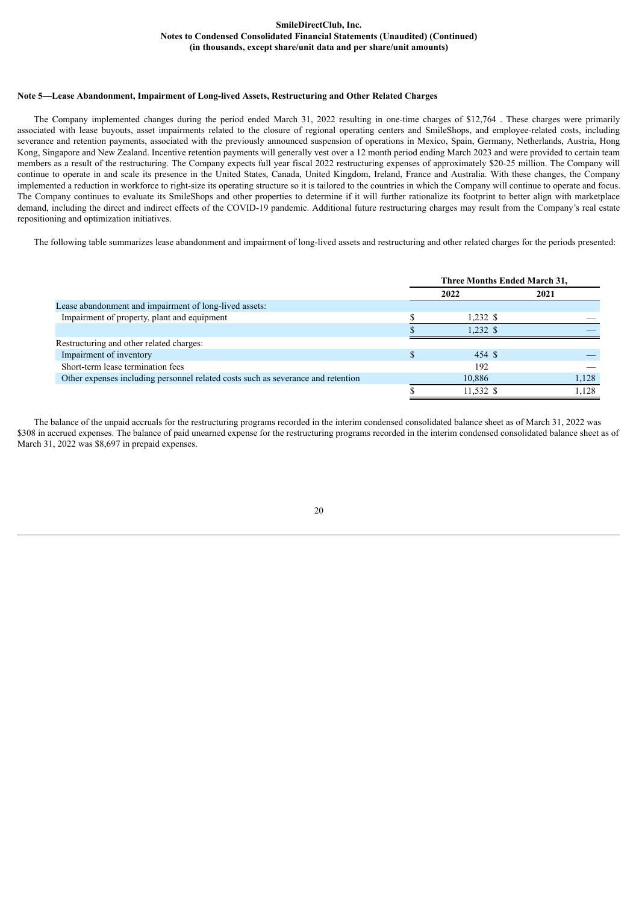SmileDirectClub, Inc.
Notes to Condensed Consolidated Financial Statements (Unaudited) (Continued)
(in thousands, except share/unit data and per share/unit amounts)

**Note 5—Lease Abandonment, Impairment of Long-lived Assets, Restructuring and Other Related Charges**

The Company implemented changes during the period ended March 31, 2022 resulting in one-time charges of $12,764 . These charges were primarily associated with lease buyouts, asset impairments related to the closure of regional operating centers and SmileShops, and employee-related costs, including severance and retention payments, associated with the previously announced suspension of operations in Mexico, Spain, Germany, Netherlands, Austria, Hong Kong, Singapore and New Zealand. Incentive retention payments will generally vest over a 12 month period ending March 2023 and were provided to certain team members as a result of the restructuring. The Company expects full year fiscal 2022 restructuring expenses of approximately $20-25 million. The Company will continue to operate in and scale its presence in the United States, Canada, United Kingdom, Ireland, France and Australia. With these changes, the Company implemented a reduction in workforce to right-size its operating structure so it is tailored to the countries in which the Company will continue to operate and focus. The Company continues to evaluate its SmileShops and other properties to determine if it will further rationalize its footprint to better align with marketplace demand, including the direct and indirect effects of the COVID-19 pandemic. Additional future restructuring charges may result from the Company's real estate repositioning and optimization initiatives.

The following table summarizes lease abandonment and impairment of long-lived assets and restructuring and other related charges for the periods presented:

| | Three Months Ended March 31, | |
|---|---|---|
| | 2022 | 2021 |
| Lease abandonment and impairment of long-lived assets: | | |
| Impairment of property, plant and equipment | $ 1,232 | $ — |
| | $ 1,232 | $ — |
| Restructuring and other related charges: | | |
| Impairment of inventory | $ 454 | $ — |
| Short-term lease termination fees | 192 | — |
| Other expenses including personnel related costs such as severance and retention | 10,886 | 1,128 |
| | $ 11,532 | $ 1,128 |

The balance of the unpaid accruals for the restructuring programs recorded in the interim condensed consolidated balance sheet as of March 31, 2022 was $308 in accrued expenses. The balance of paid unearned expense for the restructuring programs recorded in the interim condensed consolidated balance sheet as of March 31, 2022 was $8,697 in prepaid expenses.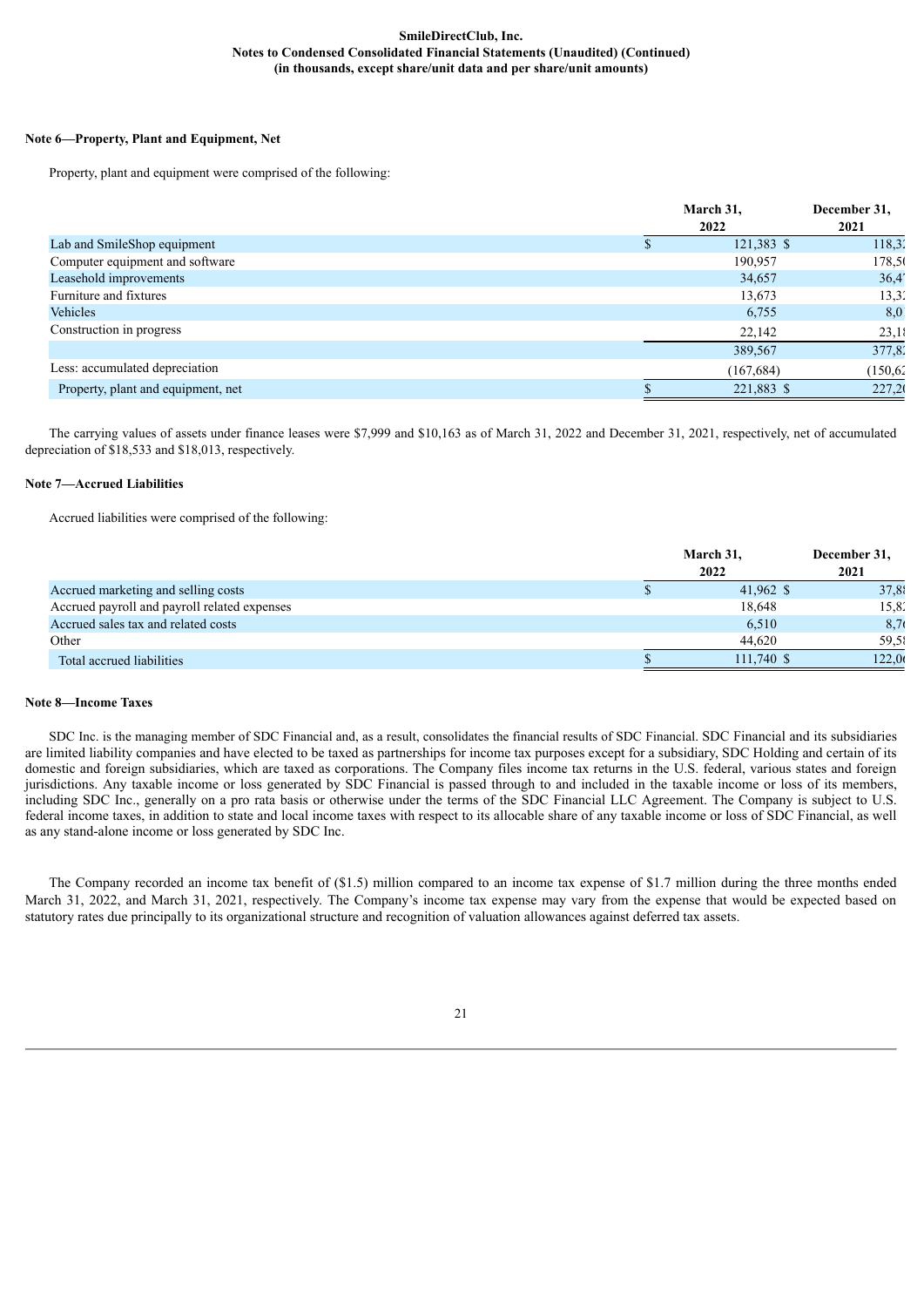### Note 6—Property, Plant and Equipment, Net

Property, plant and equipment were comprised of the following:

| | March 31, 2022 | December 31, 2021 |
|---|---|---|
| Lab and SmileShop equipment | $ 121,383 | $ 118,32 |
| Computer equipment and software | 190,957 | 178,50 |
| Leasehold improvements | 34,657 | 36,47 |
| Furniture and fixtures | 13,673 | 13,32 |
| Vehicles | 6,755 | 8,01 |
| Construction in progress | 22,142 | 23,18 |
| | 389,567 | 377,82 |
| Less: accumulated depreciation | (167,684) | (150,62 |
| Property, plant and equipment, net | $ 221,883 | $ 227,20 |

The carrying values of assets under finance leases were $7,999 and $10,163 as of March 31, 2022 and December 31, 2021, respectively, net of accumulated depreciation of $18,533 and $18,013, respectively.

### Note 7—Accrued Liabilities

Accrued liabilities were comprised of the following:

| | March 31, 2022 | December 31, 2021 |
|---|---|---|
| Accrued marketing and selling costs | $ 41,962 | $ 37,88 |
| Accrued payroll and payroll related expenses | 18,648 | 15,82 |
| Accrued sales tax and related costs | 6,510 | 8,70 |
| Other | 44,620 | 59,58 |
| Total accrued liabilities | $ 111,740 | $ 122,00 |

### Note 8—Income Taxes

SDC Inc. is the managing member of SDC Financial and, as a result, consolidates the financial results of SDC Financial. SDC Financial and its subsidiaries are limited liability companies and have elected to be taxed as partnerships for income tax purposes except for a subsidiary, SDC Holding and certain of its domestic and foreign subsidiaries, which are taxed as corporations. The Company files income tax returns in the U.S. federal, various states and foreign jurisdictions. Any taxable income or loss generated by SDC Financial is passed through to and included in the taxable income or loss of its members, including SDC Inc., generally on a pro rata basis or otherwise under the terms of the SDC Financial LLC Agreement. The Company is subject to U.S. federal income taxes, in addition to state and local income taxes with respect to its allocable share of any taxable income or loss of SDC Financial, as well as any stand-alone income or loss generated by SDC Inc.

The Company recorded an income tax benefit of ($1.5) million compared to an income tax expense of $1.7 million during the three months ended March 31, 2022, and March 31, 2021, respectively. The Company's income tax expense may vary from the expense that would be expected based on statutory rates due principally to its organizational structure and recognition of valuation allowances against deferred tax assets.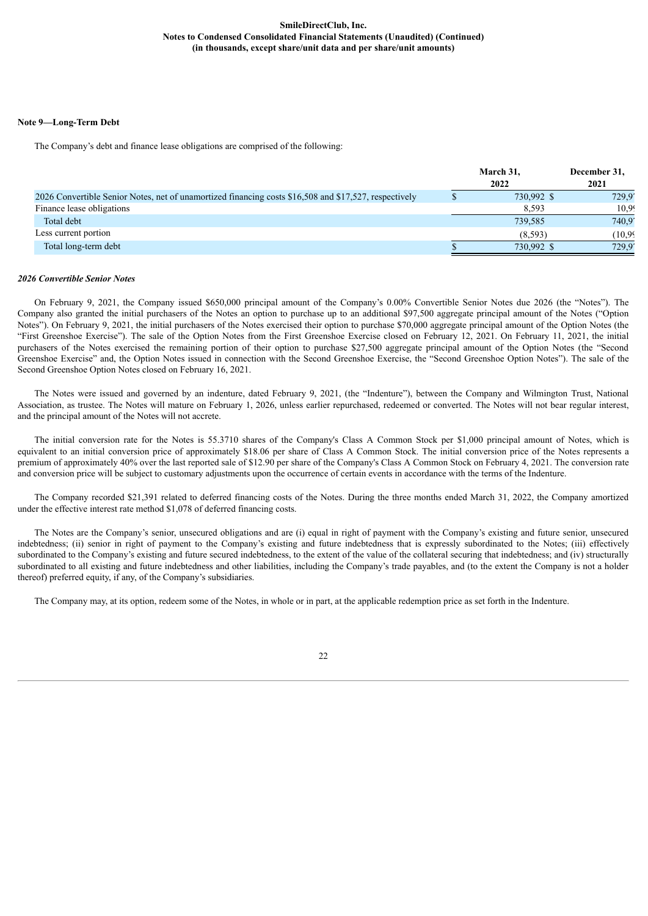**Note 9—Long-Term Debt**

The Company's debt and finance lease obligations are comprised of the following:

| | March 31, 2022 | December 31, 2021 |
|---|---|---|
| 2026 Convertible Senior Notes, net of unamortized financing costs $16,508 and $17,527, respectively | $ 730,992 | $ 729,9 |
| Finance lease obligations | 8,593 | 10,9 |
| Total debt | 739,585 | 740,9 |
| Less current portion | (8,593) | (10,9 |
| Total long-term debt | $ 730,992 | $ 729,9 |

***2026 Convertible Senior Notes***

On February 9, 2021, the Company issued $650,000 principal amount of the Company's 0.00% Convertible Senior Notes due 2026 (the "Notes"). The Company also granted the initial purchasers of the Notes an option to purchase up to an additional $97,500 aggregate principal amount of the Notes ("Option Notes"). On February 9, 2021, the initial purchasers of the Notes exercised their option to purchase $70,000 aggregate principal amount of the Option Notes (the "First Greenshoe Exercise"). The sale of the Option Notes from the First Greenshoe Exercise closed on February 12, 2021. On February 11, 2021, the initial purchasers of the Notes exercised the remaining portion of their option to purchase $27,500 aggregate principal amount of the Option Notes (the "Second Greenshoe Exercise" and, the Option Notes issued in connection with the Second Greenshoe Exercise, the "Second Greenshoe Option Notes"). The sale of the Second Greenshoe Option Notes closed on February 16, 2021.

The Notes were issued and governed by an indenture, dated February 9, 2021, (the "Indenture"), between the Company and Wilmington Trust, National Association, as trustee. The Notes will mature on February 1, 2026, unless earlier repurchased, redeemed or converted. The Notes will not bear regular interest, and the principal amount of the Notes will not accrete.

The initial conversion rate for the Notes is 55.3710 shares of the Company's Class A Common Stock per $1,000 principal amount of Notes, which is equivalent to an initial conversion price of approximately $18.06 per share of Class A Common Stock. The initial conversion price of the Notes represents a premium of approximately 40% over the last reported sale of $12.90 per share of the Company's Class A Common Stock on February 4, 2021. The conversion rate and conversion price will be subject to customary adjustments upon the occurrence of certain events in accordance with the terms of the Indenture.

The Company recorded $21,391 related to deferred financing costs of the Notes. During the three months ended March 31, 2022, the Company amortized under the effective interest rate method $1,078 of deferred financing costs.

The Notes are the Company's senior, unsecured obligations and are (i) equal in right of payment with the Company's existing and future senior, unsecured indebtedness; (ii) senior in right of payment to the Company's existing and future indebtedness that is expressly subordinated to the Notes; (iii) effectively subordinated to the Company's existing and future secured indebtedness, to the extent of the value of the collateral securing that indebtedness; and (iv) structurally subordinated to all existing and future indebtedness and other liabilities, including the Company's trade payables, and (to the extent the Company is not a holder thereof) preferred equity, if any, of the Company's subsidiaries.

The Company may, at its option, redeem some of the Notes, in whole or in part, at the applicable redemption price as set forth in the Indenture.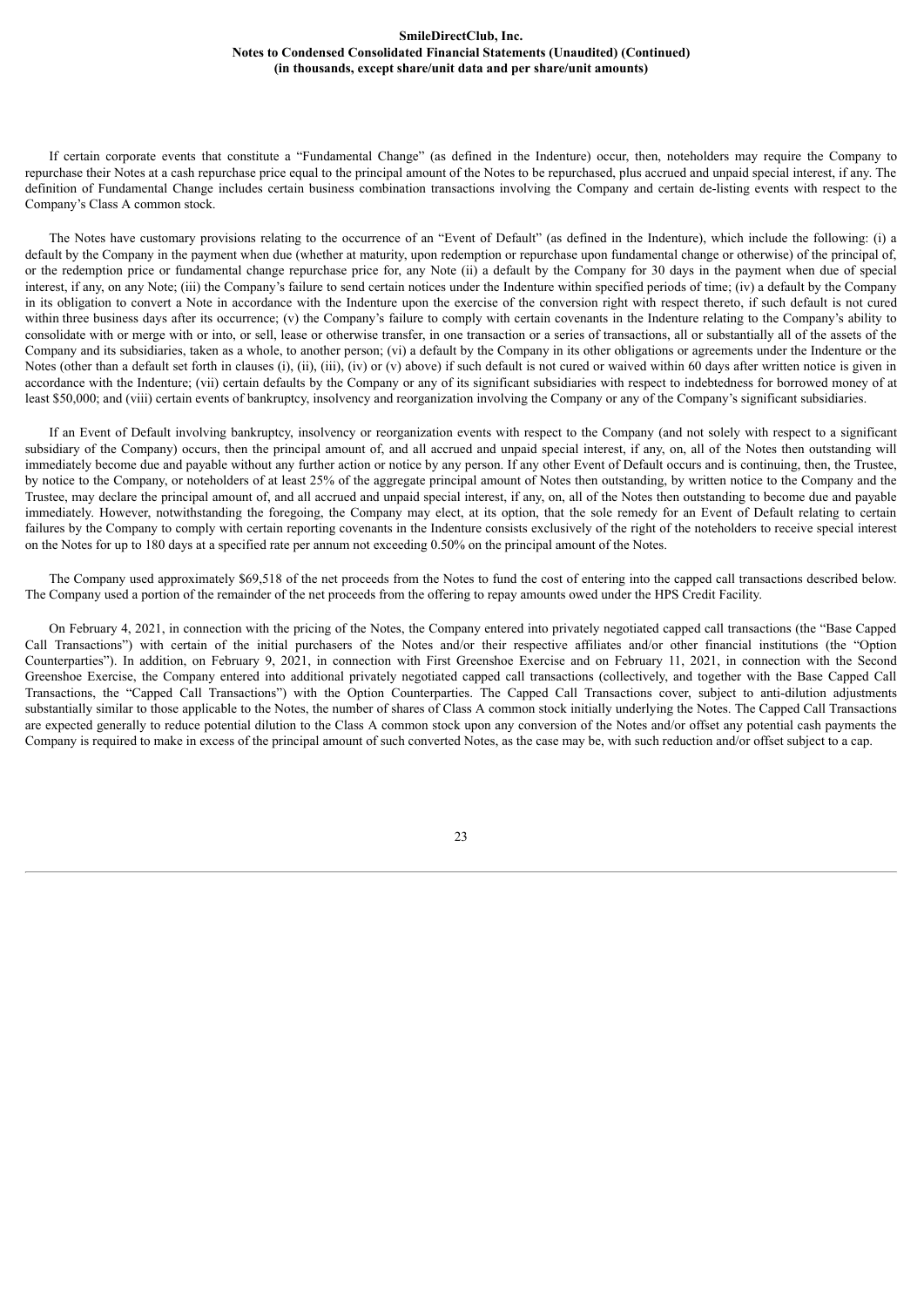If certain corporate events that constitute a "Fundamental Change" (as defined in the Indenture) occur, then, noteholders may require the Company to repurchase their Notes at a cash repurchase price equal to the principal amount of the Notes to be repurchased, plus accrued and unpaid special interest, if any. The definition of Fundamental Change includes certain business combination transactions involving the Company and certain de-listing events with respect to the Company's Class A common stock.

The Notes have customary provisions relating to the occurrence of an "Event of Default" (as defined in the Indenture), which include the following: (i) a default by the Company in the payment when due (whether at maturity, upon redemption or repurchase upon fundamental change or otherwise) of the principal of, or the redemption price or fundamental change repurchase price for, any Note (ii) a default by the Company for 30 days in the payment when due of special interest, if any, on any Note; (iii) the Company's failure to send certain notices under the Indenture within specified periods of time; (iv) a default by the Company in its obligation to convert a Note in accordance with the Indenture upon the exercise of the conversion right with respect thereto, if such default is not cured within three business days after its occurrence; (v) the Company's failure to comply with certain covenants in the Indenture relating to the Company's ability to consolidate with or merge with or into, or sell, lease or otherwise transfer, in one transaction or a series of transactions, all or substantially all of the assets of the Company and its subsidiaries, taken as a whole, to another person; (vi) a default by the Company in its other obligations or agreements under the Indenture or the Notes (other than a default set forth in clauses (i), (ii), (iii), (iv) or (v) above) if such default is not cured or waived within 60 days after written notice is given in accordance with the Indenture; (vii) certain defaults by the Company or any of its significant subsidiaries with respect to indebtedness for borrowed money of at least $50,000; and (viii) certain events of bankruptcy, insolvency and reorganization involving the Company or any of the Company's significant subsidiaries.

If an Event of Default involving bankruptcy, insolvency or reorganization events with respect to the Company (and not solely with respect to a significant subsidiary of the Company) occurs, then the principal amount of, and all accrued and unpaid special interest, if any, on, all of the Notes then outstanding will immediately become due and payable without any further action or notice by any person. If any other Event of Default occurs and is continuing, then, the Trustee, by notice to the Company, or noteholders of at least 25% of the aggregate principal amount of Notes then outstanding, by written notice to the Company and the Trustee, may declare the principal amount of, and all accrued and unpaid special interest, if any, on, all of the Notes then outstanding to become due and payable immediately. However, notwithstanding the foregoing, the Company may elect, at its option, that the sole remedy for an Event of Default relating to certain failures by the Company to comply with certain reporting covenants in the Indenture consists exclusively of the right of the noteholders to receive special interest on the Notes for up to 180 days at a specified rate per annum not exceeding 0.50% on the principal amount of the Notes.

The Company used approximately $69,518 of the net proceeds from the Notes to fund the cost of entering into the capped call transactions described below. The Company used a portion of the remainder of the net proceeds from the offering to repay amounts owed under the HPS Credit Facility.

On February 4, 2021, in connection with the pricing of the Notes, the Company entered into privately negotiated capped call transactions (the "Base Capped Call Transactions") with certain of the initial purchasers of the Notes and/or their respective affiliates and/or other financial institutions (the "Option Counterparties"). In addition, on February 9, 2021, in connection with First Greenshoe Exercise and on February 11, 2021, in connection with the Second Greenshoe Exercise, the Company entered into additional privately negotiated capped call transactions (collectively, and together with the Base Capped Call Transactions, the "Capped Call Transactions") with the Option Counterparties. The Capped Call Transactions cover, subject to anti-dilution adjustments substantially similar to those applicable to the Notes, the number of shares of Class A common stock initially underlying the Notes. The Capped Call Transactions are expected generally to reduce potential dilution to the Class A common stock upon any conversion of the Notes and/or offset any potential cash payments the Company is required to make in excess of the principal amount of such converted Notes, as the case may be, with such reduction and/or offset subject to a cap.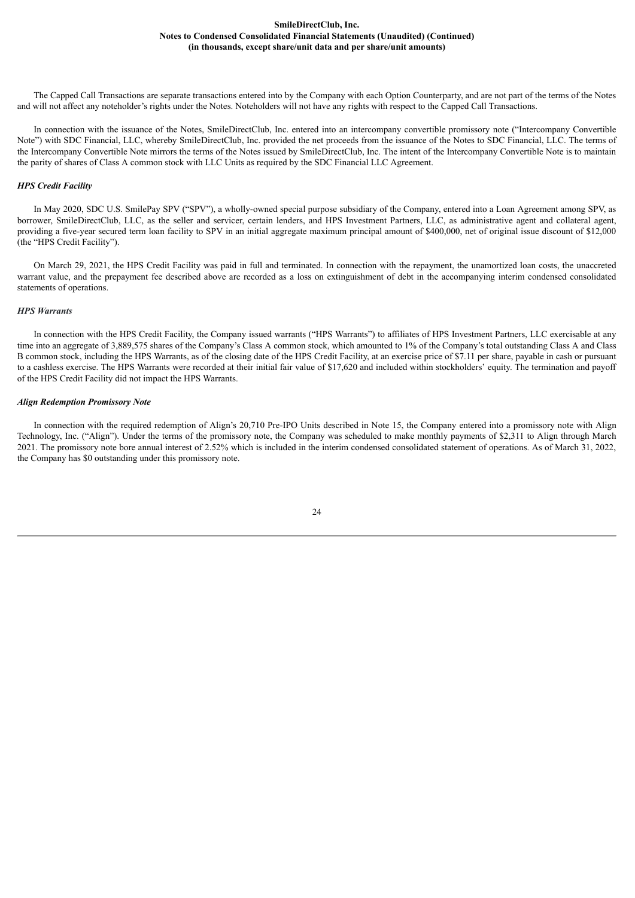The Capped Call Transactions are separate transactions entered into by the Company with each Option Counterparty, and are not part of the terms of the Notes and will not affect any noteholder's rights under the Notes. Noteholders will not have any rights with respect to the Capped Call Transactions.

In connection with the issuance of the Notes, SmileDirectClub, Inc. entered into an intercompany convertible promissory note ("Intercompany Convertible Note") with SDC Financial, LLC, whereby SmileDirectClub, Inc. provided the net proceeds from the issuance of the Notes to SDC Financial, LLC. The terms of the Intercompany Convertible Note mirrors the terms of the Notes issued by SmileDirectClub, Inc. The intent of the Intercompany Convertible Note is to maintain the parity of shares of Class A common stock with LLC Units as required by the SDC Financial LLC Agreement.

*HPS Credit Facility*

In May 2020, SDC U.S. SmilePay SPV ("SPV"), a wholly-owned special purpose subsidiary of the Company, entered into a Loan Agreement among SPV, as borrower, SmileDirectClub, LLC, as the seller and servicer, certain lenders, and HPS Investment Partners, LLC, as administrative agent and collateral agent, providing a five-year secured term loan facility to SPV in an initial aggregate maximum principal amount of $400,000, net of original issue discount of $12,000 (the "HPS Credit Facility").

On March 29, 2021, the HPS Credit Facility was paid in full and terminated. In connection with the repayment, the unamortized loan costs, the unaccreted warrant value, and the prepayment fee described above are recorded as a loss on extinguishment of debt in the accompanying interim condensed consolidated statements of operations.

*HPS Warrants*

In connection with the HPS Credit Facility, the Company issued warrants ("HPS Warrants") to affiliates of HPS Investment Partners, LLC exercisable at any time into an aggregate of 3,889,575 shares of the Company's Class A common stock, which amounted to 1% of the Company's total outstanding Class A and Class B common stock, including the HPS Warrants, as of the closing date of the HPS Credit Facility, at an exercise price of $7.11 per share, payable in cash or pursuant to a cashless exercise. The HPS Warrants were recorded at their initial fair value of $17,620 and included within stockholders' equity. The termination and payoff of the HPS Credit Facility did not impact the HPS Warrants.

*Align Redemption Promissory Note*

In connection with the required redemption of Align's 20,710 Pre-IPO Units described in Note 15, the Company entered into a promissory note with Align Technology, Inc. ("Align"). Under the terms of the promissory note, the Company was scheduled to make monthly payments of $2,311 to Align through March 2021. The promissory note bore annual interest of 2.52% which is included in the interim condensed consolidated statement of operations. As of March 31, 2022, the Company has $0 outstanding under this promissory note.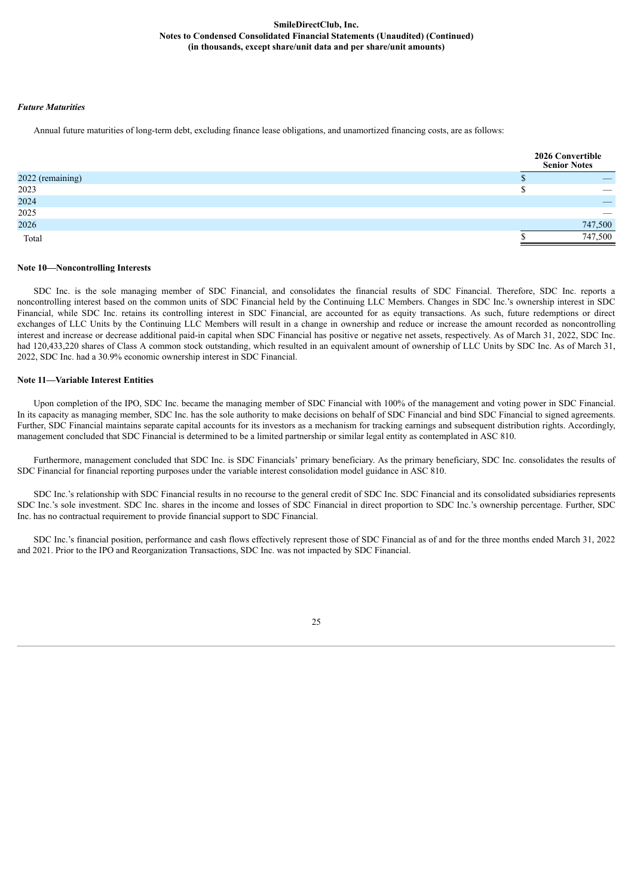### *Future Maturities*

Annual future maturities of long-term debt, excluding finance lease obligations, and unamortized financing costs, are as follows:

| | 2026 Convertible Senior Notes |
|---|---|
| 2022 (remaining) | $ — |
| 2023 | $ — |
| 2024 | — |
| 2025 | — |
| 2026 | 747,500 |
| Total | $ 747,500 |

**Note 10—Noncontrolling Interests**

SDC Inc. is the sole managing member of SDC Financial, and consolidates the financial results of SDC Financial. Therefore, SDC Inc. reports a noncontrolling interest based on the common units of SDC Financial held by the Continuing LLC Members. Changes in SDC Inc.'s ownership interest in SDC Financial, while SDC Inc. retains its controlling interest in SDC Financial, are accounted for as equity transactions. As such, future redemptions or direct exchanges of LLC Units by the Continuing LLC Members will result in a change in ownership and reduce or increase the amount recorded as noncontrolling interest and increase or decrease additional paid-in capital when SDC Financial has positive or negative net assets, respectively. As of March 31, 2022, SDC Inc. had 120,433,220 shares of Class A common stock outstanding, which resulted in an equivalent amount of ownership of LLC Units by SDC Inc. As of March 31, 2022, SDC Inc. had a 30.9% economic ownership interest in SDC Financial.

**Note 11—Variable Interest Entities**

Upon completion of the IPO, SDC Inc. became the managing member of SDC Financial with 100% of the management and voting power in SDC Financial. In its capacity as managing member, SDC Inc. has the sole authority to make decisions on behalf of SDC Financial and bind SDC Financial to signed agreements. Further, SDC Financial maintains separate capital accounts for its investors as a mechanism for tracking earnings and subsequent distribution rights. Accordingly, management concluded that SDC Financial is determined to be a limited partnership or similar legal entity as contemplated in ASC 810.

Furthermore, management concluded that SDC Inc. is SDC Financials' primary beneficiary. As the primary beneficiary, SDC Inc. consolidates the results of SDC Financial for financial reporting purposes under the variable interest consolidation model guidance in ASC 810.

SDC Inc.'s relationship with SDC Financial results in no recourse to the general credit of SDC Inc. SDC Financial and its consolidated subsidiaries represents SDC Inc.'s sole investment. SDC Inc. shares in the income and losses of SDC Financial in direct proportion to SDC Inc.'s ownership percentage. Further, SDC Inc. has no contractual requirement to provide financial support to SDC Financial.

SDC Inc.'s financial position, performance and cash flows effectively represent those of SDC Financial as of and for the three months ended March 31, 2022 and 2021. Prior to the IPO and Reorganization Transactions, SDC Inc. was not impacted by SDC Financial.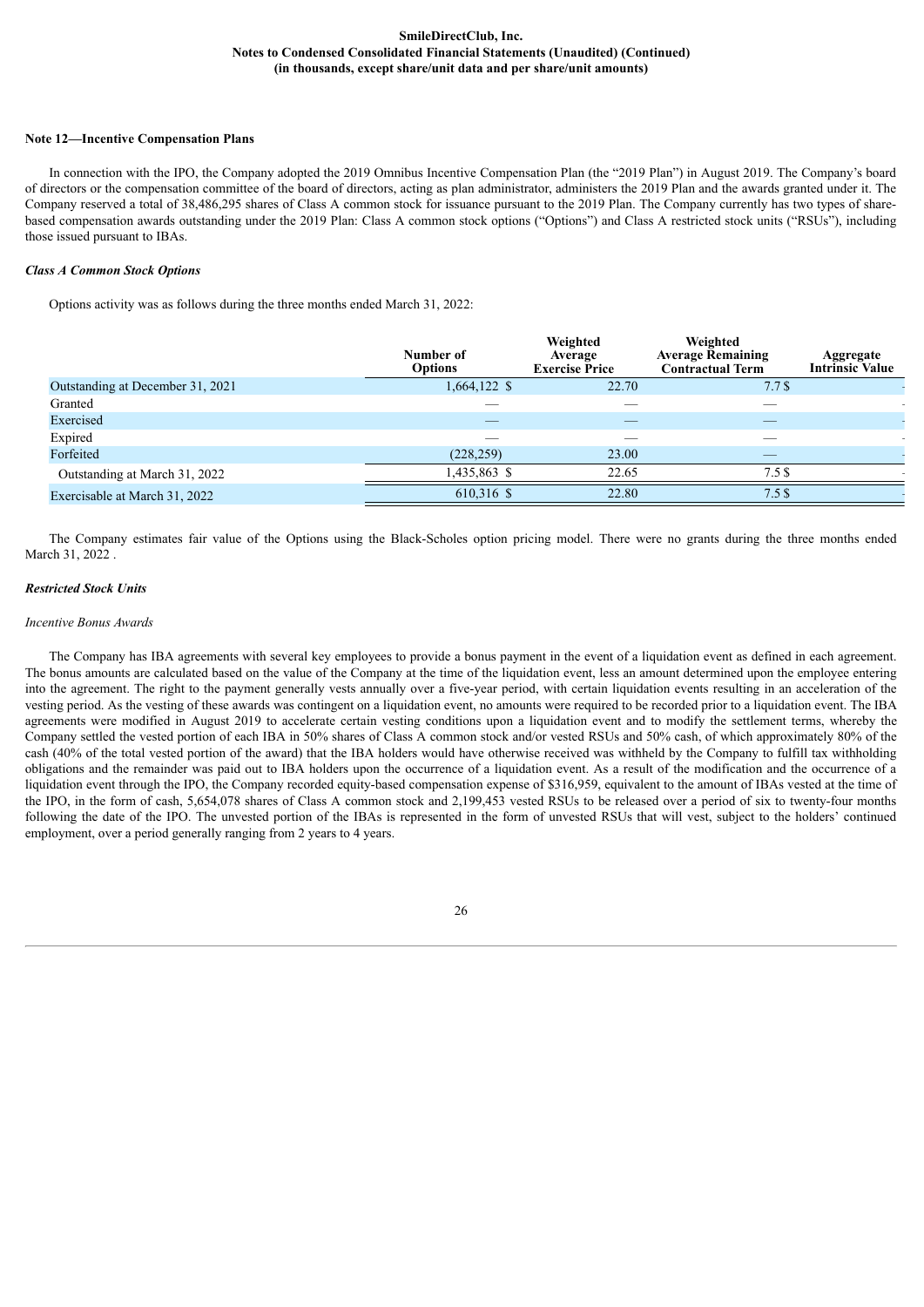### Note 12—Incentive Compensation Plans

In connection with the IPO, the Company adopted the 2019 Omnibus Incentive Compensation Plan (the "2019 Plan") in August 2019. The Company's board of directors or the compensation committee of the board of directors, acting as plan administrator, administers the 2019 Plan and the awards granted under it. The Company reserved a total of 38,486,295 shares of Class A common stock for issuance pursuant to the 2019 Plan. The Company currently has two types of share-based compensation awards outstanding under the 2019 Plan: Class A common stock options ("Options") and Class A restricted stock units ("RSUs"), including those issued pursuant to IBAs.

***Class A Common Stock Options***

Options activity was as follows during the three months ended March 31, 2022:

| | Number of Options | Weighted Average Exercise Price | Weighted Average Remaining Contractual Term | Aggregate Intrinsic Value |
|---|---|---|---|---|
| Outstanding at December 31, 2021 | 1,664,122 | $ 22.70 | 7.7 | $ - |
| Granted | — | — | — | - |
| Exercised | — | — | — | - |
| Expired | — | — | — | - |
| Forfeited | (228,259) | 23.00 | — | - |
| Outstanding at March 31, 2022 | 1,435,863 | $ 22.65 | 7.5 | $ - |
| Exercisable at March 31, 2022 | 610,316 | $ 22.80 | 7.5 | $ - |

The Company estimates fair value of the Options using the Black-Scholes option pricing model. There were no grants during the three months ended March 31, 2022 .

***Restricted Stock Units***

*Incentive Bonus Awards*

The Company has IBA agreements with several key employees to provide a bonus payment in the event of a liquidation event as defined in each agreement. The bonus amounts are calculated based on the value of the Company at the time of the liquidation event, less an amount determined upon the employee entering into the agreement. The right to the payment generally vests annually over a five-year period, with certain liquidation events resulting in an acceleration of the vesting period. As the vesting of these awards was contingent on a liquidation event, no amounts were required to be recorded prior to a liquidation event. The IBA agreements were modified in August 2019 to accelerate certain vesting conditions upon a liquidation event and to modify the settlement terms, whereby the Company settled the vested portion of each IBA in 50% shares of Class A common stock and/or vested RSUs and 50% cash, of which approximately 80% of the cash (40% of the total vested portion of the award) that the IBA holders would have otherwise received was withheld by the Company to fulfill tax withholding obligations and the remainder was paid out to IBA holders upon the occurrence of a liquidation event. As a result of the modification and the occurrence of a liquidation event through the IPO, the Company recorded equity-based compensation expense of $316,959, equivalent to the amount of IBAs vested at the time of the IPO, in the form of cash, 5,654,078 shares of Class A common stock and 2,199,453 vested RSUs to be released over a period of six to twenty-four months following the date of the IPO. The unvested portion of the IBAs is represented in the form of unvested RSUs that will vest, subject to the holders' continued employment, over a period generally ranging from 2 years to 4 years.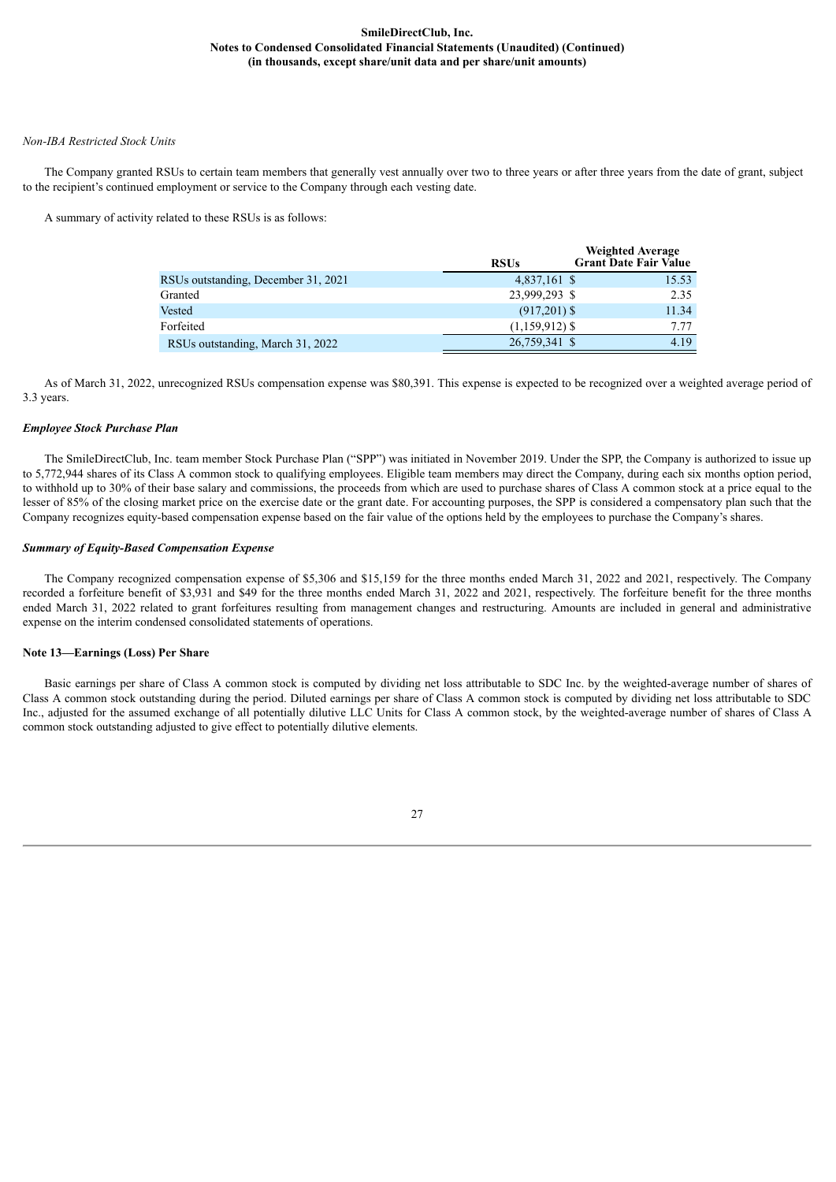*Non-IBA Restricted Stock Units*

The Company granted RSUs to certain team members that generally vest annually over two to three years or after three years from the date of grant, subject to the recipient's continued employment or service to the Company through each vesting date.

A summary of activity related to these RSUs is as follows:

| | RSUs | Weighted Average Grant Date Fair Value |
|---|---|---|
| RSUs outstanding, December 31, 2021 | 4,837,161 | $ 15.53 |
| Granted | 23,999,293 | $ 2.35 |
| Vested | (917,201) | $ 11.34 |
| Forfeited | (1,159,912) | $ 7.77 |
| RSUs outstanding, March 31, 2022 | 26,759,341 | $ 4.19 |

As of March 31, 2022, unrecognized RSUs compensation expense was $80,391. This expense is expected to be recognized over a weighted average period of 3.3 years.

***Employee Stock Purchase Plan***

The SmileDirectClub, Inc. team member Stock Purchase Plan ("SPP") was initiated in November 2019. Under the SPP, the Company is authorized to issue up to 5,772,944 shares of its Class A common stock to qualifying employees. Eligible team members may direct the Company, during each six months option period, to withhold up to 30% of their base salary and commissions, the proceeds from which are used to purchase shares of Class A common stock at a price equal to the lesser of 85% of the closing market price on the exercise date or the grant date. For accounting purposes, the SPP is considered a compensatory plan such that the Company recognizes equity-based compensation expense based on the fair value of the options held by the employees to purchase the Company's shares.

***Summary of Equity-Based Compensation Expense***

The Company recognized compensation expense of $5,306 and $15,159 for the three months ended March 31, 2022 and 2021, respectively. The Company recorded a forfeiture benefit of $3,931 and $49 for the three months ended March 31, 2022 and 2021, respectively. The forfeiture benefit for the three months ended March 31, 2022 related to grant forfeitures resulting from management changes and restructuring. Amounts are included in general and administrative expense on the interim condensed consolidated statements of operations.

## Note 13—Earnings (Loss) Per Share

Basic earnings per share of Class A common stock is computed by dividing net loss attributable to SDC Inc. by the weighted-average number of shares of Class A common stock outstanding during the period. Diluted earnings per share of Class A common stock is computed by dividing net loss attributable to SDC Inc., adjusted for the assumed exchange of all potentially dilutive LLC Units for Class A common stock, by the weighted-average number of shares of Class A common stock outstanding adjusted to give effect to potentially dilutive elements.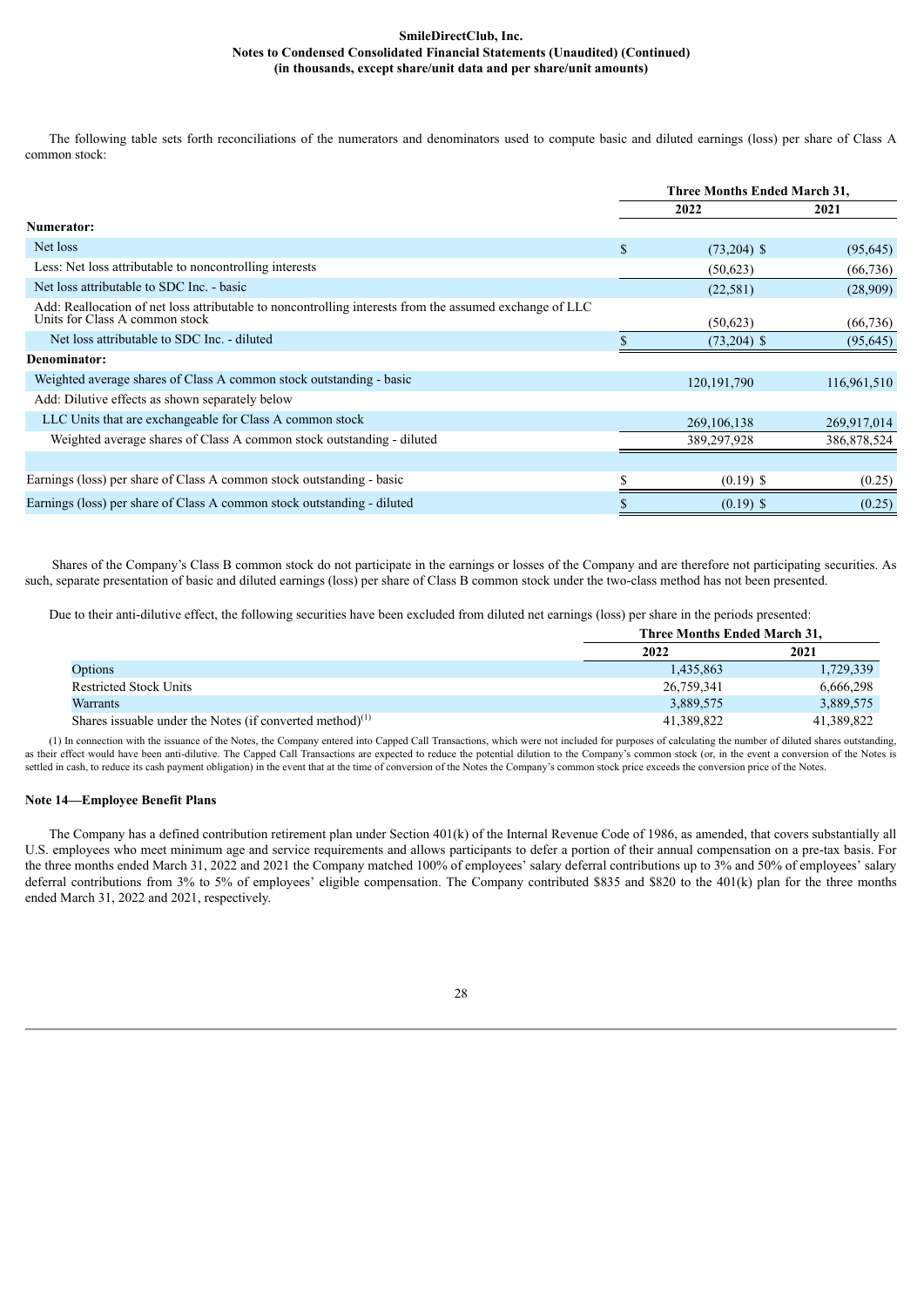The following table sets forth reconciliations of the numerators and denominators used to compute basic and diluted earnings (loss) per share of Class A common stock:

| | Three Months Ended March 31, | |
|---|---|---|
| | 2022 | 2021 |
| **Numerator:** | | |
| Net loss | $ (73,204) | $ (95,645) |
| Less: Net loss attributable to noncontrolling interests | (50,623) | (66,736) |
| Net loss attributable to SDC Inc. - basic | (22,581) | (28,909) |
| Add: Reallocation of net loss attributable to noncontrolling interests from the assumed exchange of LLC Units for Class A common stock | (50,623) | (66,736) |
| Net loss attributable to SDC Inc. - diluted | $ (73,204) | $ (95,645) |
| **Denominator:** | | |
| Weighted average shares of Class A common stock outstanding - basic | 120,191,790 | 116,961,510 |
| Add: Dilutive effects as shown separately below | | |
| LLC Units that are exchangeable for Class A common stock | 269,106,138 | 269,917,014 |
| Weighted average shares of Class A common stock outstanding - diluted | 389,297,928 | 386,878,524 |
| | | |
| Earnings (loss) per share of Class A common stock outstanding - basic | $ (0.19) | $ (0.25) |
| Earnings (loss) per share of Class A common stock outstanding - diluted | $ (0.19) | $ (0.25) |

Shares of the Company's Class B common stock do not participate in the earnings or losses of the Company and are therefore not participating securities. As such, separate presentation of basic and diluted earnings (loss) per share of Class B common stock under the two-class method has not been presented.

Due to their anti-dilutive effect, the following securities have been excluded from diluted net earnings (loss) per share in the periods presented:

| | Three Months Ended March 31, | |
|---|---|---|
| | 2022 | 2021 |
| Options | 1,435,863 | 1,729,339 |
| Restricted Stock Units | 26,759,341 | 6,666,298 |
| Warrants | 3,889,575 | 3,889,575 |
| Shares issuable under the Notes (if converted method)(1) | 41,389,822 | 41,389,822 |

(1) In connection with the issuance of the Notes, the Company entered into Capped Call Transactions, which were not included for purposes of calculating the number of diluted shares outstanding, as their effect would have been anti-dilutive. The Capped Call Transactions are expected to reduce the potential dilution to the Company's common stock (or, in the event a conversion of the Notes is settled in cash, to reduce its cash payment obligation) in the event that at the time of conversion of the Notes the Company's common stock price exceeds the conversion price of the Notes.

**Note 14—Employee Benefit Plans**

The Company has a defined contribution retirement plan under Section 401(k) of the Internal Revenue Code of 1986, as amended, that covers substantially all U.S. employees who meet minimum age and service requirements and allows participants to defer a portion of their annual compensation on a pre-tax basis. For the three months ended March 31, 2022 and 2021 the Company matched 100% of employees' salary deferral contributions up to 3% and 50% of employees' salary deferral contributions from 3% to 5% of employees' eligible compensation. The Company contributed $835 and $820 to the 401(k) plan for the three months ended March 31, 2022 and 2021, respectively.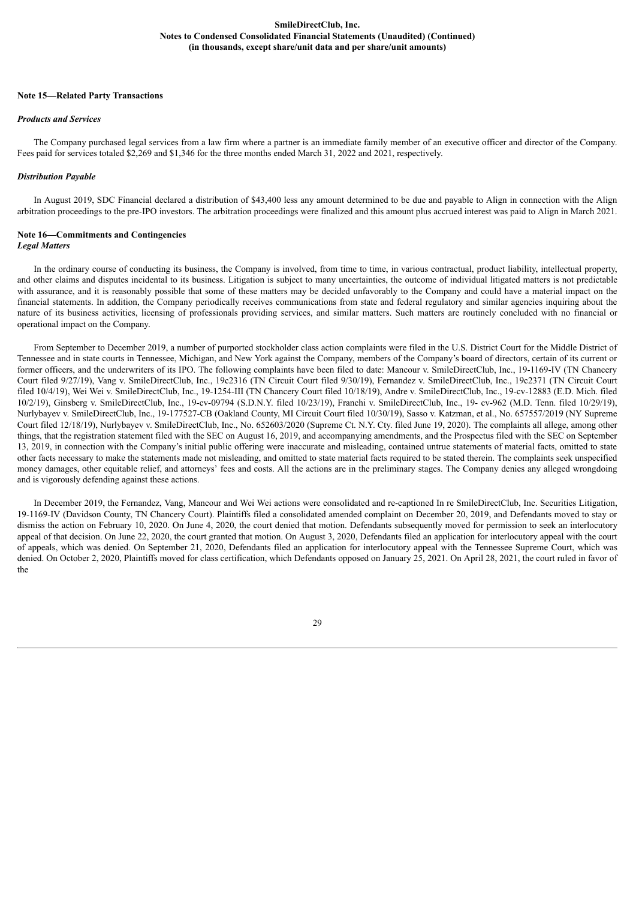## Note 15—Related Party Transactions

### *Products and Services*

The Company purchased legal services from a law firm where a partner is an immediate family member of an executive officer and director of the Company. Fees paid for services totaled $2,269 and $1,346 for the three months ended March 31, 2022 and 2021, respectively.

### *Distribution Payable*

In August 2019, SDC Financial declared a distribution of $43,400 less any amount determined to be due and payable to Align in connection with the Align arbitration proceedings to the pre-IPO investors. The arbitration proceedings were finalized and this amount plus accrued interest was paid to Align in March 2021.

## Note 16—Commitments and Contingencies

### *Legal Matters*

In the ordinary course of conducting its business, the Company is involved, from time to time, in various contractual, product liability, intellectual property, and other claims and disputes incidental to its business. Litigation is subject to many uncertainties, the outcome of individual litigated matters is not predictable with assurance, and it is reasonably possible that some of these matters may be decided unfavorably to the Company and could have a material impact on the financial statements. In addition, the Company periodically receives communications from state and federal regulatory and similar agencies inquiring about the nature of its business activities, licensing of professionals providing services, and similar matters. Such matters are routinely concluded with no financial or operational impact on the Company.

From September to December 2019, a number of purported stockholder class action complaints were filed in the U.S. District Court for the Middle District of Tennessee and in state courts in Tennessee, Michigan, and New York against the Company, members of the Company's board of directors, certain of its current or former officers, and the underwriters of its IPO. The following complaints have been filed to date: Mancour v. SmileDirectClub, Inc., 19-1169-IV (TN Chancery Court filed 9/27/19), Vang v. SmileDirectClub, Inc., 19c2316 (TN Circuit Court filed 9/30/19), Fernandez v. SmileDirectClub, Inc., 19c2371 (TN Circuit Court filed 10/4/19), Wei Wei v. SmileDirectClub, Inc., 19-1254-III (TN Chancery Court filed 10/18/19), Andre v. SmileDirectClub, Inc., 19-cv-12883 (E.D. Mich. filed 10/2/19), Ginsberg v. SmileDirectClub, Inc., 19-cv-09794 (S.D.N.Y. filed 10/23/19), Franchi v. SmileDirectClub, Inc., 19- cv-962 (M.D. Tenn. filed 10/29/19), Nurlybayev v. SmileDirectClub, Inc., 19-177527-CB (Oakland County, MI Circuit Court filed 10/30/19), Sasso v. Katzman, et al., No. 657557/2019 (NY Supreme Court filed 12/18/19), Nurlybayev v. SmileDirectClub, Inc., No. 652603/2020 (Supreme Ct. N.Y. Cty. filed June 19, 2020). The complaints all allege, among other things, that the registration statement filed with the SEC on August 16, 2019, and accompanying amendments, and the Prospectus filed with the SEC on September 13, 2019, in connection with the Company's initial public offering were inaccurate and misleading, contained untrue statements of material facts, omitted to state other facts necessary to make the statements made not misleading, and omitted to state material facts required to be stated therein. The complaints seek unspecified money damages, other equitable relief, and attorneys' fees and costs. All the actions are in the preliminary stages. The Company denies any alleged wrongdoing and is vigorously defending against these actions.

In December 2019, the Fernandez, Vang, Mancour and Wei Wei actions were consolidated and re-captioned In re SmileDirectClub, Inc. Securities Litigation, 19-1169-IV (Davidson County, TN Chancery Court). Plaintiffs filed a consolidated amended complaint on December 20, 2019, and Defendants moved to stay or dismiss the action on February 10, 2020. On June 4, 2020, the court denied that motion. Defendants subsequently moved for permission to seek an interlocutory appeal of that decision. On June 22, 2020, the court granted that motion. On August 3, 2020, Defendants filed an application for interlocutory appeal with the court of appeals, which was denied. On September 21, 2020, Defendants filed an application for interlocutory appeal with the Tennessee Supreme Court, which was denied. On October 2, 2020, Plaintiffs moved for class certification, which Defendants opposed on January 25, 2021. On April 28, 2021, the court ruled in favor of the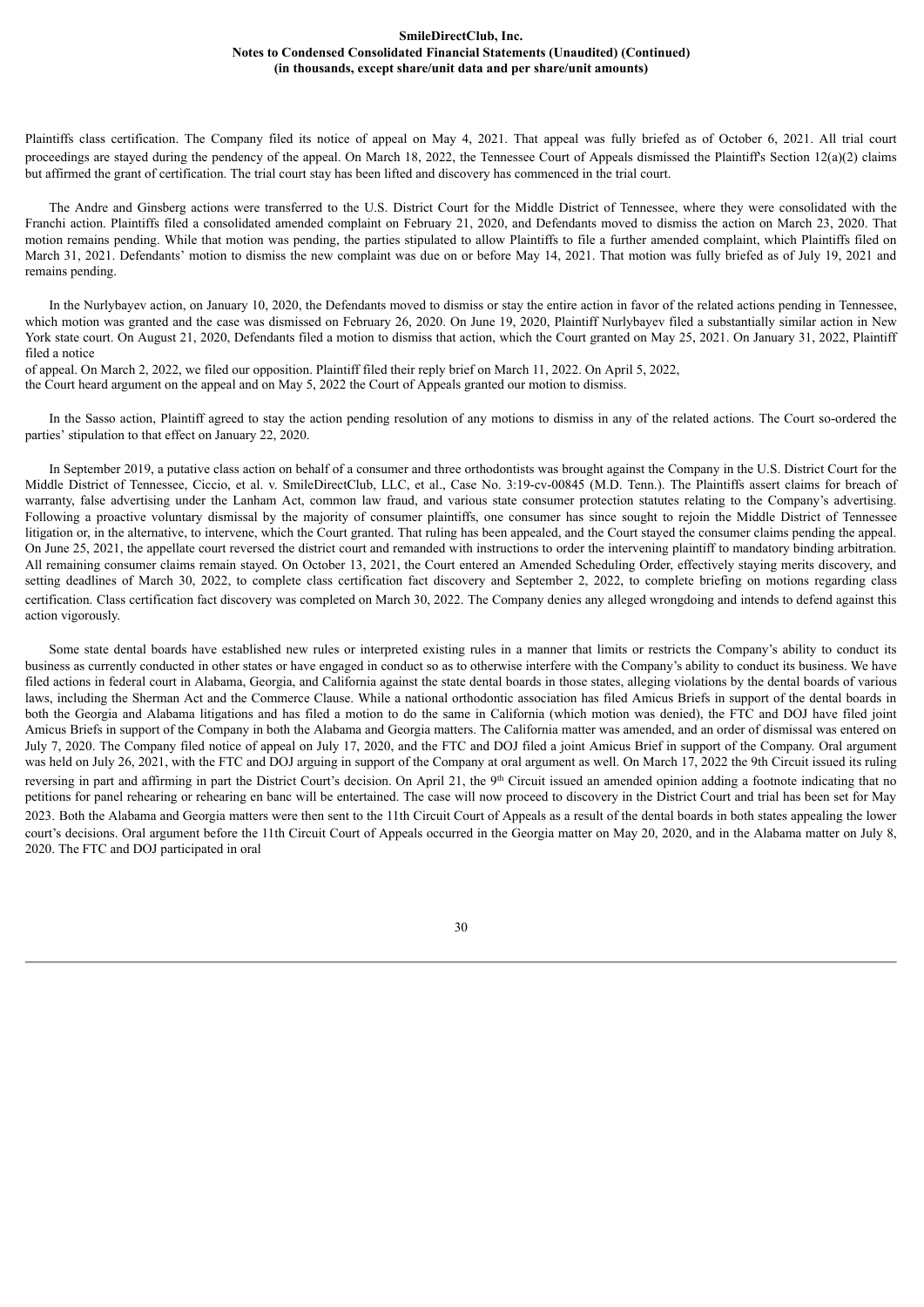Plaintiffs class certification. The Company filed its notice of appeal on May 4, 2021. That appeal was fully briefed as of October 6, 2021. All trial court proceedings are stayed during the pendency of the appeal. On March 18, 2022, the Tennessee Court of Appeals dismissed the Plaintiff's Section 12(a)(2) claims but affirmed the grant of certification. The trial court stay has been lifted and discovery has commenced in the trial court.

The Andre and Ginsberg actions were transferred to the U.S. District Court for the Middle District of Tennessee, where they were consolidated with the Franchi action. Plaintiffs filed a consolidated amended complaint on February 21, 2020, and Defendants moved to dismiss the action on March 23, 2020. That motion remains pending. While that motion was pending, the parties stipulated to allow Plaintiffs to file a further amended complaint, which Plaintiffs filed on March 31, 2021. Defendants' motion to dismiss the new complaint was due on or before May 14, 2021. That motion was fully briefed as of July 19, 2021 and remains pending.

In the Nurlybayev action, on January 10, 2020, the Defendants moved to dismiss or stay the entire action in favor of the related actions pending in Tennessee, which motion was granted and the case was dismissed on February 26, 2020. On June 19, 2020, Plaintiff Nurlybayev filed a substantially similar action in New York state court. On August 21, 2020, Defendants filed a motion to dismiss that action, which the Court granted on May 25, 2021. On January 31, 2022, Plaintiff filed a notice of appeal. On March 2, 2022, we filed our opposition. Plaintiff filed their reply brief on March 11, 2022. On April 5, 2022, the Court heard argument on the appeal and on May 5, 2022 the Court of Appeals granted our motion to dismiss.

In the Sasso action, Plaintiff agreed to stay the action pending resolution of any motions to dismiss in any of the related actions. The Court so-ordered the parties' stipulation to that effect on January 22, 2020.

In September 2019, a putative class action on behalf of a consumer and three orthodontists was brought against the Company in the U.S. District Court for the Middle District of Tennessee, Ciccio, et al. v. SmileDirectClub, LLC, et al., Case No. 3:19-cv-00845 (M.D. Tenn.). The Plaintiffs assert claims for breach of warranty, false advertising under the Lanham Act, common law fraud, and various state consumer protection statutes relating to the Company's advertising. Following a proactive voluntary dismissal by the majority of consumer plaintiffs, one consumer has since sought to rejoin the Middle District of Tennessee litigation or, in the alternative, to intervene, which the Court granted. That ruling has been appealed, and the Court stayed the consumer claims pending the appeal. On June 25, 2021, the appellate court reversed the district court and remanded with instructions to order the intervening plaintiff to mandatory binding arbitration. All remaining consumer claims remain stayed. On October 13, 2021, the Court entered an Amended Scheduling Order, effectively staying merits discovery, and setting deadlines of March 30, 2022, to complete class certification fact discovery and September 2, 2022, to complete briefing on motions regarding class certification. Class certification fact discovery was completed on March 30, 2022. The Company denies any alleged wrongdoing and intends to defend against this action vigorously.

Some state dental boards have established new rules or interpreted existing rules in a manner that limits or restricts the Company's ability to conduct its business as currently conducted in other states or have engaged in conduct so as to otherwise interfere with the Company's ability to conduct its business. We have filed actions in federal court in Alabama, Georgia, and California against the state dental boards in those states, alleging violations by the dental boards of various laws, including the Sherman Act and the Commerce Clause. While a national orthodontic association has filed Amicus Briefs in support of the dental boards in both the Georgia and Alabama litigations and has filed a motion to do the same in California (which motion was denied), the FTC and DOJ have filed joint Amicus Briefs in support of the Company in both the Alabama and Georgia matters. The California matter was amended, and an order of dismissal was entered on July 7, 2020. The Company filed notice of appeal on July 17, 2020, and the FTC and DOJ filed a joint Amicus Brief in support of the Company. Oral argument was held on July 26, 2021, with the FTC and DOJ arguing in support of the Company at oral argument as well. On March 17, 2022 the 9th Circuit issued its ruling reversing in part and affirming in part the District Court's decision. On April 21, the 9th Circuit issued an amended opinion adding a footnote indicating that no petitions for panel rehearing or rehearing en banc will be entertained. The case will now proceed to discovery in the District Court and trial has been set for May 2023. Both the Alabama and Georgia matters were then sent to the 11th Circuit Court of Appeals as a result of the dental boards in both states appealing the lower court's decisions. Oral argument before the 11th Circuit Court of Appeals occurred in the Georgia matter on May 20, 2020, and in the Alabama matter on July 8, 2020. The FTC and DOJ participated in oral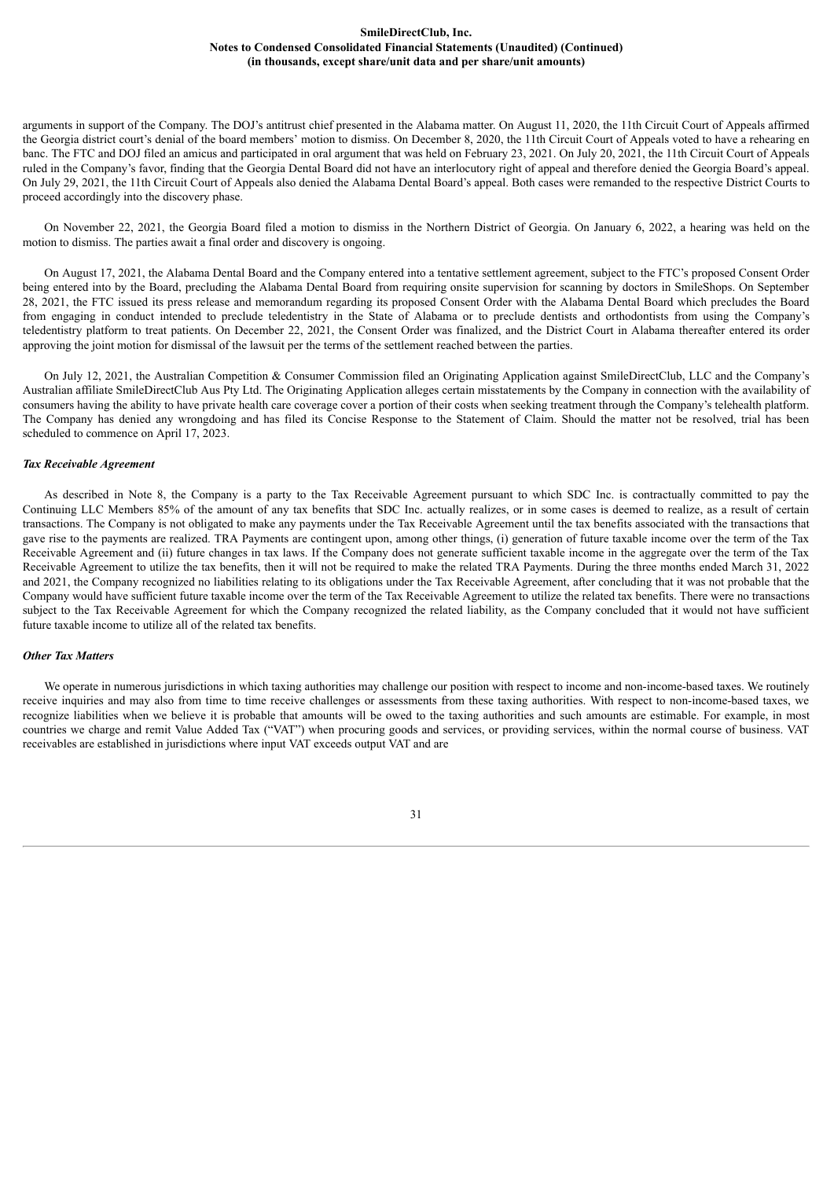arguments in support of the Company. The DOJ's antitrust chief presented in the Alabama matter. On August 11, 2020, the 11th Circuit Court of Appeals affirmed the Georgia district court's denial of the board members' motion to dismiss. On December 8, 2020, the 11th Circuit Court of Appeals voted to have a rehearing en banc. The FTC and DOJ filed an amicus and participated in oral argument that was held on February 23, 2021. On July 20, 2021, the 11th Circuit Court of Appeals ruled in the Company's favor, finding that the Georgia Dental Board did not have an interlocutory right of appeal and therefore denied the Georgia Board's appeal. On July 29, 2021, the 11th Circuit Court of Appeals also denied the Alabama Dental Board's appeal. Both cases were remanded to the respective District Courts to proceed accordingly into the discovery phase.

On November 22, 2021, the Georgia Board filed a motion to dismiss in the Northern District of Georgia. On January 6, 2022, a hearing was held on the motion to dismiss. The parties await a final order and discovery is ongoing.

On August 17, 2021, the Alabama Dental Board and the Company entered into a tentative settlement agreement, subject to the FTC's proposed Consent Order being entered into by the Board, precluding the Alabama Dental Board from requiring onsite supervision for scanning by doctors in SmileShops. On September 28, 2021, the FTC issued its press release and memorandum regarding its proposed Consent Order with the Alabama Dental Board which precludes the Board from engaging in conduct intended to preclude teledentistry in the State of Alabama or to preclude dentists and orthodontists from using the Company's teledentistry platform to treat patients. On December 22, 2021, the Consent Order was finalized, and the District Court in Alabama thereafter entered its order approving the joint motion for dismissal of the lawsuit per the terms of the settlement reached between the parties.

On July 12, 2021, the Australian Competition & Consumer Commission filed an Originating Application against SmileDirectClub, LLC and the Company's Australian affiliate SmileDirectClub Aus Pty Ltd. The Originating Application alleges certain misstatements by the Company in connection with the availability of consumers having the ability to have private health care coverage cover a portion of their costs when seeking treatment through the Company's telehealth platform. The Company has denied any wrongdoing and has filed its Concise Response to the Statement of Claim. Should the matter not be resolved, trial has been scheduled to commence on April 17, 2023.

***Tax Receivable Agreement***

As described in Note 8, the Company is a party to the Tax Receivable Agreement pursuant to which SDC Inc. is contractually committed to pay the Continuing LLC Members 85% of the amount of any tax benefits that SDC Inc. actually realizes, or in some cases is deemed to realize, as a result of certain transactions. The Company is not obligated to make any payments under the Tax Receivable Agreement until the tax benefits associated with the transactions that gave rise to the payments are realized. TRA Payments are contingent upon, among other things, (i) generation of future taxable income over the term of the Tax Receivable Agreement and (ii) future changes in tax laws. If the Company does not generate sufficient taxable income in the aggregate over the term of the Tax Receivable Agreement to utilize the tax benefits, then it will not be required to make the related TRA Payments. During the three months ended March 31, 2022 and 2021, the Company recognized no liabilities relating to its obligations under the Tax Receivable Agreement, after concluding that it was not probable that the Company would have sufficient future taxable income over the term of the Tax Receivable Agreement to utilize the related tax benefits. There were no transactions subject to the Tax Receivable Agreement for which the Company recognized the related liability, as the Company concluded that it would not have sufficient future taxable income to utilize all of the related tax benefits.

***Other Tax Matters***

We operate in numerous jurisdictions in which taxing authorities may challenge our position with respect to income and non-income-based taxes. We routinely receive inquiries and may also from time to time receive challenges or assessments from these taxing authorities. With respect to non-income-based taxes, we recognize liabilities when we believe it is probable that amounts will be owed to the taxing authorities and such amounts are estimable. For example, in most countries we charge and remit Value Added Tax ("VAT") when procuring goods and services, or providing services, within the normal course of business. VAT receivables are established in jurisdictions where input VAT exceeds output VAT and are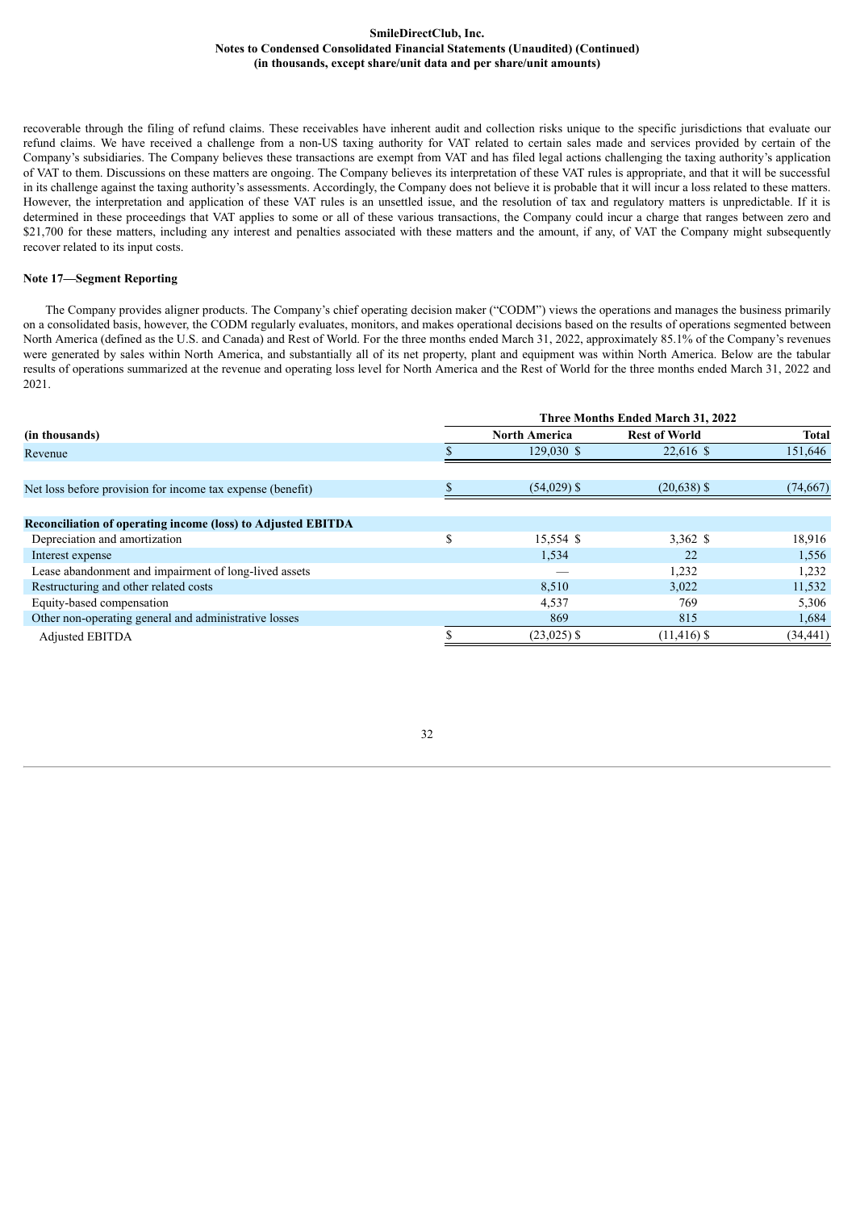recoverable through the filing of refund claims. These receivables have inherent audit and collection risks unique to the specific jurisdictions that evaluate our refund claims. We have received a challenge from a non-US taxing authority for VAT related to certain sales made and services provided by certain of the Company's subsidiaries. The Company believes these transactions are exempt from VAT and has filed legal actions challenging the taxing authority's application of VAT to them. Discussions on these matters are ongoing. The Company believes its interpretation of these VAT rules is appropriate, and that it will be successful in its challenge against the taxing authority's assessments. Accordingly, the Company does not believe it is probable that it will incur a loss related to these matters. However, the interpretation and application of these VAT rules is an unsettled issue, and the resolution of tax and regulatory matters is unpredictable. If it is determined in these proceedings that VAT applies to some or all of these various transactions, the Company could incur a charge that ranges between zero and $21,700 for these matters, including any interest and penalties associated with these matters and the amount, if any, of VAT the Company might subsequently recover related to its input costs.

**Note 17—Segment Reporting**

The Company provides aligner products. The Company's chief operating decision maker ("CODM") views the operations and manages the business primarily on a consolidated basis, however, the CODM regularly evaluates, monitors, and makes operational decisions based on the results of operations segmented between North America (defined as the U.S. and Canada) and Rest of World. For the three months ended March 31, 2022, approximately 85.1% of the Company's revenues were generated by sales within North America, and substantially all of its net property, plant and equipment was within North America. Below are the tabular results of operations summarized at the revenue and operating loss level for North America and the Rest of World for the three months ended March 31, 2022 and 2021.

| | Three Months Ended March 31, 2022 | | |
|---|---|---|---|
| **(in thousands)** | **North America** | **Rest of World** | **Total** |
| Revenue | $ 129,030 | $ 22,616 | $ 151,646 |
| Net loss before provision for income tax expense (benefit) | $ (54,029) | $ (20,638) | $ (74,667) |
| **Reconciliation of operating income (loss) to Adjusted EBITDA** | | | |
| Depreciation and amortization | $ 15,554 | $ 3,362 | $ 18,916 |
| Interest expense | 1,534 | 22 | 1,556 |
| Lease abandonment and impairment of long-lived assets | — | 1,232 | 1,232 |
| Restructuring and other related costs | 8,510 | 3,022 | 11,532 |
| Equity-based compensation | 4,537 | 769 | 5,306 |
| Other non-operating general and administrative losses | 869 | 815 | 1,684 |
| Adjusted EBITDA | $ (23,025) | $ (11,416) | $ (34,441) |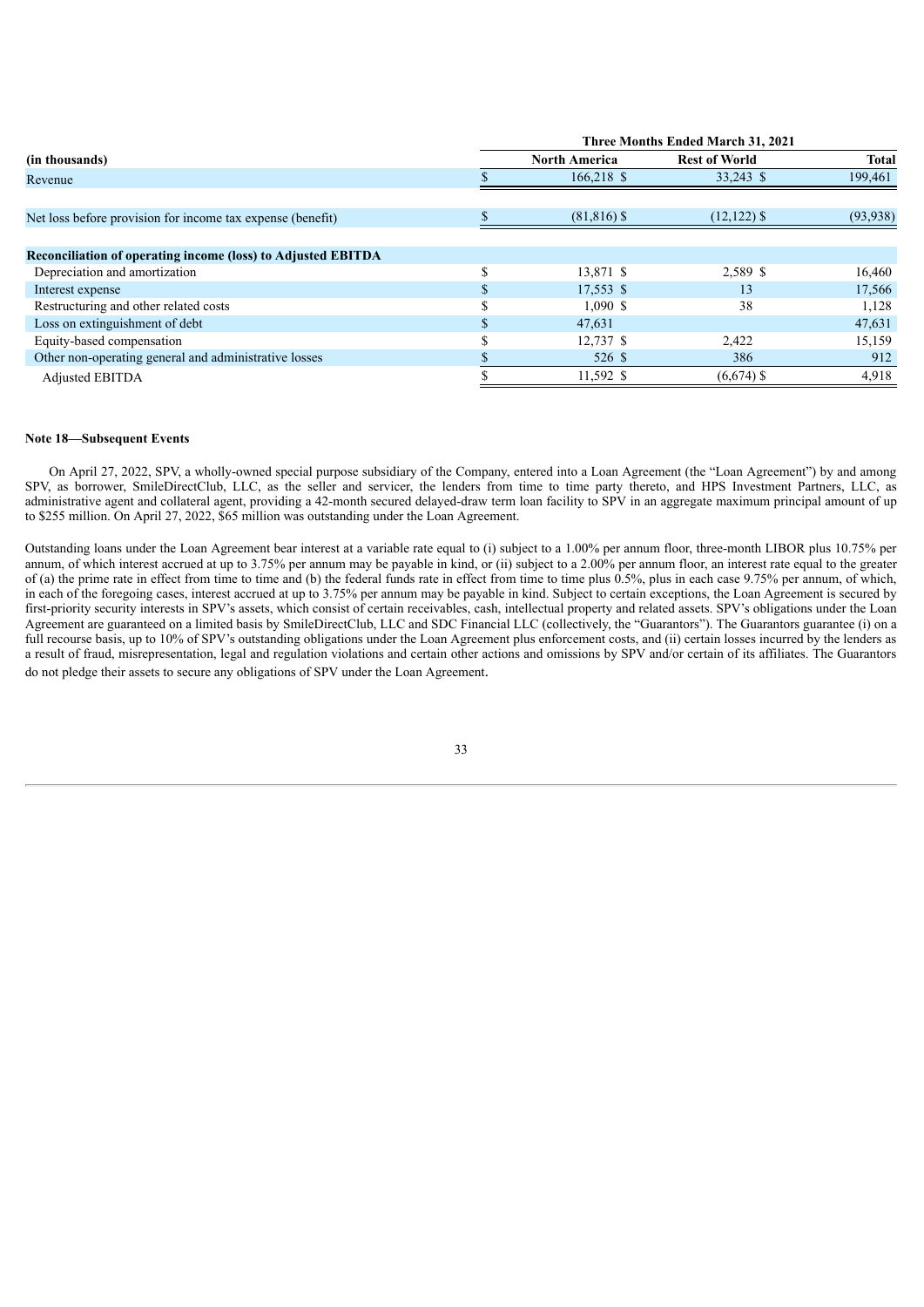| (in thousands) | Three Months Ended March 31, 2021 | | |
|---|---|---|---|
| | North America | Rest of World | Total |
| Revenue | $ 166,218 | $ 33,243 | $ 199,461 |
| Net loss before provision for income tax expense (benefit) | $ (81,816) | $ (12,122) | $ (93,938) |
| **Reconciliation of operating income (loss) to Adjusted EBITDA** | | | |
| Depreciation and amortization | $ 13,871 | $ 2,589 | $ 16,460 |
| Interest expense | $ 17,553 | $ 13 | 17,566 |
| Restructuring and other related costs | $ 1,090 | $ 38 | 1,128 |
| Loss on extinguishment of debt | $ 47,631 | | 47,631 |
| Equity-based compensation | $ 12,737 | $ 2,422 | 15,159 |
| Other non-operating general and administrative losses | $ 526 | $ 386 | 912 |
| Adjusted EBITDA | $ 11,592 | $ (6,674) | $ 4,918 |

**Note 18—Subsequent Events**

On April 27, 2022, SPV, a wholly-owned special purpose subsidiary of the Company, entered into a Loan Agreement (the "Loan Agreement") by and among SPV, as borrower, SmileDirectClub, LLC, as the seller and servicer, the lenders from time to time party thereto, and HPS Investment Partners, LLC, as administrative agent and collateral agent, providing a 42-month secured delayed-draw term loan facility to SPV in an aggregate maximum principal amount of up to $255 million. On April 27, 2022, $65 million was outstanding under the Loan Agreement.

Outstanding loans under the Loan Agreement bear interest at a variable rate equal to (i) subject to a 1.00% per annum floor, three-month LIBOR plus 10.75% per annum, of which interest accrued at up to 3.75% per annum may be payable in kind, or (ii) subject to a 2.00% per annum floor, an interest rate equal to the greater of (a) the prime rate in effect from time to time and (b) the federal funds rate in effect from time to time plus 0.5%, plus in each case 9.75% per annum, of which, in each of the foregoing cases, interest accrued at up to 3.75% per annum may be payable in kind. Subject to certain exceptions, the Loan Agreement is secured by first-priority security interests in SPV's assets, which consist of certain receivables, cash, intellectual property and related assets. SPV's obligations under the Loan Agreement are guaranteed on a limited basis by SmileDirectClub, LLC and SDC Financial LLC (collectively, the "Guarantors"). The Guarantors guarantee (i) on a full recourse basis, up to 10% of SPV's outstanding obligations under the Loan Agreement plus enforcement costs, and (ii) certain losses incurred by the lenders as a result of fraud, misrepresentation, legal and regulation violations and certain other actions and omissions by SPV and/or certain of its affiliates. The Guarantors do not pledge their assets to secure any obligations of SPV under the Loan Agreement.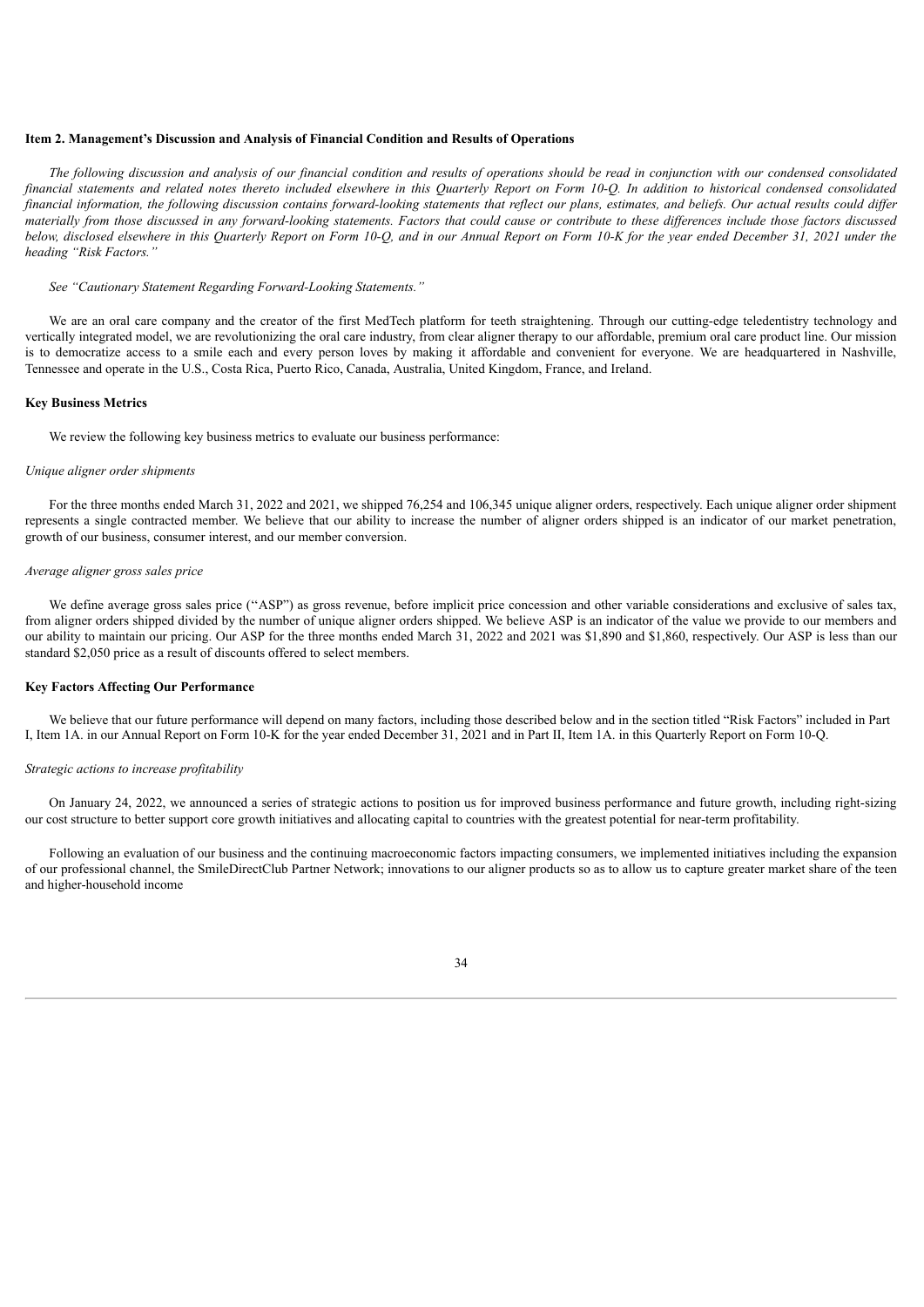## Item 2. Management's Discussion and Analysis of Financial Condition and Results of Operations

*The following discussion and analysis of our financial condition and results of operations should be read in conjunction with our condensed consolidated financial statements and related notes thereto included elsewhere in this Quarterly Report on Form 10-Q. In addition to historical condensed consolidated financial information, the following discussion contains forward-looking statements that reflect our plans, estimates, and beliefs. Our actual results could differ materially from those discussed in any forward-looking statements. Factors that could cause or contribute to these differences include those factors discussed below, disclosed elsewhere in this Quarterly Report on Form 10-Q, and in our Annual Report on Form 10-K for the year ended December 31, 2021 under the heading "Risk Factors."*

*See "Cautionary Statement Regarding Forward-Looking Statements."*

We are an oral care company and the creator of the first MedTech platform for teeth straightening. Through our cutting-edge teledentistry technology and vertically integrated model, we are revolutionizing the oral care industry, from clear aligner therapy to our affordable, premium oral care product line. Our mission is to democratize access to a smile each and every person loves by making it affordable and convenient for everyone. We are headquartered in Nashville, Tennessee and operate in the U.S., Costa Rica, Puerto Rico, Canada, Australia, United Kingdom, France, and Ireland.

### Key Business Metrics

We review the following key business metrics to evaluate our business performance:

*Unique aligner order shipments*

For the three months ended March 31, 2022 and 2021, we shipped 76,254 and 106,345 unique aligner orders, respectively. Each unique aligner order shipment represents a single contracted member. We believe that our ability to increase the number of aligner orders shipped is an indicator of our market penetration, growth of our business, consumer interest, and our member conversion.

*Average aligner gross sales price*

We define average gross sales price (''ASP'') as gross revenue, before implicit price concession and other variable considerations and exclusive of sales tax, from aligner orders shipped divided by the number of unique aligner orders shipped. We believe ASP is an indicator of the value we provide to our members and our ability to maintain our pricing. Our ASP for the three months ended March 31, 2022 and 2021 was $1,890 and $1,860, respectively. Our ASP is less than our standard $2,050 price as a result of discounts offered to select members.

### Key Factors Affecting Our Performance

We believe that our future performance will depend on many factors, including those described below and in the section titled "Risk Factors" included in Part I, Item 1A. in our Annual Report on Form 10-K for the year ended December 31, 2021 and in Part II, Item 1A. in this Quarterly Report on Form 10-Q.

*Strategic actions to increase profitability*

On January 24, 2022, we announced a series of strategic actions to position us for improved business performance and future growth, including right-sizing our cost structure to better support core growth initiatives and allocating capital to countries with the greatest potential for near-term profitability.

Following an evaluation of our business and the continuing macroeconomic factors impacting consumers, we implemented initiatives including the expansion of our professional channel, the SmileDirectClub Partner Network; innovations to our aligner products so as to allow us to capture greater market share of the teen and higher-household income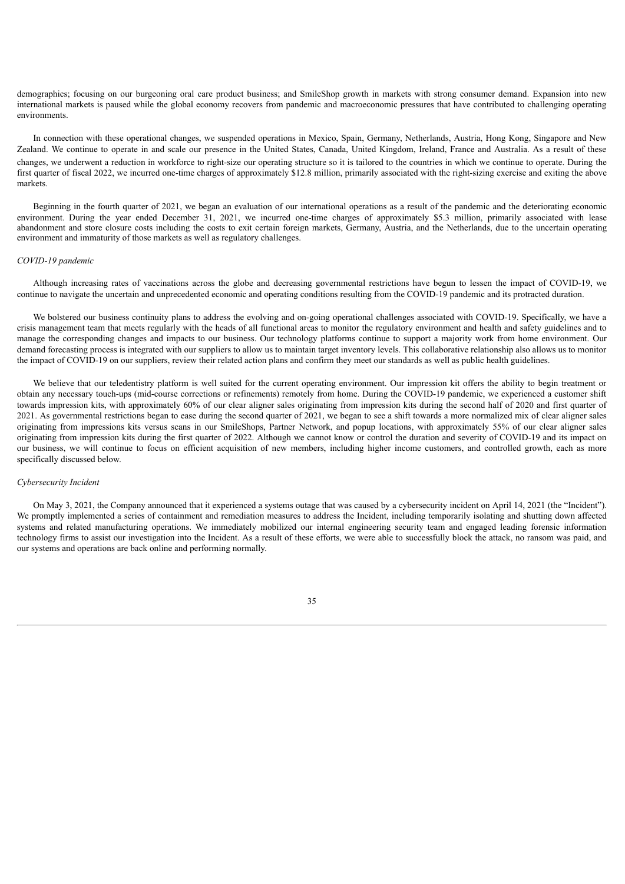demographics; focusing on our burgeoning oral care product business; and SmileShop growth in markets with strong consumer demand. Expansion into new international markets is paused while the global economy recovers from pandemic and macroeconomic pressures that have contributed to challenging operating environments.

In connection with these operational changes, we suspended operations in Mexico, Spain, Germany, Netherlands, Austria, Hong Kong, Singapore and New Zealand. We continue to operate in and scale our presence in the United States, Canada, United Kingdom, Ireland, France and Australia. As a result of these changes, we underwent a reduction in workforce to right-size our operating structure so it is tailored to the countries in which we continue to operate. During the first quarter of fiscal 2022, we incurred one-time charges of approximately $12.8 million, primarily associated with the right-sizing exercise and exiting the above markets.

Beginning in the fourth quarter of 2021, we began an evaluation of our international operations as a result of the pandemic and the deteriorating economic environment. During the year ended December 31, 2021, we incurred one-time charges of approximately $5.3 million, primarily associated with lease abandonment and store closure costs including the costs to exit certain foreign markets, Germany, Austria, and the Netherlands, due to the uncertain operating environment and immaturity of those markets as well as regulatory challenges.

*COVID-19 pandemic*

Although increasing rates of vaccinations across the globe and decreasing governmental restrictions have begun to lessen the impact of COVID-19, we continue to navigate the uncertain and unprecedented economic and operating conditions resulting from the COVID-19 pandemic and its protracted duration.

We bolstered our business continuity plans to address the evolving and on-going operational challenges associated with COVID-19. Specifically, we have a crisis management team that meets regularly with the heads of all functional areas to monitor the regulatory environment and health and safety guidelines and to manage the corresponding changes and impacts to our business. Our technology platforms continue to support a majority work from home environment. Our demand forecasting process is integrated with our suppliers to allow us to maintain target inventory levels. This collaborative relationship also allows us to monitor the impact of COVID-19 on our suppliers, review their related action plans and confirm they meet our standards as well as public health guidelines.

We believe that our teledentistry platform is well suited for the current operating environment. Our impression kit offers the ability to begin treatment or obtain any necessary touch-ups (mid-course corrections or refinements) remotely from home. During the COVID-19 pandemic, we experienced a customer shift towards impression kits, with approximately 60% of our clear aligner sales originating from impression kits during the second half of 2020 and first quarter of 2021. As governmental restrictions began to ease during the second quarter of 2021, we began to see a shift towards a more normalized mix of clear aligner sales originating from impressions kits versus scans in our SmileShops, Partner Network, and popup locations, with approximately 55% of our clear aligner sales originating from impression kits during the first quarter of 2022. Although we cannot know or control the duration and severity of COVID-19 and its impact on our business, we will continue to focus on efficient acquisition of new members, including higher income customers, and controlled growth, each as more specifically discussed below.

*Cybersecurity Incident*

On May 3, 2021, the Company announced that it experienced a systems outage that was caused by a cybersecurity incident on April 14, 2021 (the "Incident"). We promptly implemented a series of containment and remediation measures to address the Incident, including temporarily isolating and shutting down affected systems and related manufacturing operations. We immediately mobilized our internal engineering security team and engaged leading forensic information technology firms to assist our investigation into the Incident. As a result of these efforts, we were able to successfully block the attack, no ransom was paid, and our systems and operations are back online and performing normally.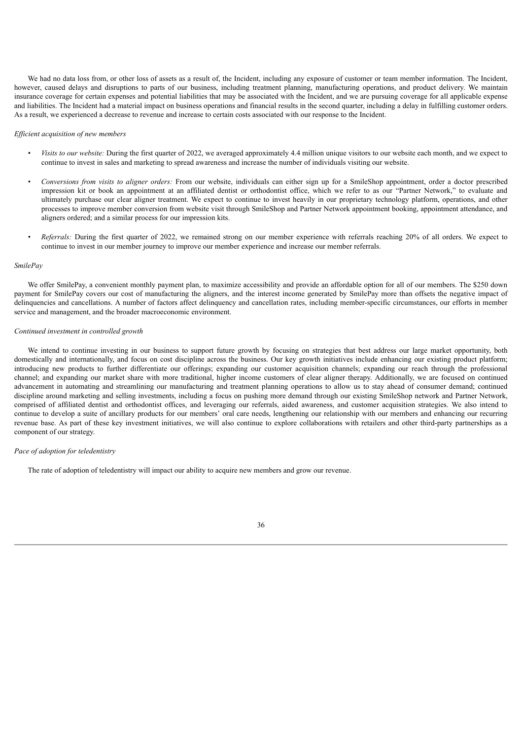We had no data loss from, or other loss of assets as a result of, the Incident, including any exposure of customer or team member information. The Incident, however, caused delays and disruptions to parts of our business, including treatment planning, manufacturing operations, and product delivery. We maintain insurance coverage for certain expenses and potential liabilities that may be associated with the Incident, and we are pursuing coverage for all applicable expense and liabilities. The Incident had a material impact on business operations and financial results in the second quarter, including a delay in fulfilling customer orders. As a result, we experienced a decrease to revenue and increase to certain costs associated with our response to the Incident.

*Efficient acquisition of new members*

- *Visits to our website:* During the first quarter of 2022, we averaged approximately 4.4 million unique visitors to our website each month, and we expect to continue to invest in sales and marketing to spread awareness and increase the number of individuals visiting our website.

- *Conversions from visits to aligner orders:* From our website, individuals can either sign up for a SmileShop appointment, order a doctor prescribed impression kit or book an appointment at an affiliated dentist or orthodontist office, which we refer to as our "Partner Network," to evaluate and ultimately purchase our clear aligner treatment. We expect to continue to invest heavily in our proprietary technology platform, operations, and other processes to improve member conversion from website visit through SmileShop and Partner Network appointment booking, appointment attendance, and aligners ordered; and a similar process for our impression kits.

- *Referrals:* During the first quarter of 2022, we remained strong on our member experience with referrals reaching 20% of all orders. We expect to continue to invest in our member journey to improve our member experience and increase our member referrals.

*SmilePay*

We offer SmilePay, a convenient monthly payment plan, to maximize accessibility and provide an affordable option for all of our members. The $250 down payment for SmilePay covers our cost of manufacturing the aligners, and the interest income generated by SmilePay more than offsets the negative impact of delinquencies and cancellations. A number of factors affect delinquency and cancellation rates, including member-specific circumstances, our efforts in member service and management, and the broader macroeconomic environment.

*Continued investment in controlled growth*

We intend to continue investing in our business to support future growth by focusing on strategies that best address our large market opportunity, both domestically and internationally, and focus on cost discipline across the business. Our key growth initiatives include enhancing our existing product platform; introducing new products to further differentiate our offerings; expanding our customer acquisition channels; expanding our reach through the professional channel; and expanding our market share with more traditional, higher income customers of clear aligner therapy. Additionally, we are focused on continued advancement in automating and streamlining our manufacturing and treatment planning operations to allow us to stay ahead of consumer demand; continued discipline around marketing and selling investments, including a focus on pushing more demand through our existing SmileShop network and Partner Network, comprised of affiliated dentist and orthodontist offices, and leveraging our referrals, aided awareness, and customer acquisition strategies. We also intend to continue to develop a suite of ancillary products for our members' oral care needs, lengthening our relationship with our members and enhancing our recurring revenue base. As part of these key investment initiatives, we will also continue to explore collaborations with retailers and other third-party partnerships as a component of our strategy.

*Pace of adoption for teledentistry*

The rate of adoption of teledentistry will impact our ability to acquire new members and grow our revenue.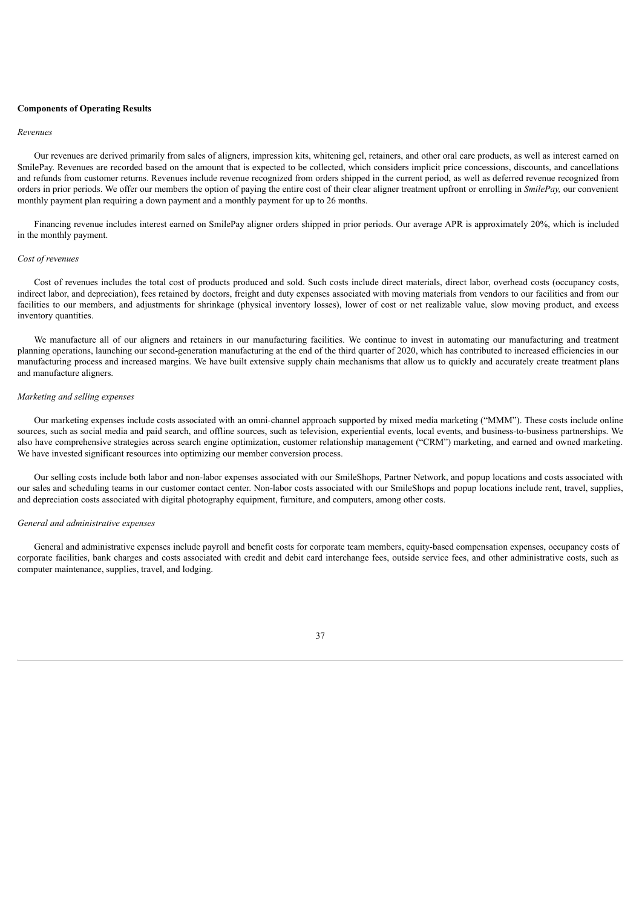**Components of Operating Results**

*Revenues*

Our revenues are derived primarily from sales of aligners, impression kits, whitening gel, retainers, and other oral care products, as well as interest earned on SmilePay. Revenues are recorded based on the amount that is expected to be collected, which considers implicit price concessions, discounts, and cancellations and refunds from customer returns. Revenues include revenue recognized from orders shipped in the current period, as well as deferred revenue recognized from orders in prior periods. We offer our members the option of paying the entire cost of their clear aligner treatment upfront or enrolling in *SmilePay,* our convenient monthly payment plan requiring a down payment and a monthly payment for up to 26 months.

Financing revenue includes interest earned on SmilePay aligner orders shipped in prior periods. Our average APR is approximately 20%, which is included in the monthly payment.

*Cost of revenues*

Cost of revenues includes the total cost of products produced and sold. Such costs include direct materials, direct labor, overhead costs (occupancy costs, indirect labor, and depreciation), fees retained by doctors, freight and duty expenses associated with moving materials from vendors to our facilities and from our facilities to our members, and adjustments for shrinkage (physical inventory losses), lower of cost or net realizable value, slow moving product, and excess inventory quantities.

We manufacture all of our aligners and retainers in our manufacturing facilities. We continue to invest in automating our manufacturing and treatment planning operations, launching our second-generation manufacturing at the end of the third quarter of 2020, which has contributed to increased efficiencies in our manufacturing process and increased margins. We have built extensive supply chain mechanisms that allow us to quickly and accurately create treatment plans and manufacture aligners.

*Marketing and selling expenses*

Our marketing expenses include costs associated with an omni-channel approach supported by mixed media marketing ("MMM"). These costs include online sources, such as social media and paid search, and offline sources, such as television, experiential events, local events, and business-to-business partnerships. We also have comprehensive strategies across search engine optimization, customer relationship management ("CRM") marketing, and earned and owned marketing. We have invested significant resources into optimizing our member conversion process.

Our selling costs include both labor and non-labor expenses associated with our SmileShops, Partner Network, and popup locations and costs associated with our sales and scheduling teams in our customer contact center. Non-labor costs associated with our SmileShops and popup locations include rent, travel, supplies, and depreciation costs associated with digital photography equipment, furniture, and computers, among other costs.

*General and administrative expenses*

General and administrative expenses include payroll and benefit costs for corporate team members, equity-based compensation expenses, occupancy costs of corporate facilities, bank charges and costs associated with credit and debit card interchange fees, outside service fees, and other administrative costs, such as computer maintenance, supplies, travel, and lodging.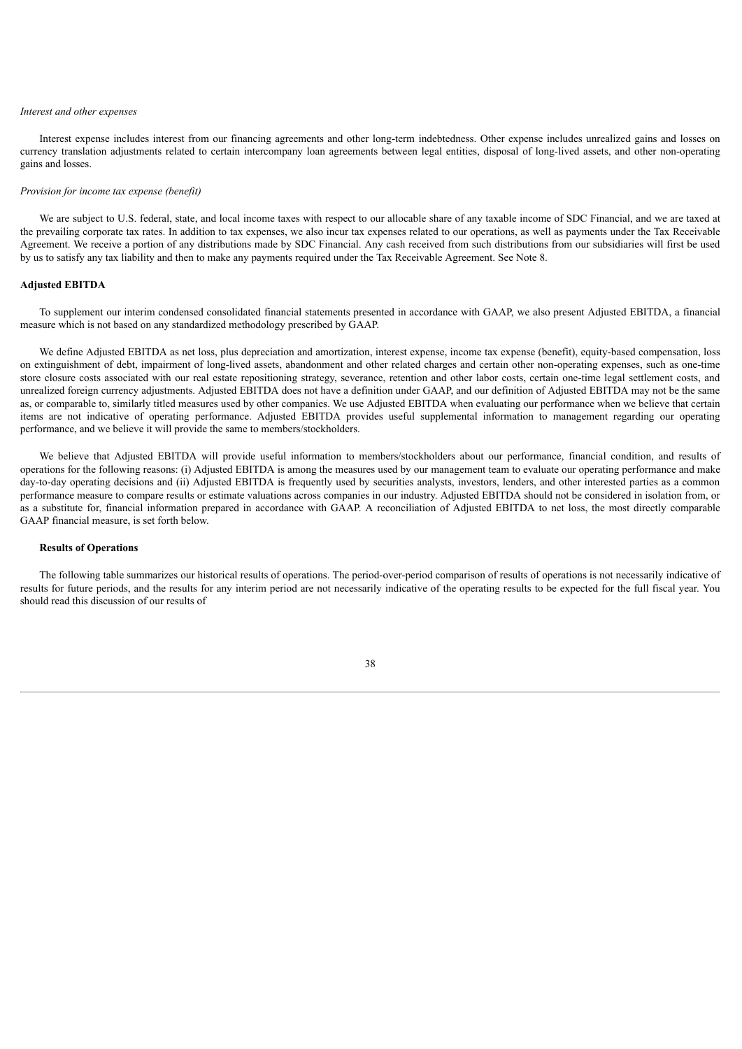*Interest and other expenses*

Interest expense includes interest from our financing agreements and other long-term indebtedness. Other expense includes unrealized gains and losses on currency translation adjustments related to certain intercompany loan agreements between legal entities, disposal of long-lived assets, and other non-operating gains and losses.

*Provision for income tax expense (benefit)*

We are subject to U.S. federal, state, and local income taxes with respect to our allocable share of any taxable income of SDC Financial, and we are taxed at the prevailing corporate tax rates. In addition to tax expenses, we also incur tax expenses related to our operations, as well as payments under the Tax Receivable Agreement. We receive a portion of any distributions made by SDC Financial. Any cash received from such distributions from our subsidiaries will first be used by us to satisfy any tax liability and then to make any payments required under the Tax Receivable Agreement. See Note 8.

**Adjusted EBITDA**

To supplement our interim condensed consolidated financial statements presented in accordance with GAAP, we also present Adjusted EBITDA, a financial measure which is not based on any standardized methodology prescribed by GAAP.

We define Adjusted EBITDA as net loss, plus depreciation and amortization, interest expense, income tax expense (benefit), equity-based compensation, loss on extinguishment of debt, impairment of long-lived assets, abandonment and other related charges and certain other non-operating expenses, such as one-time store closure costs associated with our real estate repositioning strategy, severance, retention and other labor costs, certain one-time legal settlement costs, and unrealized foreign currency adjustments. Adjusted EBITDA does not have a definition under GAAP, and our definition of Adjusted EBITDA may not be the same as, or comparable to, similarly titled measures used by other companies. We use Adjusted EBITDA when evaluating our performance when we believe that certain items are not indicative of operating performance. Adjusted EBITDA provides useful supplemental information to management regarding our operating performance, and we believe it will provide the same to members/stockholders.

We believe that Adjusted EBITDA will provide useful information to members/stockholders about our performance, financial condition, and results of operations for the following reasons: (i) Adjusted EBITDA is among the measures used by our management team to evaluate our operating performance and make day-to-day operating decisions and (ii) Adjusted EBITDA is frequently used by securities analysts, investors, lenders, and other interested parties as a common performance measure to compare results or estimate valuations across companies in our industry. Adjusted EBITDA should not be considered in isolation from, or as a substitute for, financial information prepared in accordance with GAAP. A reconciliation of Adjusted EBITDA to net loss, the most directly comparable GAAP financial measure, is set forth below.

**Results of Operations**

The following table summarizes our historical results of operations. The period-over-period comparison of results of operations is not necessarily indicative of results for future periods, and the results for any interim period are not necessarily indicative of the operating results to be expected for the full fiscal year. You should read this discussion of our results of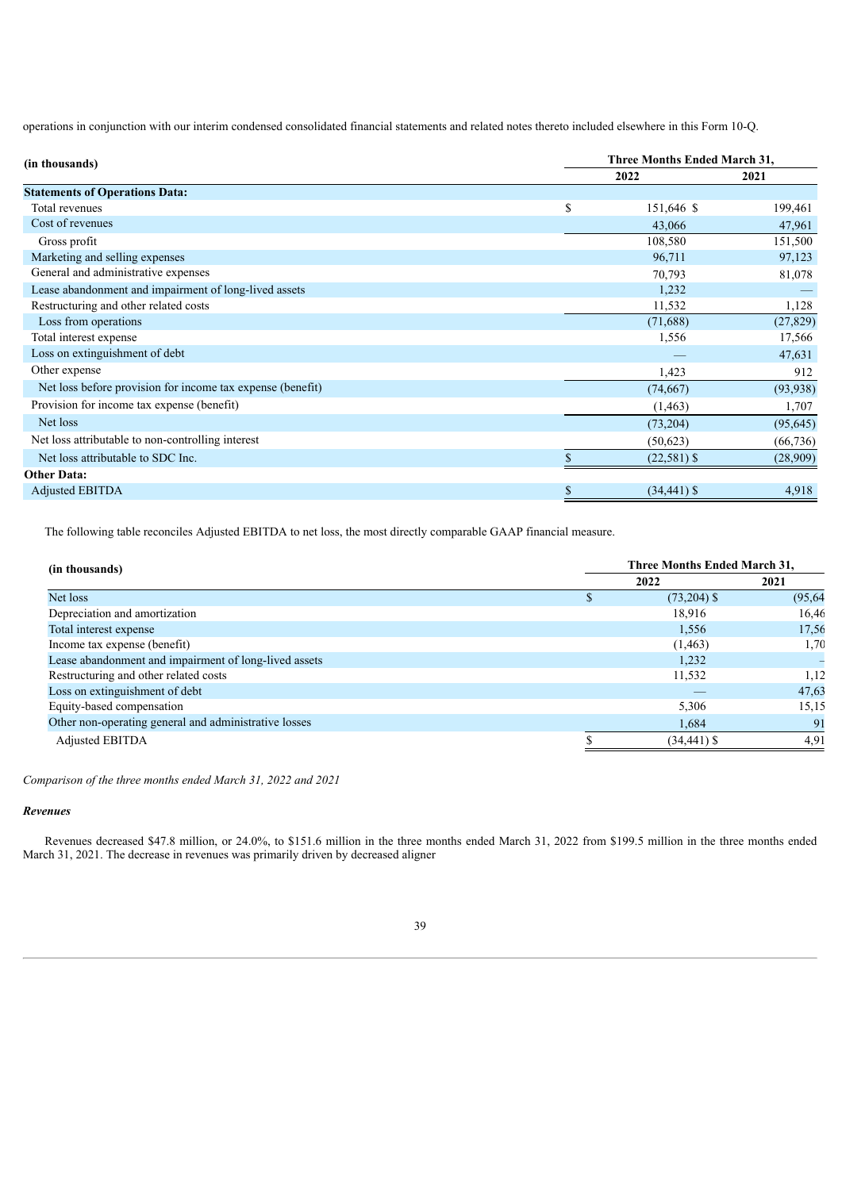operations in conjunction with our interim condensed consolidated financial statements and related notes thereto included elsewhere in this Form 10-Q.

| (in thousands) | Three Months Ended March 31, | |
|---|---|---|
| | 2022 | 2021 |
| **Statements of Operations Data:** | | |
| Total revenues | $ 151,646 | $ 199,461 |
| Cost of revenues | 43,066 | 47,961 |
| Gross profit | 108,580 | 151,500 |
| Marketing and selling expenses | 96,711 | 97,123 |
| General and administrative expenses | 70,793 | 81,078 |
| Lease abandonment and impairment of long-lived assets | 1,232 | — |
| Restructuring and other related costs | 11,532 | 1,128 |
| Loss from operations | (71,688) | (27,829) |
| Total interest expense | 1,556 | 17,566 |
| Loss on extinguishment of debt | — | 47,631 |
| Other expense | 1,423 | 912 |
| Net loss before provision for income tax expense (benefit) | (74,667) | (93,938) |
| Provision for income tax expense (benefit) | (1,463) | 1,707 |
| Net loss | (73,204) | (95,645) |
| Net loss attributable to non-controlling interest | (50,623) | (66,736) |
| Net loss attributable to SDC Inc. | $ (22,581) | $ (28,909) |
| **Other Data:** | | |
| Adjusted EBITDA | $ (34,441) | $ 4,918 |

The following table reconciles Adjusted EBITDA to net loss, the most directly comparable GAAP financial measure.

| (in thousands) | Three Months Ended March 31, | |
|---|---|---|
| | 2022 | 2021 |
| Net loss | $ (73,204) | $ (95,64 |
| Depreciation and amortization | 18,916 | 16,46 |
| Total interest expense | 1,556 | 17,56 |
| Income tax expense (benefit) | (1,463) | 1,70 |
| Lease abandonment and impairment of long-lived assets | 1,232 | – |
| Restructuring and other related costs | 11,532 | 1,12 |
| Loss on extinguishment of debt | — | 47,63 |
| Equity-based compensation | 5,306 | 15,15 |
| Other non-operating general and administrative losses | 1,684 | 91 |
| Adjusted EBITDA | $ (34,441) | $ 4,91 |

*Comparison of the three months ended March 31, 2022 and 2021*

***Revenues***

Revenues decreased $47.8 million, or 24.0%, to $151.6 million in the three months ended March 31, 2022 from $199.5 million in the three months ended March 31, 2021. The decrease in revenues was primarily driven by decreased aligner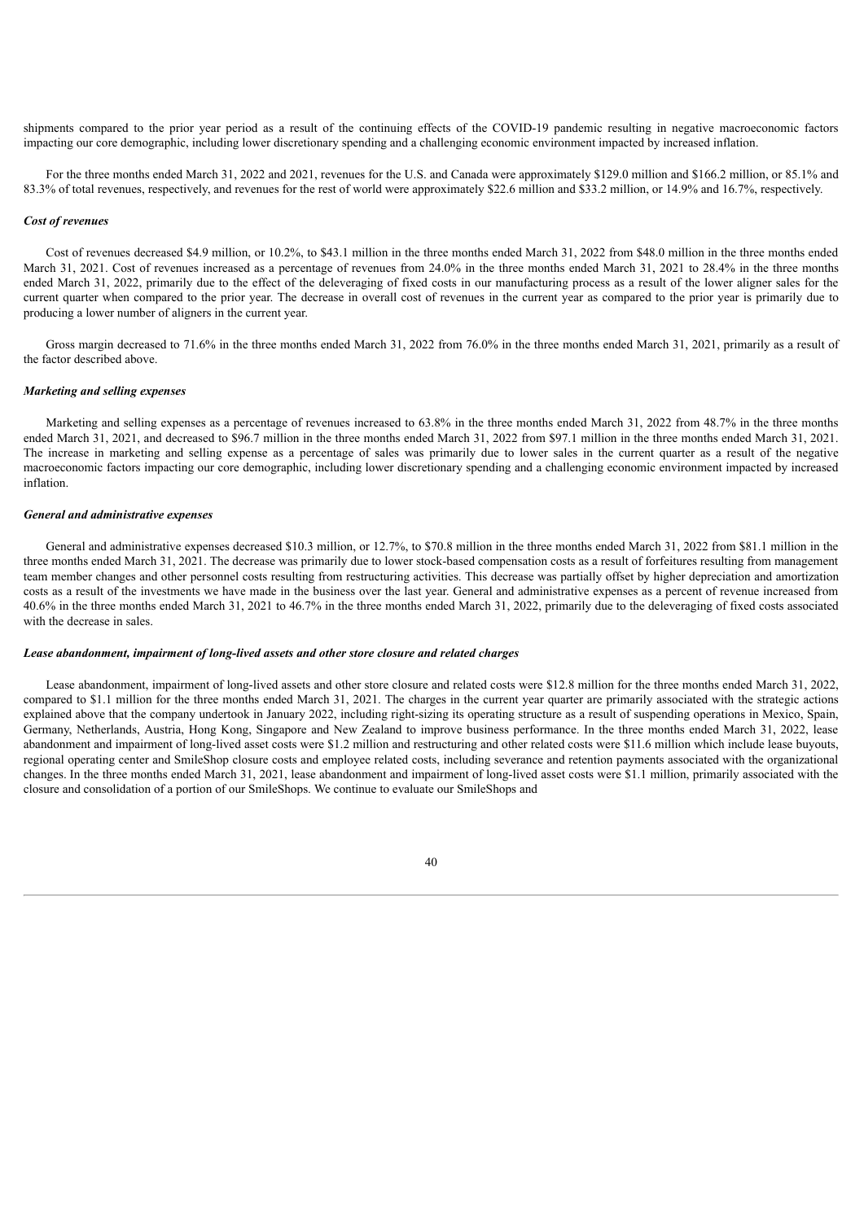shipments compared to the prior year period as a result of the continuing effects of the COVID-19 pandemic resulting in negative macroeconomic factors impacting our core demographic, including lower discretionary spending and a challenging economic environment impacted by increased inflation.

For the three months ended March 31, 2022 and 2021, revenues for the U.S. and Canada were approximately $129.0 million and $166.2 million, or 85.1% and 83.3% of total revenues, respectively, and revenues for the rest of world were approximately $22.6 million and $33.2 million, or 14.9% and 16.7%, respectively.

***Cost of revenues***

Cost of revenues decreased $4.9 million, or 10.2%, to $43.1 million in the three months ended March 31, 2022 from $48.0 million in the three months ended March 31, 2021. Cost of revenues increased as a percentage of revenues from 24.0% in the three months ended March 31, 2021 to 28.4% in the three months ended March 31, 2022, primarily due to the effect of the deleveraging of fixed costs in our manufacturing process as a result of the lower aligner sales for the current quarter when compared to the prior year. The decrease in overall cost of revenues in the current year as compared to the prior year is primarily due to producing a lower number of aligners in the current year.

Gross margin decreased to 71.6% in the three months ended March 31, 2022 from 76.0% in the three months ended March 31, 2021, primarily as a result of the factor described above.

***Marketing and selling expenses***

Marketing and selling expenses as a percentage of revenues increased to 63.8% in the three months ended March 31, 2022 from 48.7% in the three months ended March 31, 2021, and decreased to $96.7 million in the three months ended March 31, 2022 from $97.1 million in the three months ended March 31, 2021. The increase in marketing and selling expense as a percentage of sales was primarily due to lower sales in the current quarter as a result of the negative macroeconomic factors impacting our core demographic, including lower discretionary spending and a challenging economic environment impacted by increased inflation.

***General and administrative expenses***

General and administrative expenses decreased $10.3 million, or 12.7%, to $70.8 million in the three months ended March 31, 2022 from $81.1 million in the three months ended March 31, 2021. The decrease was primarily due to lower stock-based compensation costs as a result of forfeitures resulting from management team member changes and other personnel costs resulting from restructuring activities. This decrease was partially offset by higher depreciation and amortization costs as a result of the investments we have made in the business over the last year. General and administrative expenses as a percent of revenue increased from 40.6% in the three months ended March 31, 2021 to 46.7% in the three months ended March 31, 2022, primarily due to the deleveraging of fixed costs associated with the decrease in sales.

***Lease abandonment, impairment of long-lived assets and other store closure and related charges***

Lease abandonment, impairment of long-lived assets and other store closure and related costs were $12.8 million for the three months ended March 31, 2022, compared to $1.1 million for the three months ended March 31, 2021. The charges in the current year quarter are primarily associated with the strategic actions explained above that the company undertook in January 2022, including right-sizing its operating structure as a result of suspending operations in Mexico, Spain, Germany, Netherlands, Austria, Hong Kong, Singapore and New Zealand to improve business performance. In the three months ended March 31, 2022, lease abandonment and impairment of long-lived asset costs were $1.2 million and restructuring and other related costs were $11.6 million which include lease buyouts, regional operating center and SmileShop closure costs and employee related costs, including severance and retention payments associated with the organizational changes. In the three months ended March 31, 2021, lease abandonment and impairment of long-lived asset costs were $1.1 million, primarily associated with the closure and consolidation of a portion of our SmileShops. We continue to evaluate our SmileShops and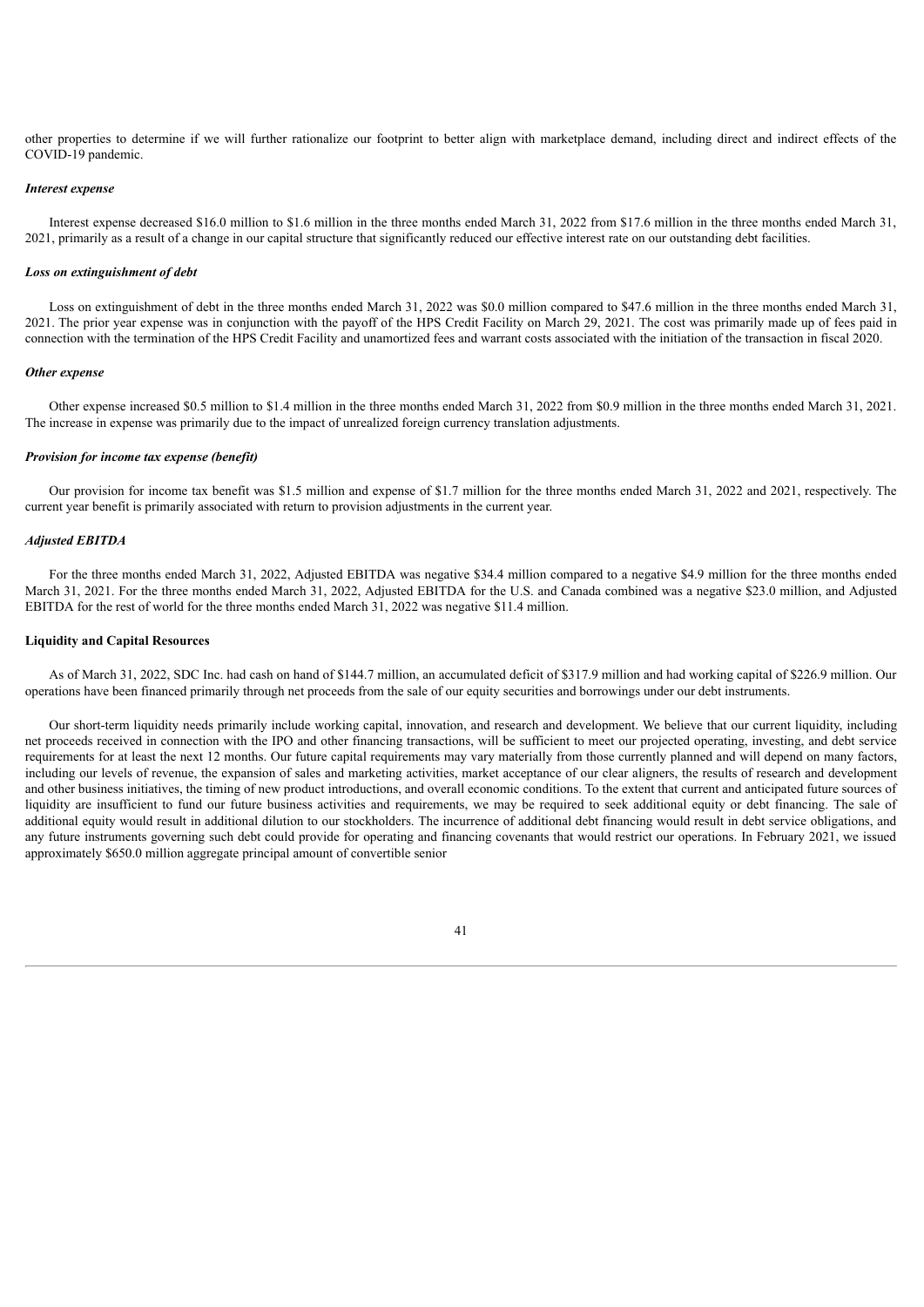other properties to determine if we will further rationalize our footprint to better align with marketplace demand, including direct and indirect effects of the COVID-19 pandemic.

***Interest expense***

Interest expense decreased $16.0 million to $1.6 million in the three months ended March 31, 2022 from $17.6 million in the three months ended March 31, 2021, primarily as a result of a change in our capital structure that significantly reduced our effective interest rate on our outstanding debt facilities.

***Loss on extinguishment of debt***

Loss on extinguishment of debt in the three months ended March 31, 2022 was $0.0 million compared to $47.6 million in the three months ended March 31, 2021. The prior year expense was in conjunction with the payoff of the HPS Credit Facility on March 29, 2021. The cost was primarily made up of fees paid in connection with the termination of the HPS Credit Facility and unamortized fees and warrant costs associated with the initiation of the transaction in fiscal 2020.

***Other expense***

Other expense increased $0.5 million to $1.4 million in the three months ended March 31, 2022 from $0.9 million in the three months ended March 31, 2021. The increase in expense was primarily due to the impact of unrealized foreign currency translation adjustments.

***Provision for income tax expense (benefit)***

Our provision for income tax benefit was $1.5 million and expense of $1.7 million for the three months ended March 31, 2022 and 2021, respectively. The current year benefit is primarily associated with return to provision adjustments in the current year.

***Adjusted EBITDA***

For the three months ended March 31, 2022, Adjusted EBITDA was negative $34.4 million compared to a negative $4.9 million for the three months ended March 31, 2021. For the three months ended March 31, 2022, Adjusted EBITDA for the U.S. and Canada combined was a negative $23.0 million, and Adjusted EBITDA for the rest of world for the three months ended March 31, 2022 was negative $11.4 million.

**Liquidity and Capital Resources**

As of March 31, 2022, SDC Inc. had cash on hand of $144.7 million, an accumulated deficit of $317.9 million and had working capital of $226.9 million. Our operations have been financed primarily through net proceeds from the sale of our equity securities and borrowings under our debt instruments.

Our short-term liquidity needs primarily include working capital, innovation, and research and development. We believe that our current liquidity, including net proceeds received in connection with the IPO and other financing transactions, will be sufficient to meet our projected operating, investing, and debt service requirements for at least the next 12 months. Our future capital requirements may vary materially from those currently planned and will depend on many factors, including our levels of revenue, the expansion of sales and marketing activities, market acceptance of our clear aligners, the results of research and development and other business initiatives, the timing of new product introductions, and overall economic conditions. To the extent that current and anticipated future sources of liquidity are insufficient to fund our future business activities and requirements, we may be required to seek additional equity or debt financing. The sale of additional equity would result in additional dilution to our stockholders. The incurrence of additional debt financing would result in debt service obligations, and any future instruments governing such debt could provide for operating and financing covenants that would restrict our operations. In February 2021, we issued approximately $650.0 million aggregate principal amount of convertible senior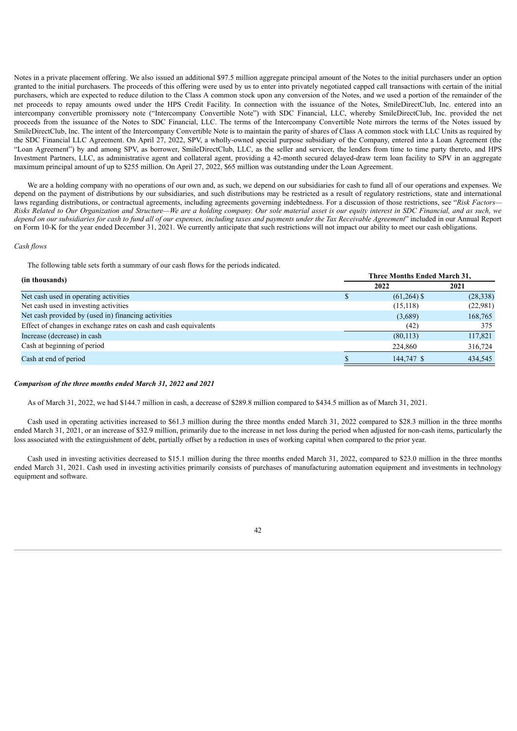Notes in a private placement offering. We also issued an additional $97.5 million aggregate principal amount of the Notes to the initial purchasers under an option granted to the initial purchasers. The proceeds of this offering were used by us to enter into privately negotiated capped call transactions with certain of the initial purchasers, which are expected to reduce dilution to the Class A common stock upon any conversion of the Notes, and we used a portion of the remainder of the net proceeds to repay amounts owed under the HPS Credit Facility. In connection with the issuance of the Notes, SmileDirectClub, Inc. entered into an intercompany convertible promissory note ("Intercompany Convertible Note") with SDC Financial, LLC, whereby SmileDirectClub, Inc. provided the net proceeds from the issuance of the Notes to SDC Financial, LLC. The terms of the Intercompany Convertible Note mirrors the terms of the Notes issued by SmileDirectClub, Inc. The intent of the Intercompany Convertible Note is to maintain the parity of shares of Class A common stock with LLC Units as required by the SDC Financial LLC Agreement. On April 27, 2022, SPV, a wholly-owned special purpose subsidiary of the Company, entered into a Loan Agreement (the "Loan Agreement") by and among SPV, as borrower, SmileDirectClub, LLC, as the seller and servicer, the lenders from time to time party thereto, and HPS Investment Partners, LLC, as administrative agent and collateral agent, providing a 42-month secured delayed-draw term loan facility to SPV in an aggregate maximum principal amount of up to $255 million. On April 27, 2022, $65 million was outstanding under the Loan Agreement.

We are a holding company with no operations of our own and, as such, we depend on our subsidiaries for cash to fund all of our operations and expenses. We depend on the payment of distributions by our subsidiaries, and such distributions may be restricted as a result of regulatory restrictions, state and international laws regarding distributions, or contractual agreements, including agreements governing indebtedness. For a discussion of those restrictions, see "*Risk Factors—Risks Related to Our Organization and Structure—We are a holding company. Our sole material asset is our equity interest in SDC Financial, and as such, we depend on our subsidiaries for cash to fund all of our expenses, including taxes and payments under the Tax Receivable Agreement*" included in our Annual Report on Form 10-K for the year ended December 31, 2021. We currently anticipate that such restrictions will not impact our ability to meet our cash obligations.

*Cash flows*

The following table sets forth a summary of our cash flows for the periods indicated.

| (in thousands) | Three Months Ended March 31, | |
|---|---|---|
| | 2022 | 2021 |
| Net cash used in operating activities | $ (61,264) | $ (28,338) |
| Net cash used in investing activities | (15,118) | (22,981) |
| Net cash provided by (used in) financing activities | (3,689) | 168,765 |
| Effect of changes in exchange rates on cash and cash equivalents | (42) | 375 |
| Increase (decrease) in cash | (80,113) | 117,821 |
| Cash at beginning of period | 224,860 | 316,724 |
| Cash at end of period | $ 144,747 | $ 434,545 |

***Comparison of the three months ended March 31, 2022 and 2021***

As of March 31, 2022, we had $144.7 million in cash, a decrease of $289.8 million compared to $434.5 million as of March 31, 2021.

Cash used in operating activities increased to $61.3 million during the three months ended March 31, 2022 compared to $28.3 million in the three months ended March 31, 2021, or an increase of $32.9 million, primarily due to the increase in net loss during the period when adjusted for non-cash items, particularly the loss associated with the extinguishment of debt, partially offset by a reduction in uses of working capital when compared to the prior year.

Cash used in investing activities decreased to $15.1 million during the three months ended March 31, 2022, compared to $23.0 million in the three months ended March 31, 2021. Cash used in investing activities primarily consists of purchases of manufacturing automation equipment and investments in technology equipment and software.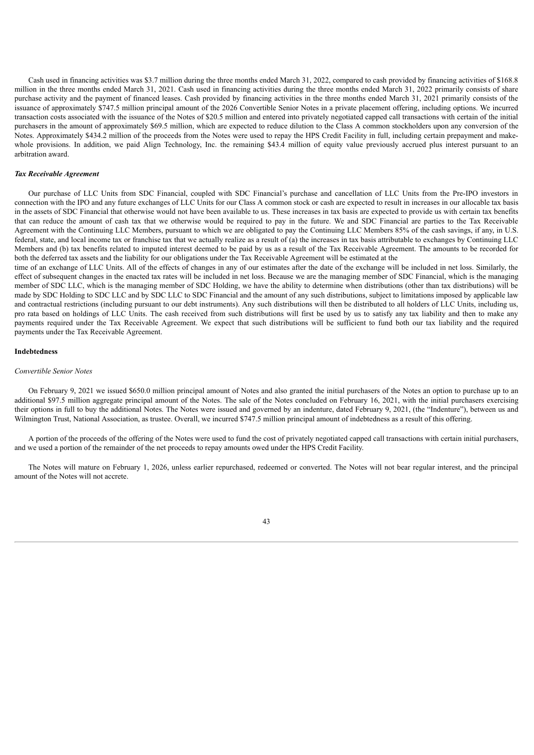Cash used in financing activities was $3.7 million during the three months ended March 31, 2022, compared to cash provided by financing activities of $168.8 million in the three months ended March 31, 2021. Cash used in financing activities during the three months ended March 31, 2022 primarily consists of share purchase activity and the payment of financed leases. Cash provided by financing activities in the three months ended March 31, 2021 primarily consists of the issuance of approximately $747.5 million principal amount of the 2026 Convertible Senior Notes in a private placement offering, including options. We incurred transaction costs associated with the issuance of the Notes of $20.5 million and entered into privately negotiated capped call transactions with certain of the initial purchasers in the amount of approximately $69.5 million, which are expected to reduce dilution to the Class A common stockholders upon any conversion of the Notes. Approximately $434.2 million of the proceeds from the Notes were used to repay the HPS Credit Facility in full, including certain prepayment and make-whole provisions. In addition, we paid Align Technology, Inc. the remaining $43.4 million of equity value previously accrued plus interest pursuant to an arbitration award.

***Tax Receivable Agreement***

Our purchase of LLC Units from SDC Financial, coupled with SDC Financial's purchase and cancellation of LLC Units from the Pre-IPO investors in connection with the IPO and any future exchanges of LLC Units for our Class A common stock or cash are expected to result in increases in our allocable tax basis in the assets of SDC Financial that otherwise would not have been available to us. These increases in tax basis are expected to provide us with certain tax benefits that can reduce the amount of cash tax that we otherwise would be required to pay in the future. We and SDC Financial are parties to the Tax Receivable Agreement with the Continuing LLC Members, pursuant to which we are obligated to pay the Continuing LLC Members 85% of the cash savings, if any, in U.S. federal, state, and local income tax or franchise tax that we actually realize as a result of (a) the increases in tax basis attributable to exchanges by Continuing LLC Members and (b) tax benefits related to imputed interest deemed to be paid by us as a result of the Tax Receivable Agreement. The amounts to be recorded for both the deferred tax assets and the liability for our obligations under the Tax Receivable Agreement will be estimated at the time of an exchange of LLC Units. All of the effects of changes in any of our estimates after the date of the exchange will be included in net loss. Similarly, the effect of subsequent changes in the enacted tax rates will be included in net loss. Because we are the managing member of SDC Financial, which is the managing member of SDC LLC, which is the managing member of SDC Holding, we have the ability to determine when distributions (other than tax distributions) will be made by SDC Holding to SDC LLC and by SDC LLC to SDC Financial and the amount of any such distributions, subject to limitations imposed by applicable law and contractual restrictions (including pursuant to our debt instruments). Any such distributions will then be distributed to all holders of LLC Units, including us, pro rata based on holdings of LLC Units. The cash received from such distributions will first be used by us to satisfy any tax liability and then to make any payments required under the Tax Receivable Agreement. We expect that such distributions will be sufficient to fund both our tax liability and the required payments under the Tax Receivable Agreement.

**Indebtedness**

*Convertible Senior Notes*

On February 9, 2021 we issued $650.0 million principal amount of Notes and also granted the initial purchasers of the Notes an option to purchase up to an additional $97.5 million aggregate principal amount of the Notes. The sale of the Notes concluded on February 16, 2021, with the initial purchasers exercising their options in full to buy the additional Notes. The Notes were issued and governed by an indenture, dated February 9, 2021, (the "Indenture"), between us and Wilmington Trust, National Association, as trustee. Overall, we incurred $747.5 million principal amount of indebtedness as a result of this offering.

A portion of the proceeds of the offering of the Notes were used to fund the cost of privately negotiated capped call transactions with certain initial purchasers, and we used a portion of the remainder of the net proceeds to repay amounts owed under the HPS Credit Facility.

The Notes will mature on February 1, 2026, unless earlier repurchased, redeemed or converted. The Notes will not bear regular interest, and the principal amount of the Notes will not accrete.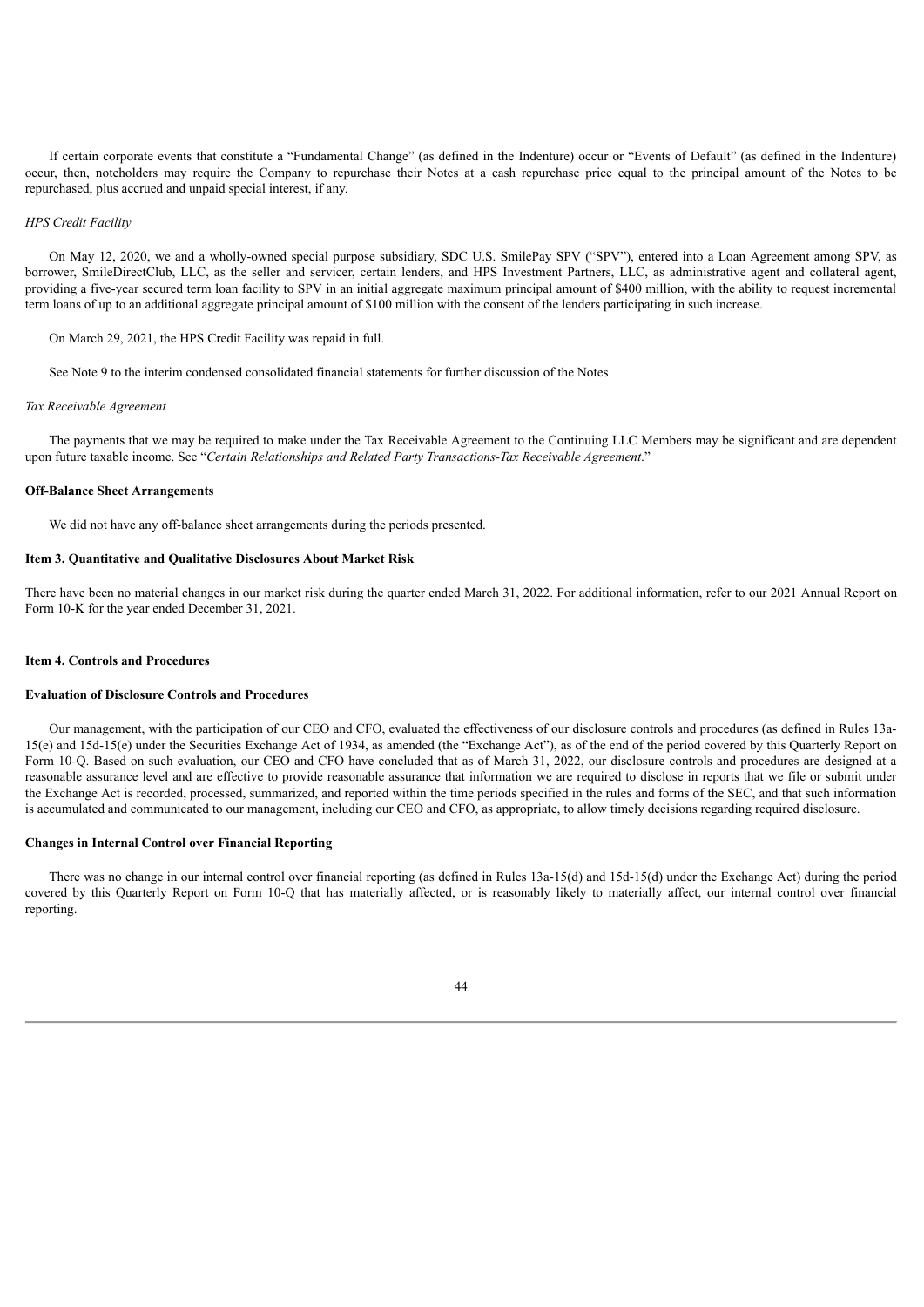If certain corporate events that constitute a "Fundamental Change" (as defined in the Indenture) occur or "Events of Default" (as defined in the Indenture) occur, then, noteholders may require the Company to repurchase their Notes at a cash repurchase price equal to the principal amount of the Notes to be repurchased, plus accrued and unpaid special interest, if any.

*HPS Credit Facility*

On May 12, 2020, we and a wholly-owned special purpose subsidiary, SDC U.S. SmilePay SPV ("SPV"), entered into a Loan Agreement among SPV, as borrower, SmileDirectClub, LLC, as the seller and servicer, certain lenders, and HPS Investment Partners, LLC, as administrative agent and collateral agent, providing a five-year secured term loan facility to SPV in an initial aggregate maximum principal amount of $400 million, with the ability to request incremental term loans of up to an additional aggregate principal amount of $100 million with the consent of the lenders participating in such increase.

On March 29, 2021, the HPS Credit Facility was repaid in full.

See Note 9 to the interim condensed consolidated financial statements for further discussion of the Notes.

*Tax Receivable Agreement*

The payments that we may be required to make under the Tax Receivable Agreement to the Continuing LLC Members may be significant and are dependent upon future taxable income. See "*Certain Relationships and Related Party Transactions-Tax Receivable Agreement*."

**Off-Balance Sheet Arrangements**

We did not have any off-balance sheet arrangements during the periods presented.

## Item 3. Quantitative and Qualitative Disclosures About Market Risk

There have been no material changes in our market risk during the quarter ended March 31, 2022. For additional information, refer to our 2021 Annual Report on Form 10-K for the year ended December 31, 2021.

## Item 4. Controls and Procedures

**Evaluation of Disclosure Controls and Procedures**

Our management, with the participation of our CEO and CFO, evaluated the effectiveness of our disclosure controls and procedures (as defined in Rules 13a-15(e) and 15d-15(e) under the Securities Exchange Act of 1934, as amended (the "Exchange Act"), as of the end of the period covered by this Quarterly Report on Form 10-Q. Based on such evaluation, our CEO and CFO have concluded that as of March 31, 2022, our disclosure controls and procedures are designed at a reasonable assurance level and are effective to provide reasonable assurance that information we are required to disclose in reports that we file or submit under the Exchange Act is recorded, processed, summarized, and reported within the time periods specified in the rules and forms of the SEC, and that such information is accumulated and communicated to our management, including our CEO and CFO, as appropriate, to allow timely decisions regarding required disclosure.

**Changes in Internal Control over Financial Reporting**

There was no change in our internal control over financial reporting (as defined in Rules 13a-15(d) and 15d-15(d) under the Exchange Act) during the period covered by this Quarterly Report on Form 10-Q that has materially affected, or is reasonably likely to materially affect, our internal control over financial reporting.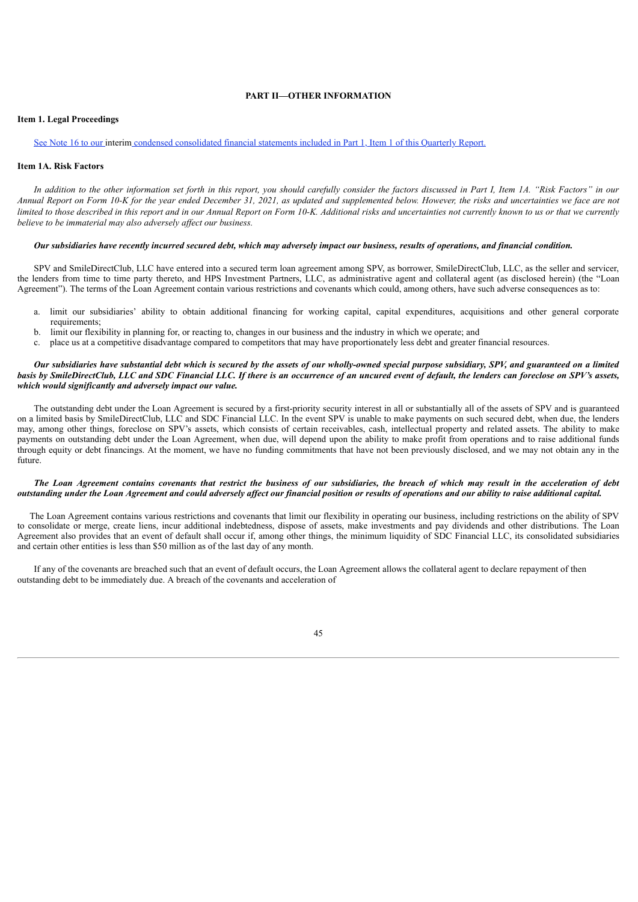## PART II—OTHER INFORMATION

### Item 1. Legal Proceedings

See Note 16 to our interim condensed consolidated financial statements included in Part 1, Item 1 of this Quarterly Report.

### Item 1A. Risk Factors

*In addition to the other information set forth in this report, you should carefully consider the factors discussed in Part I, Item 1A. "Risk Factors" in our Annual Report on Form 10-K for the year ended December 31, 2021, as updated and supplemented below. However, the risks and uncertainties we face are not limited to those described in this report and in our Annual Report on Form 10-K. Additional risks and uncertainties not currently known to us or that we currently believe to be immaterial may also adversely affect our business.*

***Our subsidiaries have recently incurred secured debt, which may adversely impact our business, results of operations, and financial condition.***

SPV and SmileDirectClub, LLC have entered into a secured term loan agreement among SPV, as borrower, SmileDirectClub, LLC, as the seller and servicer, the lenders from time to time party thereto, and HPS Investment Partners, LLC, as administrative agent and collateral agent (as disclosed herein) (the "Loan Agreement"). The terms of the Loan Agreement contain various restrictions and covenants which could, among others, have such adverse consequences as to:

a. limit our subsidiaries' ability to obtain additional financing for working capital, capital expenditures, acquisitions and other general corporate requirements;
b. limit our flexibility in planning for, or reacting to, changes in our business and the industry in which we operate; and
c. place us at a competitive disadvantage compared to competitors that may have proportionately less debt and greater financial resources.

***Our subsidiaries have substantial debt which is secured by the assets of our wholly-owned special purpose subsidiary, SPV, and guaranteed on a limited basis by SmileDirectClub, LLC and SDC Financial LLC. If there is an occurrence of an uncured event of default, the lenders can foreclose on SPV's assets, which would significantly and adversely impact our value.***

The outstanding debt under the Loan Agreement is secured by a first-priority security interest in all or substantially all of the assets of SPV and is guaranteed on a limited basis by SmileDirectClub, LLC and SDC Financial LLC. In the event SPV is unable to make payments on such secured debt, when due, the lenders may, among other things, foreclose on SPV's assets, which consists of certain receivables, cash, intellectual property and related assets. The ability to make payments on outstanding debt under the Loan Agreement, when due, will depend upon the ability to make profit from operations and to raise additional funds through equity or debt financings. At the moment, we have no funding commitments that have not been previously disclosed, and we may not obtain any in the future.

***The Loan Agreement contains covenants that restrict the business of our subsidiaries, the breach of which may result in the acceleration of debt outstanding under the Loan Agreement and could adversely affect our financial position or results of operations and our ability to raise additional capital.***

The Loan Agreement contains various restrictions and covenants that limit our flexibility in operating our business, including restrictions on the ability of SPV to consolidate or merge, create liens, incur additional indebtedness, dispose of assets, make investments and pay dividends and other distributions. The Loan Agreement also provides that an event of default shall occur if, among other things, the minimum liquidity of SDC Financial LLC, its consolidated subsidiaries and certain other entities is less than $50 million as of the last day of any month.

If any of the covenants are breached such that an event of default occurs, the Loan Agreement allows the collateral agent to declare repayment of then outstanding debt to be immediately due. A breach of the covenants and acceleration of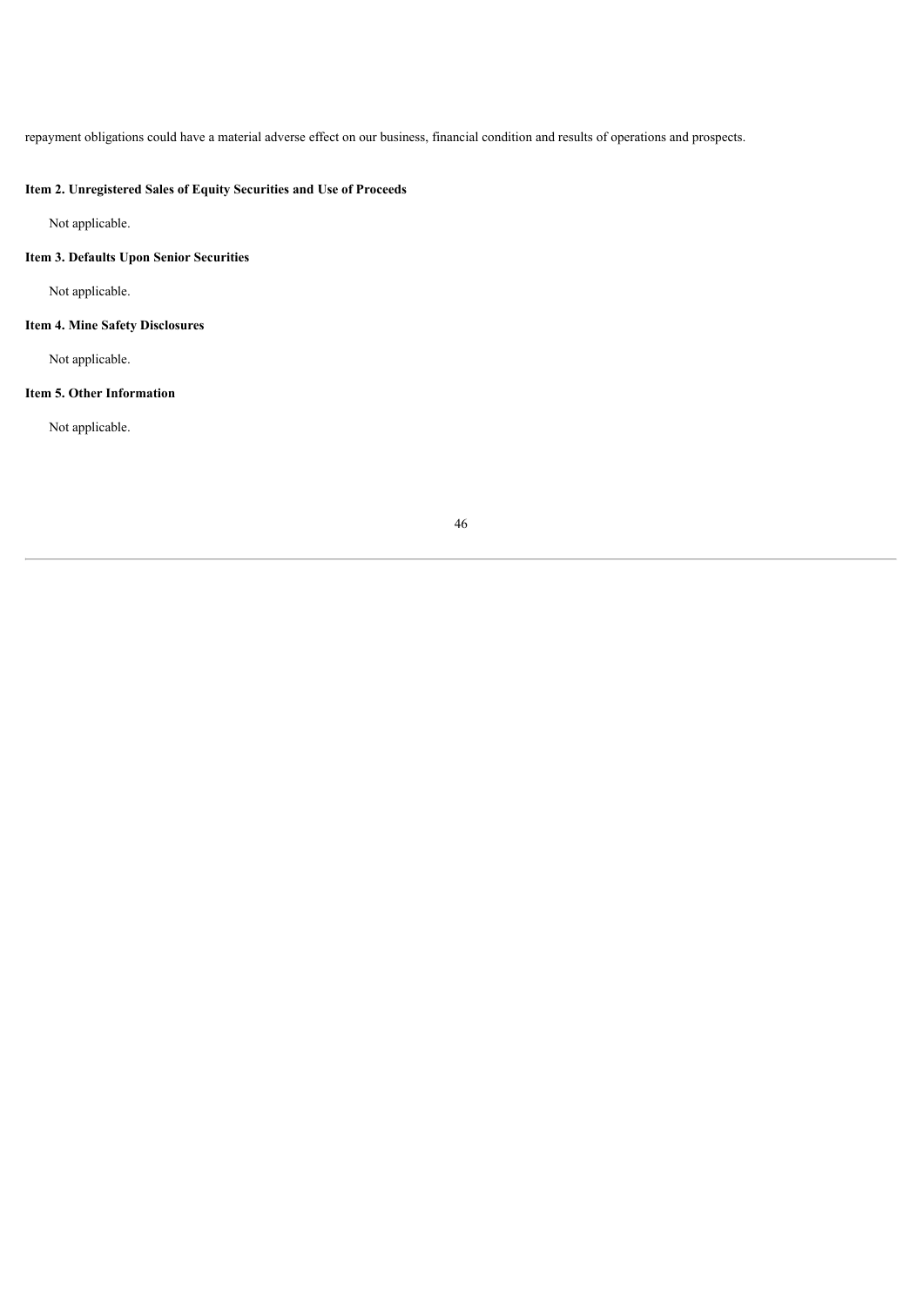repayment obligations could have a material adverse effect on our business, financial condition and results of operations and prospects.

### Item 2. Unregistered Sales of Equity Securities and Use of Proceeds

Not applicable.

### Item 3. Defaults Upon Senior Securities

Not applicable.

### Item 4. Mine Safety Disclosures

Not applicable.

### Item 5. Other Information

Not applicable.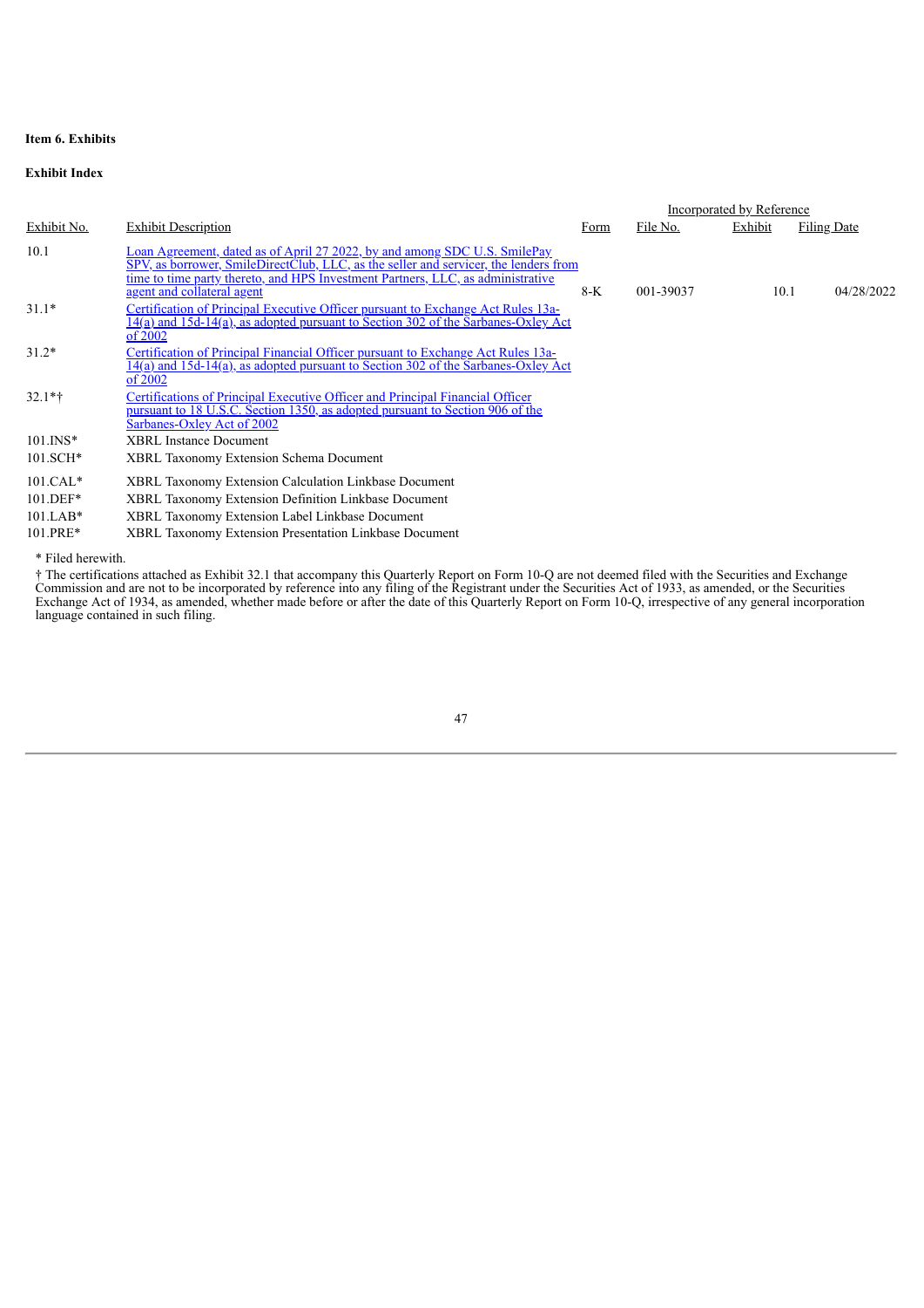**Item 6. Exhibits**

**Exhibit Index**

| | | Incorporated by Reference | | | |
|---|---|---|---|---|---|
| Exhibit No. | Exhibit Description | Form | File No. | Exhibit | Filing Date |
| 10.1 | Loan Agreement, dated as of April 27 2022, by and among SDC U.S. SmilePay SPV, as borrower, SmileDirectClub, LLC, as the seller and servicer, the lenders from time to time party thereto, and HPS Investment Partners, LLC, as administrative agent and collateral agent | 8-K | 001-39037 | 10.1 | 04/28/2022 |
| 31.1* | Certification of Principal Executive Officer pursuant to Exchange Act Rules 13a-14(a) and 15d-14(a), as adopted pursuant to Section 302 of the Sarbanes-Oxley Act of 2002 | | | | |
| 31.2* | Certification of Principal Financial Officer pursuant to Exchange Act Rules 13a-14(a) and 15d-14(a), as adopted pursuant to Section 302 of the Sarbanes-Oxley Act of 2002 | | | | |
| 32.1*† | Certifications of Principal Executive Officer and Principal Financial Officer pursuant to 18 U.S.C. Section 1350, as adopted pursuant to Section 906 of the Sarbanes-Oxley Act of 2002 | | | | |
| 101.INS* | XBRL Instance Document | | | | |
| 101.SCH* | XBRL Taxonomy Extension Schema Document | | | | |
| 101.CAL* | XBRL Taxonomy Extension Calculation Linkbase Document | | | | |
| 101.DEF* | XBRL Taxonomy Extension Definition Linkbase Document | | | | |
| 101.LAB* | XBRL Taxonomy Extension Label Linkbase Document | | | | |
| 101.PRE* | XBRL Taxonomy Extension Presentation Linkbase Document | | | | |

* Filed herewith.

† The certifications attached as Exhibit 32.1 that accompany this Quarterly Report on Form 10-Q are not deemed filed with the Securities and Exchange Commission and are not to be incorporated by reference into any filing of the Registrant under the Securities Act of 1933, as amended, or the Securities Exchange Act of 1934, as amended, whether made before or after the date of this Quarterly Report on Form 10-Q, irrespective of any general incorporation language contained in such filing.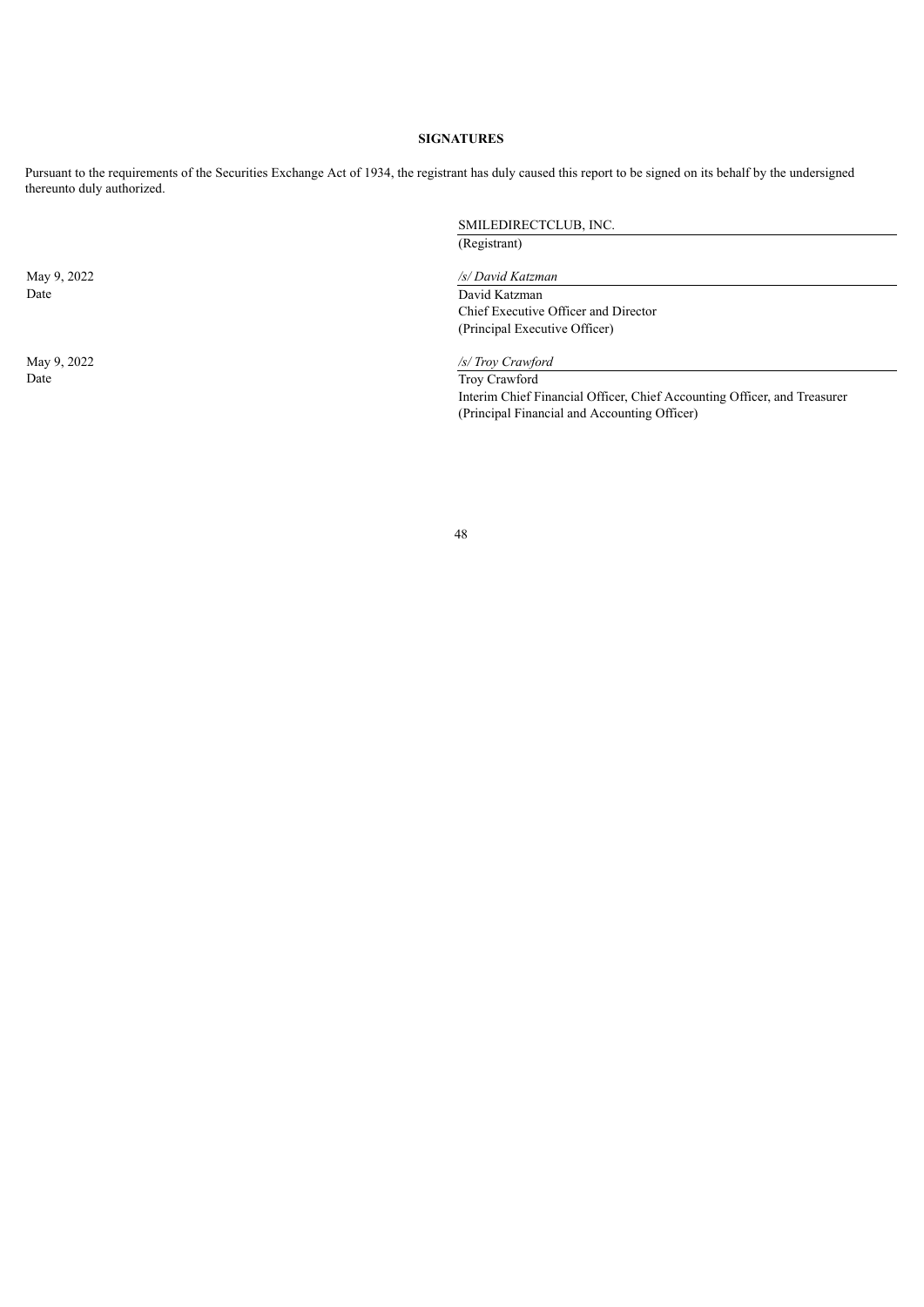**SIGNATURES**

Pursuant to the requirements of the Securities Exchange Act of 1934, the registrant has duly caused this report to be signed on its behalf by the undersigned thereunto duly authorized.

| | |
|---|---|
| | SMILEDIRECTCLUB, INC. |
| | (Registrant) |
| May 9, 2022 | */s/ David Katzman* |
| Date | David Katzman |
| | Chief Executive Officer and Director |
| | (Principal Executive Officer) |
| May 9, 2022 | */s/ Troy Crawford* |
| Date | Troy Crawford |
| | Interim Chief Financial Officer, Chief Accounting Officer, and Treasurer |
| | (Principal Financial and Accounting Officer) |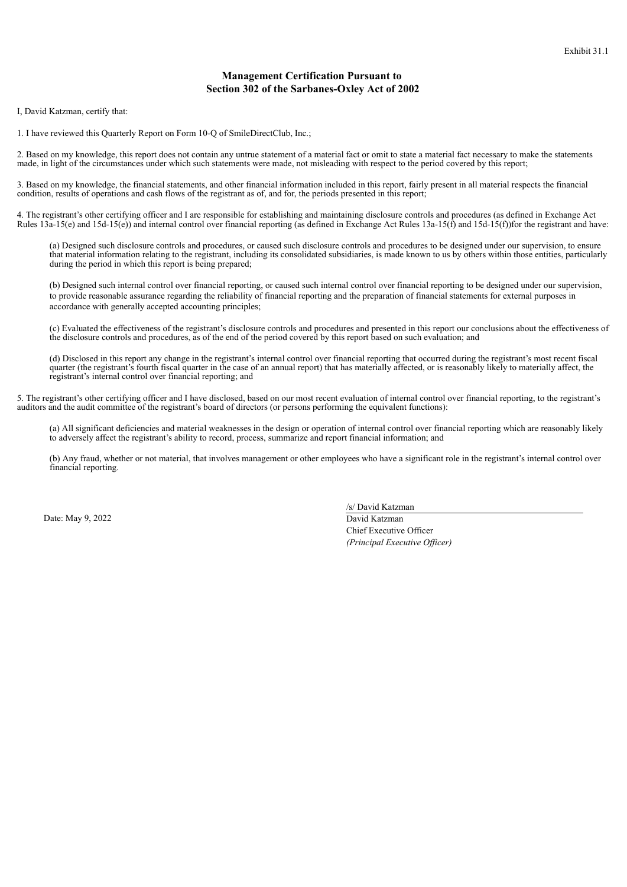Exhibit 31.1

**Management Certification Pursuant to**
**Section 302 of the Sarbanes-Oxley Act of 2002**

I, David Katzman, certify that:

1. I have reviewed this Quarterly Report on Form 10-Q of SmileDirectClub, Inc.;

2. Based on my knowledge, this report does not contain any untrue statement of a material fact or omit to state a material fact necessary to make the statements made, in light of the circumstances under which such statements were made, not misleading with respect to the period covered by this report;

3. Based on my knowledge, the financial statements, and other financial information included in this report, fairly present in all material respects the financial condition, results of operations and cash flows of the registrant as of, and for, the periods presented in this report;

4. The registrant's other certifying officer and I are responsible for establishing and maintaining disclosure controls and procedures (as defined in Exchange Act Rules 13a-15(e) and 15d-15(e)) and internal control over financial reporting (as defined in Exchange Act Rules 13a-15(f) and 15d-15(f))for the registrant and have:

(a) Designed such disclosure controls and procedures, or caused such disclosure controls and procedures to be designed under our supervision, to ensure that material information relating to the registrant, including its consolidated subsidiaries, is made known to us by others within those entities, particularly during the period in which this report is being prepared;

(b) Designed such internal control over financial reporting, or caused such internal control over financial reporting to be designed under our supervision, to provide reasonable assurance regarding the reliability of financial reporting and the preparation of financial statements for external purposes in accordance with generally accepted accounting principles;

(c) Evaluated the effectiveness of the registrant's disclosure controls and procedures and presented in this report our conclusions about the effectiveness of the disclosure controls and procedures, as of the end of the period covered by this report based on such evaluation; and

(d) Disclosed in this report any change in the registrant's internal control over financial reporting that occurred during the registrant's most recent fiscal quarter (the registrant's fourth fiscal quarter in the case of an annual report) that has materially affected, or is reasonably likely to materially affect, the registrant's internal control over financial reporting; and

5. The registrant's other certifying officer and I have disclosed, based on our most recent evaluation of internal control over financial reporting, to the registrant's auditors and the audit committee of the registrant's board of directors (or persons performing the equivalent functions):

(a) All significant deficiencies and material weaknesses in the design or operation of internal control over financial reporting which are reasonably likely to adversely affect the registrant's ability to record, process, summarize and report financial information; and

(b) Any fraud, whether or not material, that involves management or other employees who have a significant role in the registrant's internal control over financial reporting.

Date: May 9, 2022

/s/ David Katzman
David Katzman
Chief Executive Officer
*(Principal Executive Officer)*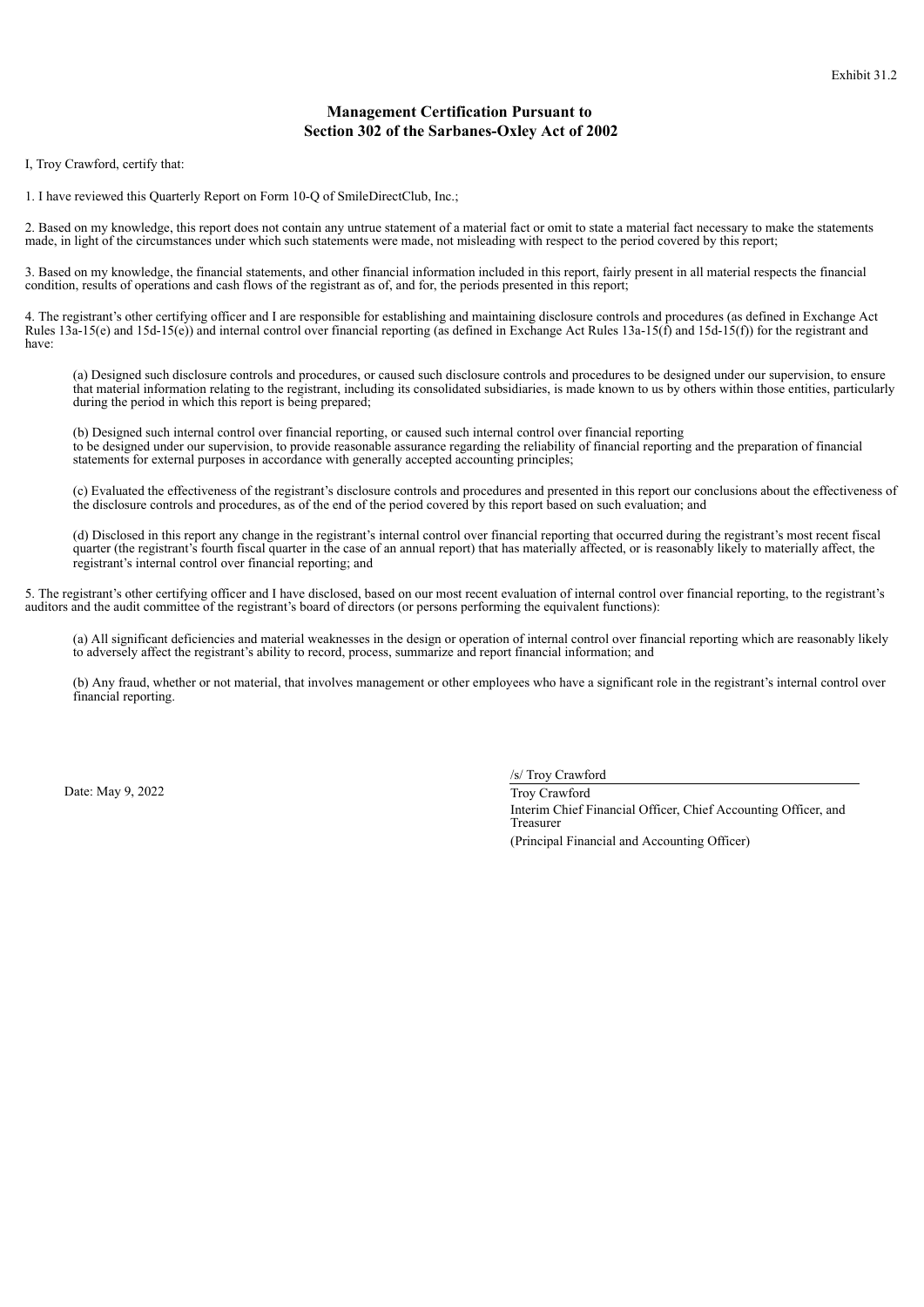Exhibit 31.2

## Management Certification Pursuant to Section 302 of the Sarbanes-Oxley Act of 2002

I, Troy Crawford, certify that:

1. I have reviewed this Quarterly Report on Form 10-Q of SmileDirectClub, Inc.;

2. Based on my knowledge, this report does not contain any untrue statement of a material fact or omit to state a material fact necessary to make the statements made, in light of the circumstances under which such statements were made, not misleading with respect to the period covered by this report;

3. Based on my knowledge, the financial statements, and other financial information included in this report, fairly present in all material respects the financial condition, results of operations and cash flows of the registrant as of, and for, the periods presented in this report;

4. The registrant's other certifying officer and I are responsible for establishing and maintaining disclosure controls and procedures (as defined in Exchange Act Rules 13a-15(e) and 15d-15(e)) and internal control over financial reporting (as defined in Exchange Act Rules 13a-15(f) and 15d-15(f)) for the registrant and have:

(a) Designed such disclosure controls and procedures, or caused such disclosure controls and procedures to be designed under our supervision, to ensure that material information relating to the registrant, including its consolidated subsidiaries, is made known to us by others within those entities, particularly during the period in which this report is being prepared;

(b) Designed such internal control over financial reporting, or caused such internal control over financial reporting to be designed under our supervision, to provide reasonable assurance regarding the reliability of financial reporting and the preparation of financial statements for external purposes in accordance with generally accepted accounting principles;

(c) Evaluated the effectiveness of the registrant's disclosure controls and procedures and presented in this report our conclusions about the effectiveness of the disclosure controls and procedures, as of the end of the period covered by this report based on such evaluation; and

(d) Disclosed in this report any change in the registrant's internal control over financial reporting that occurred during the registrant's most recent fiscal quarter (the registrant's fourth fiscal quarter in the case of an annual report) that has materially affected, or is reasonably likely to materially affect, the registrant's internal control over financial reporting; and

5. The registrant's other certifying officer and I have disclosed, based on our most recent evaluation of internal control over financial reporting, to the registrant's auditors and the audit committee of the registrant's board of directors (or persons performing the equivalent functions):

(a) All significant deficiencies and material weaknesses in the design or operation of internal control over financial reporting which are reasonably likely to adversely affect the registrant's ability to record, process, summarize and report financial information; and

(b) Any fraud, whether or not material, that involves management or other employees who have a significant role in the registrant's internal control over financial reporting.

Date: May 9, 2022

/s/ Troy Crawford

Troy Crawford

Interim Chief Financial Officer, Chief Accounting Officer, and Treasurer

(Principal Financial and Accounting Officer)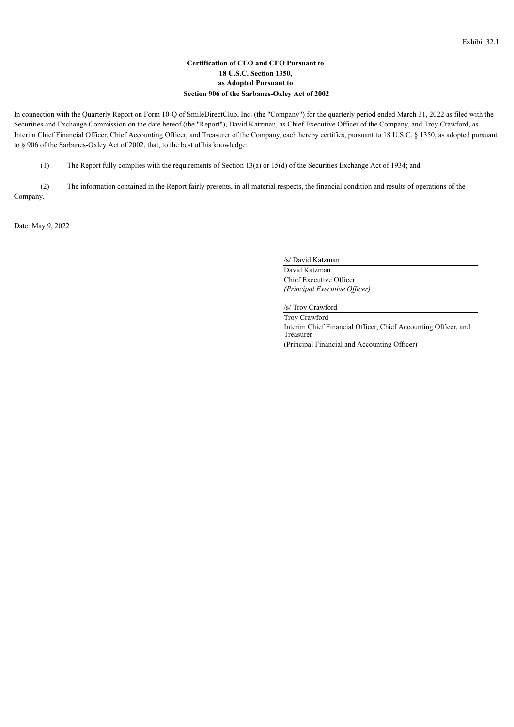Exhibit 32.1

**Certification of CEO and CFO Pursuant to**
**18 U.S.C. Section 1350,**
**as Adopted Pursuant to**
**Section 906 of the Sarbanes-Oxley Act of 2002**

In connection with the Quarterly Report on Form 10-Q of SmileDirectClub, Inc. (the "Company") for the quarterly period ended March 31, 2022 as filed with the Securities and Exchange Commission on the date hereof (the "Report"), David Katzman, as Chief Executive Officer of the Company, and Troy Crawford, as Interim Chief Financial Officer, Chief Accounting Officer, and Treasurer of the Company, each hereby certifies, pursuant to 18 U.S.C. § 1350, as adopted pursuant to § 906 of the Sarbanes-Oxley Act of 2002, that, to the best of his knowledge:

(1) The Report fully complies with the requirements of Section 13(a) or 15(d) of the Securities Exchange Act of 1934; and

(2) The information contained in the Report fairly presents, in all material respects, the financial condition and results of operations of the Company.

Date: May 9, 2022

/s/ David Katzman
David Katzman
Chief Executive Officer
*(Principal Executive Officer)*

/s/ Troy Crawford
Troy Crawford
Interim Chief Financial Officer, Chief Accounting Officer, and Treasurer
(Principal Financial and Accounting Officer)